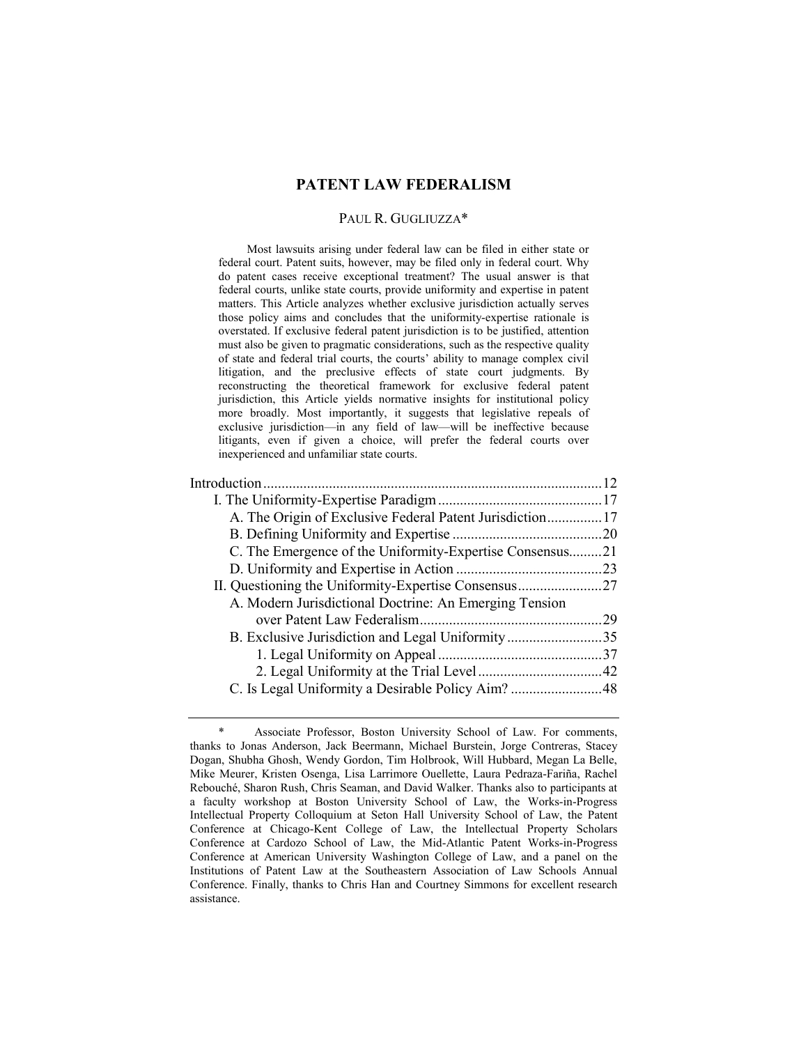# PATENT LAW FEDERALISM

PAUL R. GUGLIUZZA*

Most lawsuits arising under federal law can be filed in either state or federal court. Patent suits, however, may be filed only in federal court. Why do patent cases receive exceptional treatment? The usual answer is that federal courts, unlike state courts, provide uniformity and expertise in patent matters. This Article analyzes whether exclusive jurisdiction actually serves those policy aims and concludes that the uniformity-expertise rationale is overstated. If exclusive federal patent jurisdiction is to be justified, attention must also be given to pragmatic considerations, such as the respective quality of state and federal trial courts, the courts' ability to manage complex civil litigation, and the preclusive effects of state court judgments. By reconstructing the theoretical framework for exclusive federal patent jurisdiction, this Article yields normative insights for institutional policy more broadly. Most importantly, it suggests that legislative repeals of exclusive jurisdiction—in any field of law—will be ineffective because litigants, even if given a choice, will prefer the federal courts over inexperienced and unfamiliar state courts.

Introduction ............................................................................................12
I. The Uniformity-Expertise Paradigm .............................................17
- A. The Origin of Exclusive Federal Patent Jurisdiction...............17
- B. Defining Uniformity and Expertise .........................................20
- C. The Emergence of the Uniformity-Expertise Consensus.........21
- D. Uniformity and Expertise in Action ........................................23

II. Questioning the Uniformity-Expertise Consensus.......................27
- A. Modern Jurisdictional Doctrine: An Emerging Tension over Patent Law Federalism..................................................29
- B. Exclusive Jurisdiction and Legal Uniformity ..........................35
  - 1. Legal Uniformity on Appeal .............................................37
  - 2. Legal Uniformity at the Trial Level..................................42
- C. Is Legal Uniformity a Desirable Policy Aim? .........................48

\* Associate Professor, Boston University School of Law. For comments, thanks to Jonas Anderson, Jack Beermann, Michael Burstein, Jorge Contreras, Stacey Dogan, Shubha Ghosh, Wendy Gordon, Tim Holbrook, Will Hubbard, Megan La Belle, Mike Meurer, Kristen Osenga, Lisa Larrimore Ouellette, Laura Pedraza-Fariña, Rachel Rebouché, Sharon Rush, Chris Seaman, and David Walker. Thanks also to participants at a faculty workshop at Boston University School of Law, the Works-in-Progress Intellectual Property Colloquium at Seton Hall University School of Law, the Patent Conference at Chicago-Kent College of Law, the Intellectual Property Scholars Conference at Cardozo School of Law, the Mid-Atlantic Patent Works-in-Progress Conference at American University Washington College of Law, and a panel on the Institutions of Patent Law at the Southeastern Association of Law Schools Annual Conference. Finally, thanks to Chris Han and Courtney Simmons for excellent research assistance.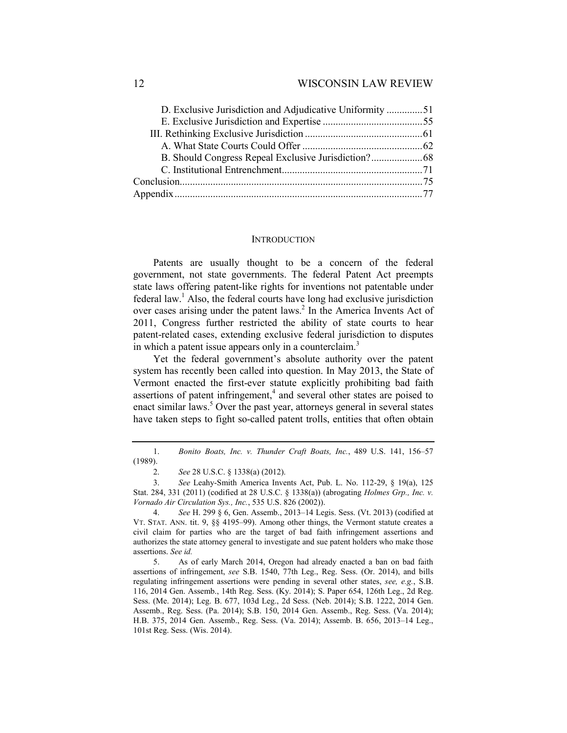D. Exclusive Jurisdiction and Adjudicative Uniformity .............51
E. Exclusive Jurisdiction and Expertise .......................................55
III. Rethinking Exclusive Jurisdiction .............................................61
A. What State Courts Could Offer ...............................................62
B. Should Congress Repeal Exclusive Jurisdiction?....................68
C. Institutional Entrenchment......................................................71
Conclusion..............................................................................................75
Appendix................................................................................................77

## INTRODUCTION

Patents are usually thought to be a concern of the federal government, not state governments. The federal Patent Act preempts state laws offering patent-like rights for inventions not patentable under federal law.[1] Also, the federal courts have long had exclusive jurisdiction over cases arising under the patent laws.[2] In the America Invents Act of 2011, Congress further restricted the ability of state courts to hear patent-related cases, extending exclusive federal jurisdiction to disputes in which a patent issue appears only in a counterclaim.[3]

Yet the federal government's absolute authority over the patent system has recently been called into question. In May 2013, the State of Vermont enacted the first-ever statute explicitly prohibiting bad faith assertions of patent infringement,[4] and several other states are poised to enact similar laws.[5] Over the past year, attorneys general in several states have taken steps to fight so-called patent trolls, entities that often obtain

---

1. *Bonito Boats, Inc. v. Thunder Craft Boats, Inc.*, 489 U.S. 141, 156–57 (1989).

2. *See* 28 U.S.C. § 1338(a) (2012).

3. *See* Leahy-Smith America Invents Act, Pub. L. No. 112-29, § 19(a), 125 Stat. 284, 331 (2011) (codified at 28 U.S.C. § 1338(a)) (abrogating *Holmes Grp., Inc. v. Vornado Air Circulation Sys., Inc.*, 535 U.S. 826 (2002)).

4. *See* H. 299 § 6, Gen. Assemb., 2013–14 Legis. Sess. (Vt. 2013) (codified at VT. STAT. ANN. tit. 9, §§ 4195–99). Among other things, the Vermont statute creates a civil claim for parties who are the target of bad faith infringement assertions and authorizes the state attorney general to investigate and sue patent holders who make those assertions. *See id.*

5. As of early March 2014, Oregon had already enacted a ban on bad faith assertions of infringement, *see* S.B. 1540, 77th Leg., Reg. Sess. (Or. 2014), and bills regulating infringement assertions were pending in several other states, *see, e.g.*, S.B. 116, 2014 Gen. Assemb., 14th Reg. Sess. (Ky. 2014); S. Paper 654, 126th Leg., 2d Reg. Sess. (Me. 2014); Leg. B. 677, 103d Leg., 2d Sess. (Neb. 2014); S.B. 1222, 2014 Gen. Assemb., Reg. Sess. (Pa. 2014); S.B. 150, 2014 Gen. Assemb., Reg. Sess. (Va. 2014); H.B. 375, 2014 Gen. Assemb., Reg. Sess. (Va. 2014); Assemb. B. 656, 2013–14 Leg., 101st Reg. Sess. (Wis. 2014).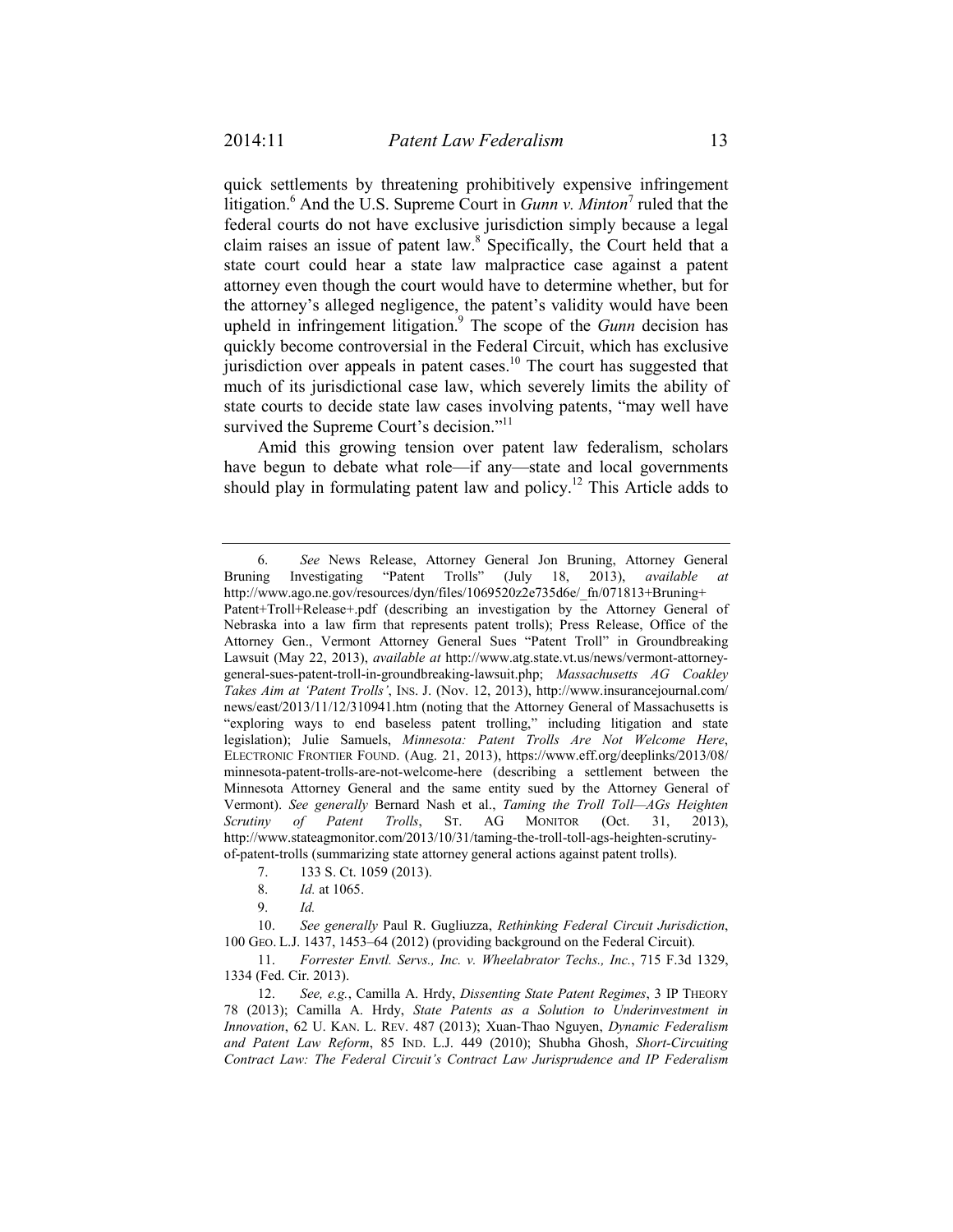quick settlements by threatening prohibitively expensive infringement litigation.[6] And the U.S. Supreme Court in *Gunn v. Minton*[7] ruled that the federal courts do not have exclusive jurisdiction simply because a legal claim raises an issue of patent law.[8] Specifically, the Court held that a state court could hear a state law malpractice case against a patent attorney even though the court would have to determine whether, but for the attorney's alleged negligence, the patent's validity would have been upheld in infringement litigation.[9] The scope of the *Gunn* decision has quickly become controversial in the Federal Circuit, which has exclusive jurisdiction over appeals in patent cases.[10] The court has suggested that much of its jurisdictional case law, which severely limits the ability of state courts to decide state law cases involving patents, "may well have survived the Supreme Court's decision."[11]

Amid this growing tension over patent law federalism, scholars have begun to debate what role—if any—state and local governments should play in formulating patent law and policy.[12] This Article adds to

---

6. *See* News Release, Attorney General Jon Bruning, Attorney General Bruning Investigating "Patent Trolls" (July 18, 2013), *available at* http://www.ago.ne.gov/resources/dyn/files/1069520z2e735d6e/_fn/071813+Bruning+Patent+Troll+Release+.pdf (describing an investigation by the Attorney General of Nebraska into a law firm that represents patent trolls); Press Release, Office of the Attorney Gen., Vermont Attorney General Sues "Patent Troll" in Groundbreaking Lawsuit (May 22, 2013), *available at* http://www.atg.state.vt.us/news/vermont-attorney-general-sues-patent-troll-in-groundbreaking-lawsuit.php; *Massachusetts AG Coakley Takes Aim at 'Patent Trolls'*, INS. J. (Nov. 12, 2013), http://www.insurancejournal.com/news/east/2013/11/12/310941.htm (noting that the Attorney General of Massachusetts is "exploring ways to end baseless patent trolling," including litigation and state legislation); Julie Samuels, *Minnesota: Patent Trolls Are Not Welcome Here*, ELECTRONIC FRONTIER FOUND. (Aug. 21, 2013), https://www.eff.org/deeplinks/2013/08/minnesota-patent-trolls-are-not-welcome-here (describing a settlement between the Minnesota Attorney General and the same entity sued by the Attorney General of Vermont). *See generally* Bernard Nash et al., *Taming the Troll Toll—AGs Heighten Scrutiny of Patent Trolls*, ST. AG MONITOR (Oct. 31, 2013), http://www.stateagmonitor.com/2013/10/31/taming-the-troll-toll-ags-heighten-scrutiny-of-patent-trolls (summarizing state attorney general actions against patent trolls).

7. 133 S. Ct. 1059 (2013).

8. *Id.* at 1065.

9. *Id.*

10. *See generally* Paul R. Gugliuzza, *Rethinking Federal Circuit Jurisdiction*, 100 GEO. L.J. 1437, 1453–64 (2012) (providing background on the Federal Circuit).

11. *Forrester Envtl. Servs., Inc. v. Wheelabrator Techs., Inc.*, 715 F.3d 1329, 1334 (Fed. Cir. 2013).

12. *See, e.g.*, Camilla A. Hrdy, *Dissenting State Patent Regimes*, 3 IP THEORY 78 (2013); Camilla A. Hrdy, *State Patents as a Solution to Underinvestment in Innovation*, 62 U. KAN. L. REV. 487 (2013); Xuan-Thao Nguyen, *Dynamic Federalism and Patent Law Reform*, 85 IND. L.J. 449 (2010); Shubha Ghosh, *Short-Circuiting Contract Law: The Federal Circuit's Contract Law Jurisprudence and IP Federalism*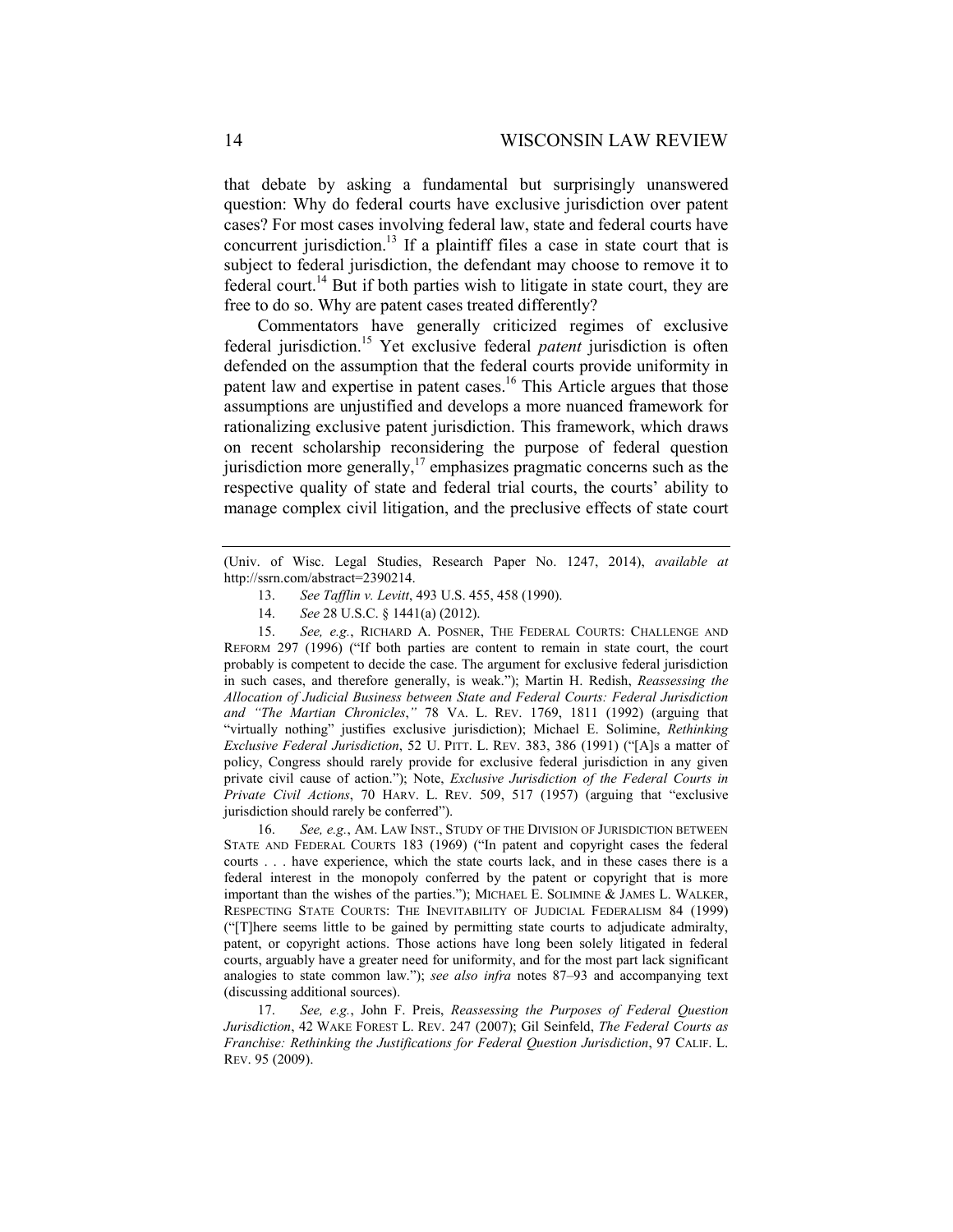that debate by asking a fundamental but surprisingly unanswered question: Why do federal courts have exclusive jurisdiction over patent cases? For most cases involving federal law, state and federal courts have concurrent jurisdiction.[13] If a plaintiff files a case in state court that is subject to federal jurisdiction, the defendant may choose to remove it to federal court.[14] But if both parties wish to litigate in state court, they are free to do so. Why are patent cases treated differently?

Commentators have generally criticized regimes of exclusive federal jurisdiction.[15] Yet exclusive federal *patent* jurisdiction is often defended on the assumption that the federal courts provide uniformity in patent law and expertise in patent cases.[16] This Article argues that those assumptions are unjustified and develops a more nuanced framework for rationalizing exclusive patent jurisdiction. This framework, which draws on recent scholarship reconsidering the purpose of federal question jurisdiction more generally,[17] emphasizes pragmatic concerns such as the respective quality of state and federal trial courts, the courts' ability to manage complex civil litigation, and the preclusive effects of state court

---

(Univ. of Wisc. Legal Studies, Research Paper No. 1247, 2014), *available at* http://ssrn.com/abstract=2390214.

13. *See Tafflin v. Levitt*, 493 U.S. 455, 458 (1990).

14. *See* 28 U.S.C. § 1441(a) (2012).

15. *See, e.g.*, RICHARD A. POSNER, THE FEDERAL COURTS: CHALLENGE AND REFORM 297 (1996) ("If both parties are content to remain in state court, the court probably is competent to decide the case. The argument for exclusive federal jurisdiction in such cases, and therefore generally, is weak."); Martin H. Redish, *Reassessing the Allocation of Judicial Business between State and Federal Courts: Federal Jurisdiction and "The Martian Chronicles*,*"* 78 VA. L. REV. 1769, 1811 (1992) (arguing that "virtually nothing" justifies exclusive jurisdiction); Michael E. Solimine, *Rethinking Exclusive Federal Jurisdiction*, 52 U. PITT. L. REV. 383, 386 (1991) ("[A]s a matter of policy, Congress should rarely provide for exclusive federal jurisdiction in any given private civil cause of action."); Note, *Exclusive Jurisdiction of the Federal Courts in Private Civil Actions*, 70 HARV. L. REV. 509, 517 (1957) (arguing that "exclusive jurisdiction should rarely be conferred").

16. *See, e.g.*, AM. LAW INST., STUDY OF THE DIVISION OF JURISDICTION BETWEEN STATE AND FEDERAL COURTS 183 (1969) ("In patent and copyright cases the federal courts . . . have experience, which the state courts lack, and in these cases there is a federal interest in the monopoly conferred by the patent or copyright that is more important than the wishes of the parties."); MICHAEL E. SOLIMINE & JAMES L. WALKER, RESPECTING STATE COURTS: THE INEVITABILITY OF JUDICIAL FEDERALISM 84 (1999) ("[T]here seems little to be gained by permitting state courts to adjudicate admiralty, patent, or copyright actions. Those actions have long been solely litigated in federal courts, arguably have a greater need for uniformity, and for the most part lack significant analogies to state common law."); *see also infra* notes 87–93 and accompanying text (discussing additional sources).

17. *See, e.g.*, John F. Preis, *Reassessing the Purposes of Federal Question Jurisdiction*, 42 WAKE FOREST L. REV. 247 (2007); Gil Seinfeld, *The Federal Courts as Franchise: Rethinking the Justifications for Federal Question Jurisdiction*, 97 CALIF. L. REV. 95 (2009).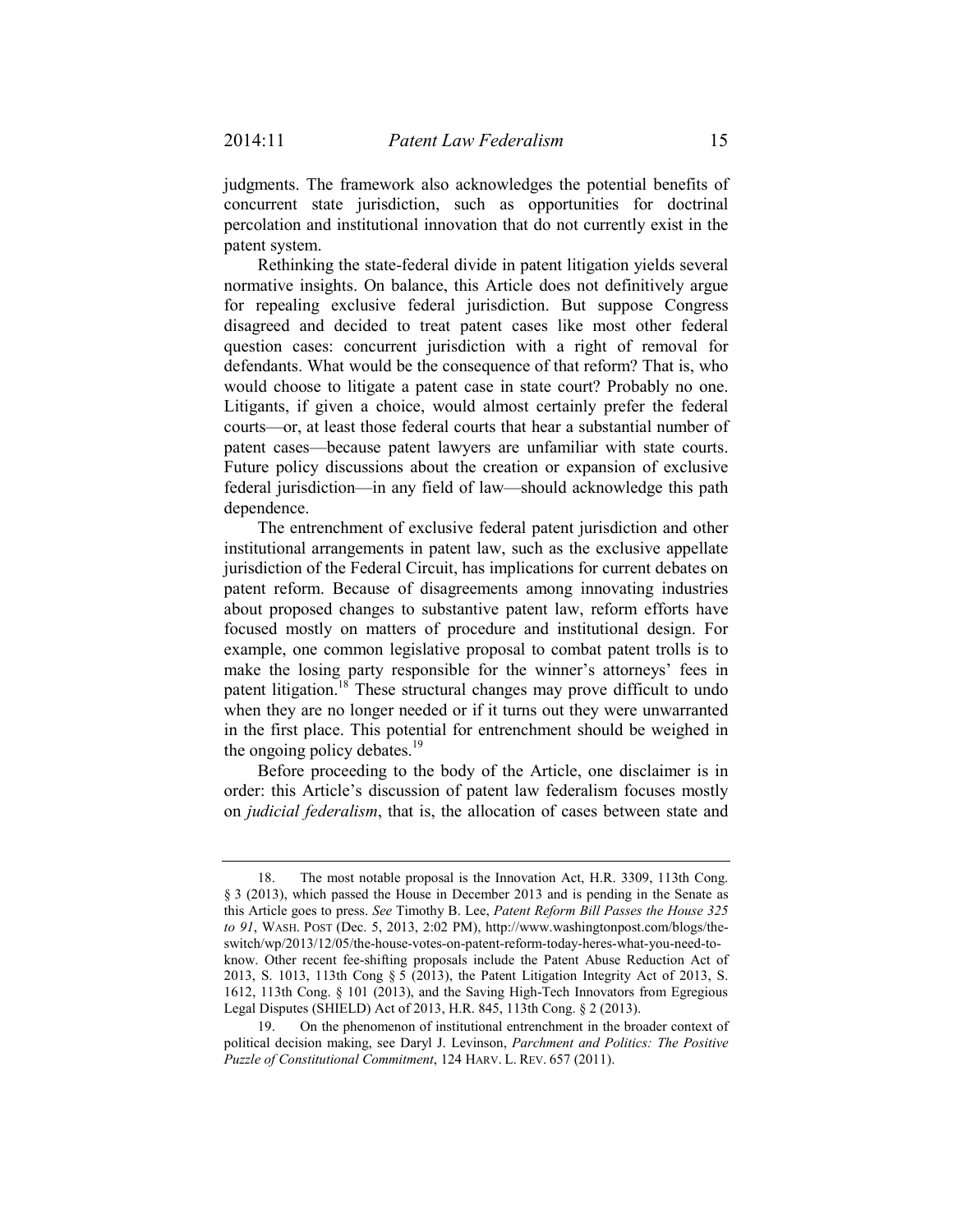judgments. The framework also acknowledges the potential benefits of concurrent state jurisdiction, such as opportunities for doctrinal percolation and institutional innovation that do not currently exist in the patent system.

Rethinking the state-federal divide in patent litigation yields several normative insights. On balance, this Article does not definitively argue for repealing exclusive federal jurisdiction. But suppose Congress disagreed and decided to treat patent cases like most other federal question cases: concurrent jurisdiction with a right of removal for defendants. What would be the consequence of that reform? That is, who would choose to litigate a patent case in state court? Probably no one. Litigants, if given a choice, would almost certainly prefer the federal courts—or, at least those federal courts that hear a substantial number of patent cases—because patent lawyers are unfamiliar with state courts. Future policy discussions about the creation or expansion of exclusive federal jurisdiction—in any field of law—should acknowledge this path dependence.

The entrenchment of exclusive federal patent jurisdiction and other institutional arrangements in patent law, such as the exclusive appellate jurisdiction of the Federal Circuit, has implications for current debates on patent reform. Because of disagreements among innovating industries about proposed changes to substantive patent law, reform efforts have focused mostly on matters of procedure and institutional design. For example, one common legislative proposal to combat patent trolls is to make the losing party responsible for the winner's attorneys' fees in patent litigation.[18] These structural changes may prove difficult to undo when they are no longer needed or if it turns out they were unwarranted in the first place. This potential for entrenchment should be weighed in the ongoing policy debates.[19]

Before proceeding to the body of the Article, one disclaimer is in order: this Article's discussion of patent law federalism focuses mostly on *judicial federalism*, that is, the allocation of cases between state and

---

18. The most notable proposal is the Innovation Act, H.R. 3309, 113th Cong. § 3 (2013), which passed the House in December 2013 and is pending in the Senate as this Article goes to press. *See* Timothy B. Lee, *Patent Reform Bill Passes the House 325 to 91*, WASH. POST (Dec. 5, 2013, 2:02 PM), http://www.washingtonpost.com/blogs/the-switch/wp/2013/12/05/the-house-votes-on-patent-reform-today-heres-what-you-need-to-know. Other recent fee-shifting proposals include the Patent Abuse Reduction Act of 2013, S. 1013, 113th Cong § 5 (2013), the Patent Litigation Integrity Act of 2013, S. 1612, 113th Cong. § 101 (2013), and the Saving High-Tech Innovators from Egregious Legal Disputes (SHIELD) Act of 2013, H.R. 845, 113th Cong. § 2 (2013).

19. On the phenomenon of institutional entrenchment in the broader context of political decision making, see Daryl J. Levinson, *Parchment and Politics: The Positive Puzzle of Constitutional Commitment*, 124 HARV. L. REV. 657 (2011).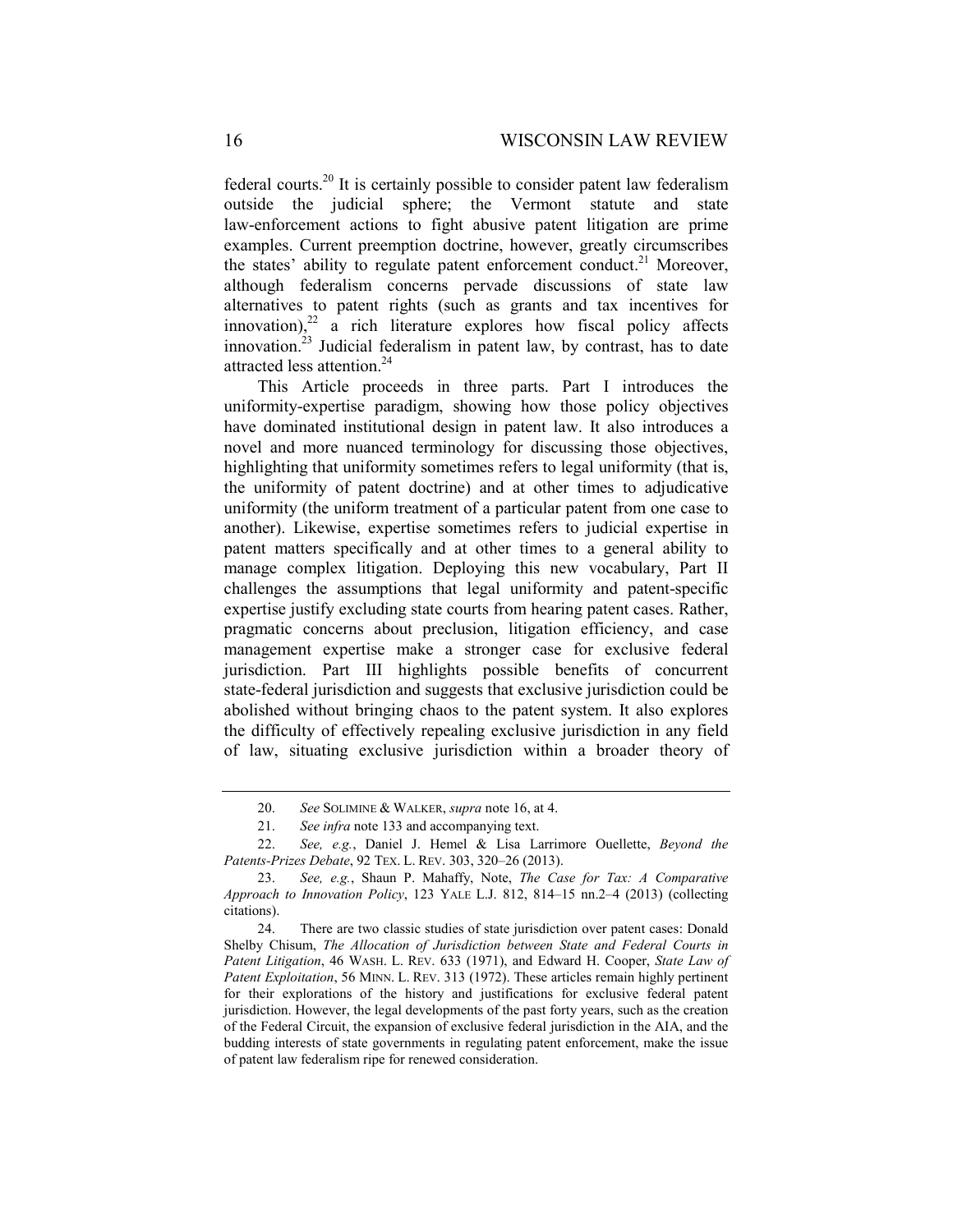federal courts.[20] It is certainly possible to consider patent law federalism outside the judicial sphere; the Vermont statute and state law-enforcement actions to fight abusive patent litigation are prime examples. Current preemption doctrine, however, greatly circumscribes the states' ability to regulate patent enforcement conduct.[21] Moreover, although federalism concerns pervade discussions of state law alternatives to patent rights (such as grants and tax incentives for innovation),[22] a rich literature explores how fiscal policy affects innovation.[23] Judicial federalism in patent law, by contrast, has to date attracted less attention.[24]

This Article proceeds in three parts. Part I introduces the uniformity-expertise paradigm, showing how those policy objectives have dominated institutional design in patent law. It also introduces a novel and more nuanced terminology for discussing those objectives, highlighting that uniformity sometimes refers to legal uniformity (that is, the uniformity of patent doctrine) and at other times to adjudicative uniformity (the uniform treatment of a particular patent from one case to another). Likewise, expertise sometimes refers to judicial expertise in patent matters specifically and at other times to a general ability to manage complex litigation. Deploying this new vocabulary, Part II challenges the assumptions that legal uniformity and patent-specific expertise justify excluding state courts from hearing patent cases. Rather, pragmatic concerns about preclusion, litigation efficiency, and case management expertise make a stronger case for exclusive federal jurisdiction. Part III highlights possible benefits of concurrent state-federal jurisdiction and suggests that exclusive jurisdiction could be abolished without bringing chaos to the patent system. It also explores the difficulty of effectively repealing exclusive jurisdiction in any field of law, situating exclusive jurisdiction within a broader theory of

---

20. *See* SOLIMINE & WALKER, *supra* note 16, at 4.

21. *See infra* note 133 and accompanying text.

22. *See, e.g.*, Daniel J. Hemel & Lisa Larrimore Ouellette, *Beyond the Patents-Prizes Debate*, 92 TEX. L. REV. 303, 320–26 (2013).

23. *See, e.g.*, Shaun P. Mahaffy, Note, *The Case for Tax: A Comparative Approach to Innovation Policy*, 123 YALE L.J. 812, 814–15 nn.2–4 (2013) (collecting citations).

24. There are two classic studies of state jurisdiction over patent cases: Donald Shelby Chisum, *The Allocation of Jurisdiction between State and Federal Courts in Patent Litigation*, 46 WASH. L. REV. 633 (1971), and Edward H. Cooper, *State Law of Patent Exploitation*, 56 MINN. L. REV. 313 (1972). These articles remain highly pertinent for their explorations of the history and justifications for exclusive federal patent jurisdiction. However, the legal developments of the past forty years, such as the creation of the Federal Circuit, the expansion of exclusive federal jurisdiction in the AIA, and the budding interests of state governments in regulating patent enforcement, make the issue of patent law federalism ripe for renewed consideration.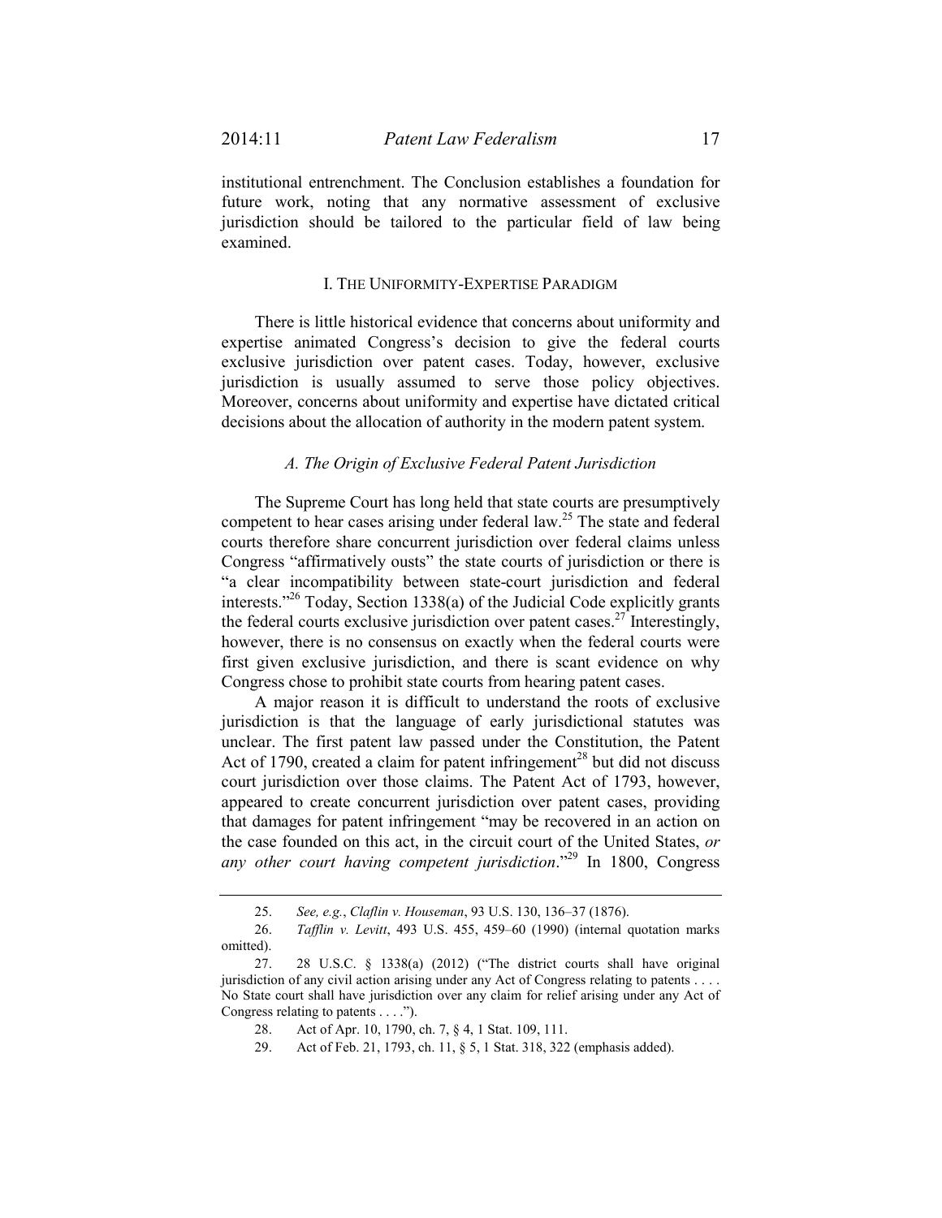institutional entrenchment. The Conclusion establishes a foundation for future work, noting that any normative assessment of exclusive jurisdiction should be tailored to the particular field of law being examined.

## I. The Uniformity-Expertise Paradigm

There is little historical evidence that concerns about uniformity and expertise animated Congress's decision to give the federal courts exclusive jurisdiction over patent cases. Today, however, exclusive jurisdiction is usually assumed to serve those policy objectives. Moreover, concerns about uniformity and expertise have dictated critical decisions about the allocation of authority in the modern patent system.

### *A. The Origin of Exclusive Federal Patent Jurisdiction*

The Supreme Court has long held that state courts are presumptively competent to hear cases arising under federal law.[25] The state and federal courts therefore share concurrent jurisdiction over federal claims unless Congress "affirmatively ousts" the state courts of jurisdiction or there is "a clear incompatibility between state-court jurisdiction and federal interests."[26] Today, Section 1338(a) of the Judicial Code explicitly grants the federal courts exclusive jurisdiction over patent cases.[27] Interestingly, however, there is no consensus on exactly when the federal courts were first given exclusive jurisdiction, and there is scant evidence on why Congress chose to prohibit state courts from hearing patent cases.

A major reason it is difficult to understand the roots of exclusive jurisdiction is that the language of early jurisdictional statutes was unclear. The first patent law passed under the Constitution, the Patent Act of 1790, created a claim for patent infringement[28] but did not discuss court jurisdiction over those claims. The Patent Act of 1793, however, appeared to create concurrent jurisdiction over patent cases, providing that damages for patent infringement "may be recovered in an action on the case founded on this act, in the circuit court of the United States, *or any other court having competent jurisdiction*."[29] In 1800, Congress

---

25. *See, e.g.*, *Claflin v. Houseman*, 93 U.S. 130, 136–37 (1876).

26. *Tafflin v. Levitt*, 493 U.S. 455, 459–60 (1990) (internal quotation marks omitted).

27. 28 U.S.C. § 1338(a) (2012) ("The district courts shall have original jurisdiction of any civil action arising under any Act of Congress relating to patents . . . . No State court shall have jurisdiction over any claim for relief arising under any Act of Congress relating to patents . . . .").

28. Act of Apr. 10, 1790, ch. 7, § 4, 1 Stat. 109, 111.

29. Act of Feb. 21, 1793, ch. 11, § 5, 1 Stat. 318, 322 (emphasis added).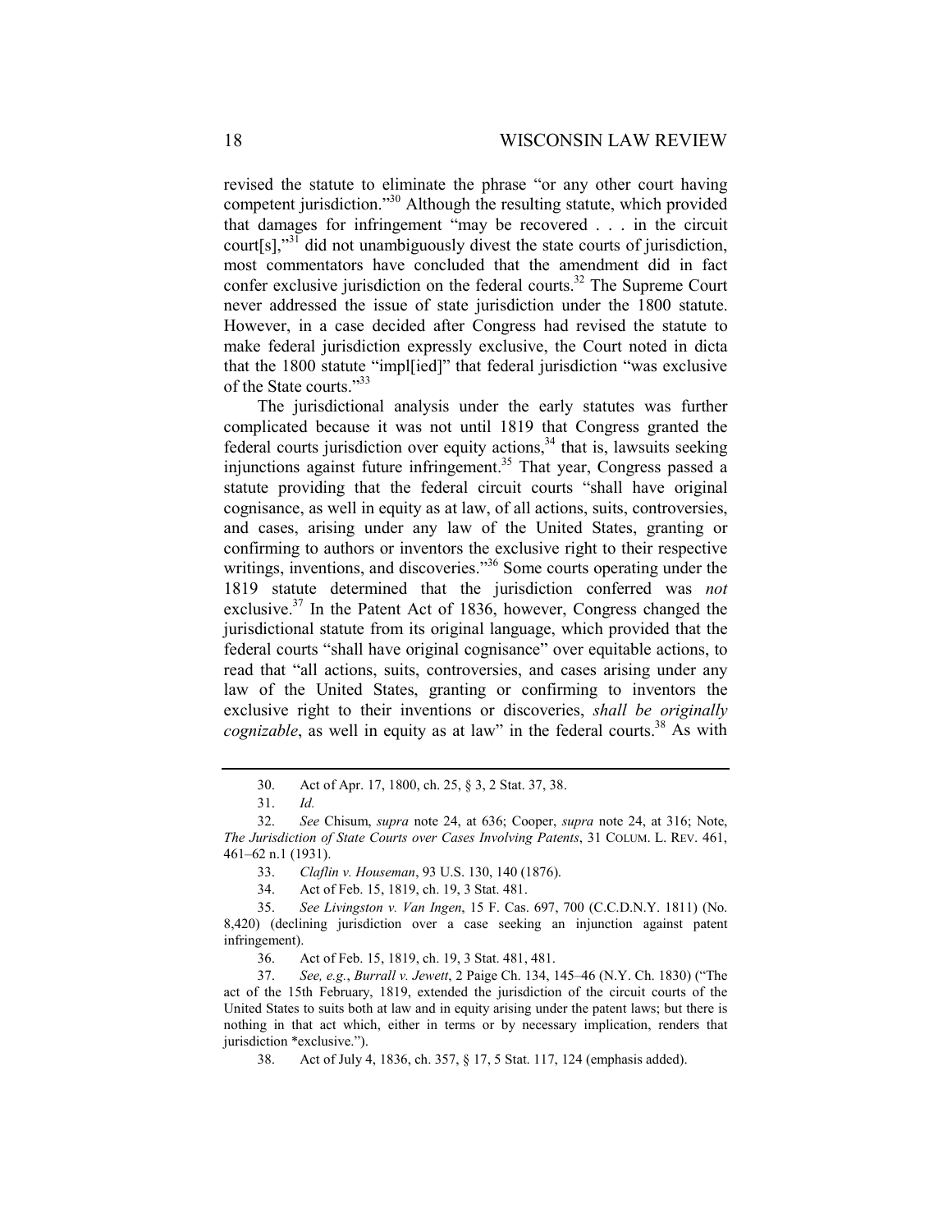revised the statute to eliminate the phrase "or any other court having competent jurisdiction."[30] Although the resulting statute, which provided that damages for infringement "may be recovered . . . in the circuit court[s],"[31] did not unambiguously divest the state courts of jurisdiction, most commentators have concluded that the amendment did in fact confer exclusive jurisdiction on the federal courts.[32] The Supreme Court never addressed the issue of state jurisdiction under the 1800 statute. However, in a case decided after Congress had revised the statute to make federal jurisdiction expressly exclusive, the Court noted in dicta that the 1800 statute "impl[ied]" that federal jurisdiction "was exclusive of the State courts."[33]

The jurisdictional analysis under the early statutes was further complicated because it was not until 1819 that Congress granted the federal courts jurisdiction over equity actions,[34] that is, lawsuits seeking injunctions against future infringement.[35] That year, Congress passed a statute providing that the federal circuit courts "shall have original cognisance, as well in equity as at law, of all actions, suits, controversies, and cases, arising under any law of the United States, granting or confirming to authors or inventors the exclusive right to their respective writings, inventions, and discoveries."[36] Some courts operating under the 1819 statute determined that the jurisdiction conferred was *not* exclusive.[37] In the Patent Act of 1836, however, Congress changed the jurisdictional statute from its original language, which provided that the federal courts "shall have original cognisance" over equitable actions, to read that "all actions, suits, controversies, and cases arising under any law of the United States, granting or confirming to inventors the exclusive right to their inventions or discoveries, *shall be originally cognizable*, as well in equity as at law" in the federal courts.[38] As with

---

30. Act of Apr. 17, 1800, ch. 25, § 3, 2 Stat. 37, 38.

31. *Id.*

32. *See* Chisum, *supra* note 24, at 636; Cooper, *supra* note 24, at 316; Note, *The Jurisdiction of State Courts over Cases Involving Patents*, 31 COLUM. L. REV. 461, 461–62 n.1 (1931).

33. *Claflin v. Houseman*, 93 U.S. 130, 140 (1876).

34. Act of Feb. 15, 1819, ch. 19, 3 Stat. 481.

35. *See Livingston v. Van Ingen*, 15 F. Cas. 697, 700 (C.C.D.N.Y. 1811) (No. 8,420) (declining jurisdiction over a case seeking an injunction against patent infringement).

36. Act of Feb. 15, 1819, ch. 19, 3 Stat. 481, 481.

37. *See, e.g.*, *Burrall v. Jewett*, 2 Paige Ch. 134, 145–46 (N.Y. Ch. 1830) ("The act of the 15th February, 1819, extended the jurisdiction of the circuit courts of the United States to suits both at law and in equity arising under the patent laws; but there is nothing in that act which, either in terms or by necessary implication, renders that jurisdiction *exclusive.").

38. Act of July 4, 1836, ch. 357, § 17, 5 Stat. 117, 124 (emphasis added).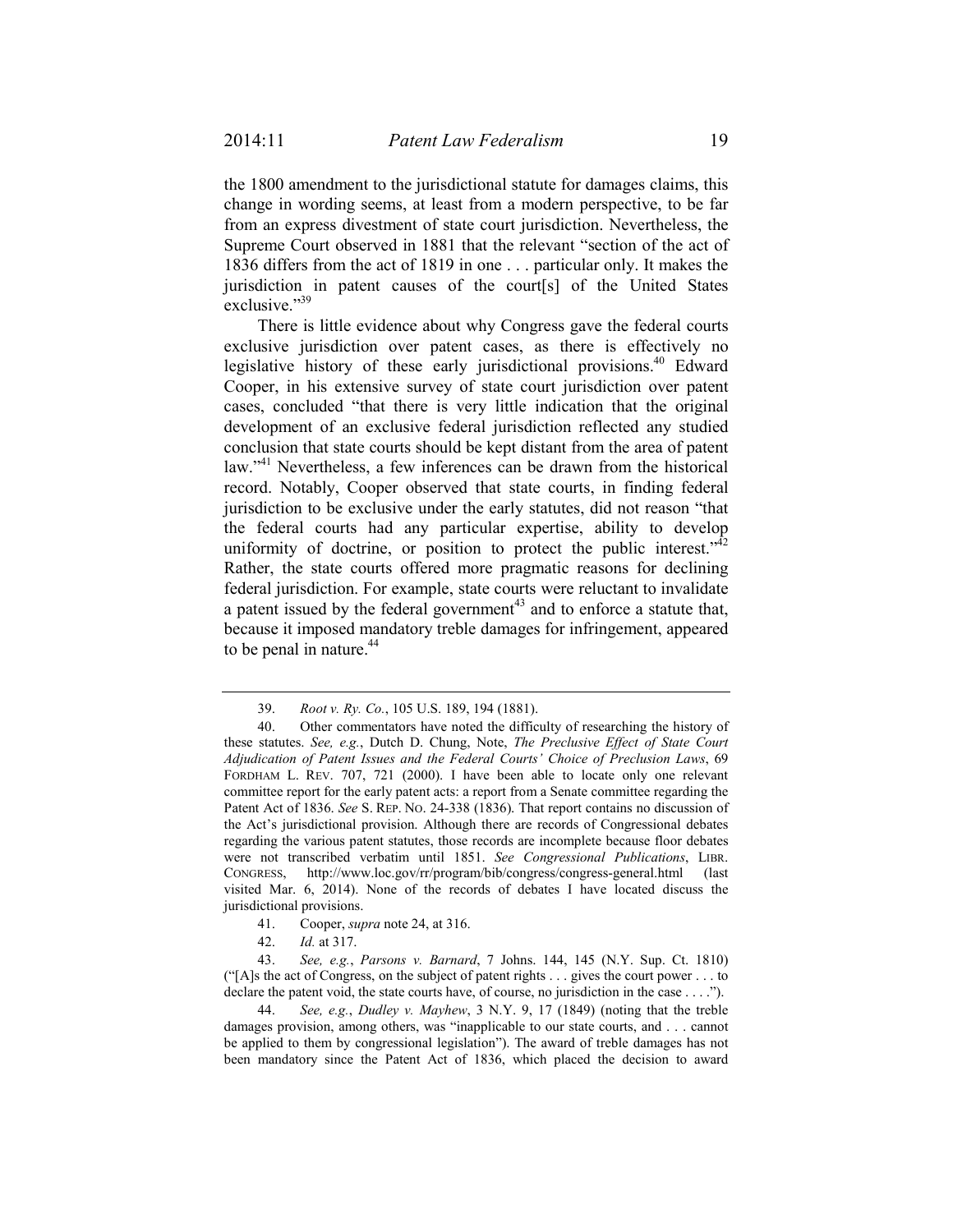the 1800 amendment to the jurisdictional statute for damages claims, this change in wording seems, at least from a modern perspective, to be far from an express divestment of state court jurisdiction. Nevertheless, the Supreme Court observed in 1881 that the relevant "section of the act of 1836 differs from the act of 1819 in one . . . particular only. It makes the jurisdiction in patent causes of the court[s] of the United States exclusive."[39]

There is little evidence about why Congress gave the federal courts exclusive jurisdiction over patent cases, as there is effectively no legislative history of these early jurisdictional provisions.[40] Edward Cooper, in his extensive survey of state court jurisdiction over patent cases, concluded "that there is very little indication that the original development of an exclusive federal jurisdiction reflected any studied conclusion that state courts should be kept distant from the area of patent law."[41] Nevertheless, a few inferences can be drawn from the historical record. Notably, Cooper observed that state courts, in finding federal jurisdiction to be exclusive under the early statutes, did not reason "that the federal courts had any particular expertise, ability to develop uniformity of doctrine, or position to protect the public interest."[42] Rather, the state courts offered more pragmatic reasons for declining federal jurisdiction. For example, state courts were reluctant to invalidate a patent issued by the federal government[43] and to enforce a statute that, because it imposed mandatory treble damages for infringement, appeared to be penal in nature.[44]

---

39. *Root v. Ry. Co.*, 105 U.S. 189, 194 (1881).

40. Other commentators have noted the difficulty of researching the history of these statutes. *See, e.g.*, Dutch D. Chung, Note, *The Preclusive Effect of State Court Adjudication of Patent Issues and the Federal Courts' Choice of Preclusion Laws*, 69 FORDHAM L. REV. 707, 721 (2000). I have been able to locate only one relevant committee report for the early patent acts: a report from a Senate committee regarding the Patent Act of 1836. *See* S. REP. NO. 24-338 (1836). That report contains no discussion of the Act's jurisdictional provision. Although there are records of Congressional debates regarding the various patent statutes, those records are incomplete because floor debates were not transcribed verbatim until 1851. *See Congressional Publications*, LIBR. CONGRESS, http://www.loc.gov/rr/program/bib/congress/congress-general.html (last visited Mar. 6, 2014). None of the records of debates I have located discuss the jurisdictional provisions.

41. Cooper, *supra* note 24, at 316.

42. *Id.* at 317.

43. *See, e.g.*, *Parsons v. Barnard*, 7 Johns. 144, 145 (N.Y. Sup. Ct. 1810) ("[A]s the act of Congress, on the subject of patent rights . . . gives the court power . . . to declare the patent void, the state courts have, of course, no jurisdiction in the case . . . .").

44. *See, e.g.*, *Dudley v. Mayhew*, 3 N.Y. 9, 17 (1849) (noting that the treble damages provision, among others, was "inapplicable to our state courts, and . . . cannot be applied to them by congressional legislation"). The award of treble damages has not been mandatory since the Patent Act of 1836, which placed the decision to award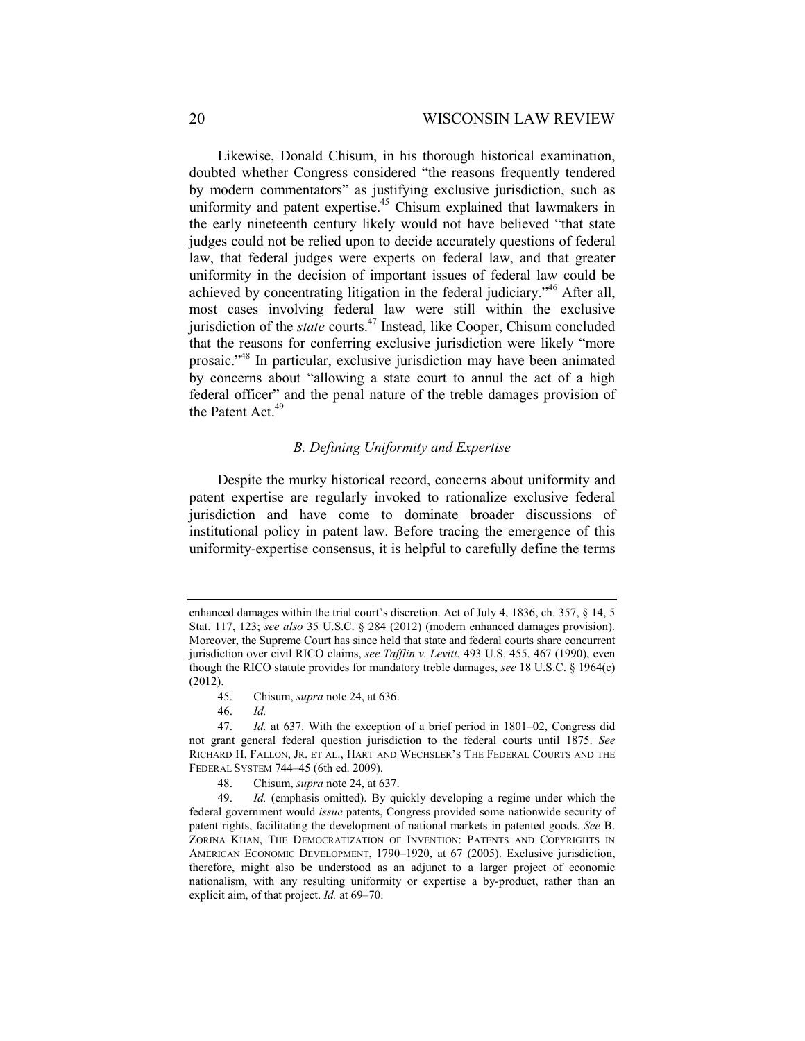Likewise, Donald Chisum, in his thorough historical examination, doubted whether Congress considered "the reasons frequently tendered by modern commentators" as justifying exclusive jurisdiction, such as uniformity and patent expertise.[45] Chisum explained that lawmakers in the early nineteenth century likely would not have believed "that state judges could not be relied upon to decide accurately questions of federal law, that federal judges were experts on federal law, and that greater uniformity in the decision of important issues of federal law could be achieved by concentrating litigation in the federal judiciary."[46] After all, most cases involving federal law were still within the exclusive jurisdiction of the *state* courts.[47] Instead, like Cooper, Chisum concluded that the reasons for conferring exclusive jurisdiction were likely "more prosaic."[48] In particular, exclusive jurisdiction may have been animated by concerns about "allowing a state court to annul the act of a high federal officer" and the penal nature of the treble damages provision of the Patent Act.[49]

### *B. Defining Uniformity and Expertise*

Despite the murky historical record, concerns about uniformity and patent expertise are regularly invoked to rationalize exclusive federal jurisdiction and have come to dominate broader discussions of institutional policy in patent law. Before tracing the emergence of this uniformity-expertise consensus, it is helpful to carefully define the terms

---

enhanced damages within the trial court's discretion. Act of July 4, 1836, ch. 357, § 14, 5 Stat. 117, 123; *see also* 35 U.S.C. § 284 (2012) (modern enhanced damages provision). Moreover, the Supreme Court has since held that state and federal courts share concurrent jurisdiction over civil RICO claims, *see Tafflin v. Levitt*, 493 U.S. 455, 467 (1990), even though the RICO statute provides for mandatory treble damages, *see* 18 U.S.C. § 1964(c) (2012).

45. Chisum, *supra* note 24, at 636.

46. *Id.*

47. *Id.* at 637. With the exception of a brief period in 1801–02, Congress did not grant general federal question jurisdiction to the federal courts until 1875. *See* RICHARD H. FALLON, JR. ET AL., HART AND WECHSLER'S THE FEDERAL COURTS AND THE FEDERAL SYSTEM 744–45 (6th ed. 2009).

48. Chisum, *supra* note 24, at 637.

49. *Id.* (emphasis omitted). By quickly developing a regime under which the federal government would *issue* patents, Congress provided some nationwide security of patent rights, facilitating the development of national markets in patented goods. *See* B. ZORINA KHAN, THE DEMOCRATIZATION OF INVENTION: PATENTS AND COPYRIGHTS IN AMERICAN ECONOMIC DEVELOPMENT, 1790–1920, at 67 (2005). Exclusive jurisdiction, therefore, might also be understood as an adjunct to a larger project of economic nationalism, with any resulting uniformity or expertise a by-product, rather than an explicit aim, of that project. *Id.* at 69–70.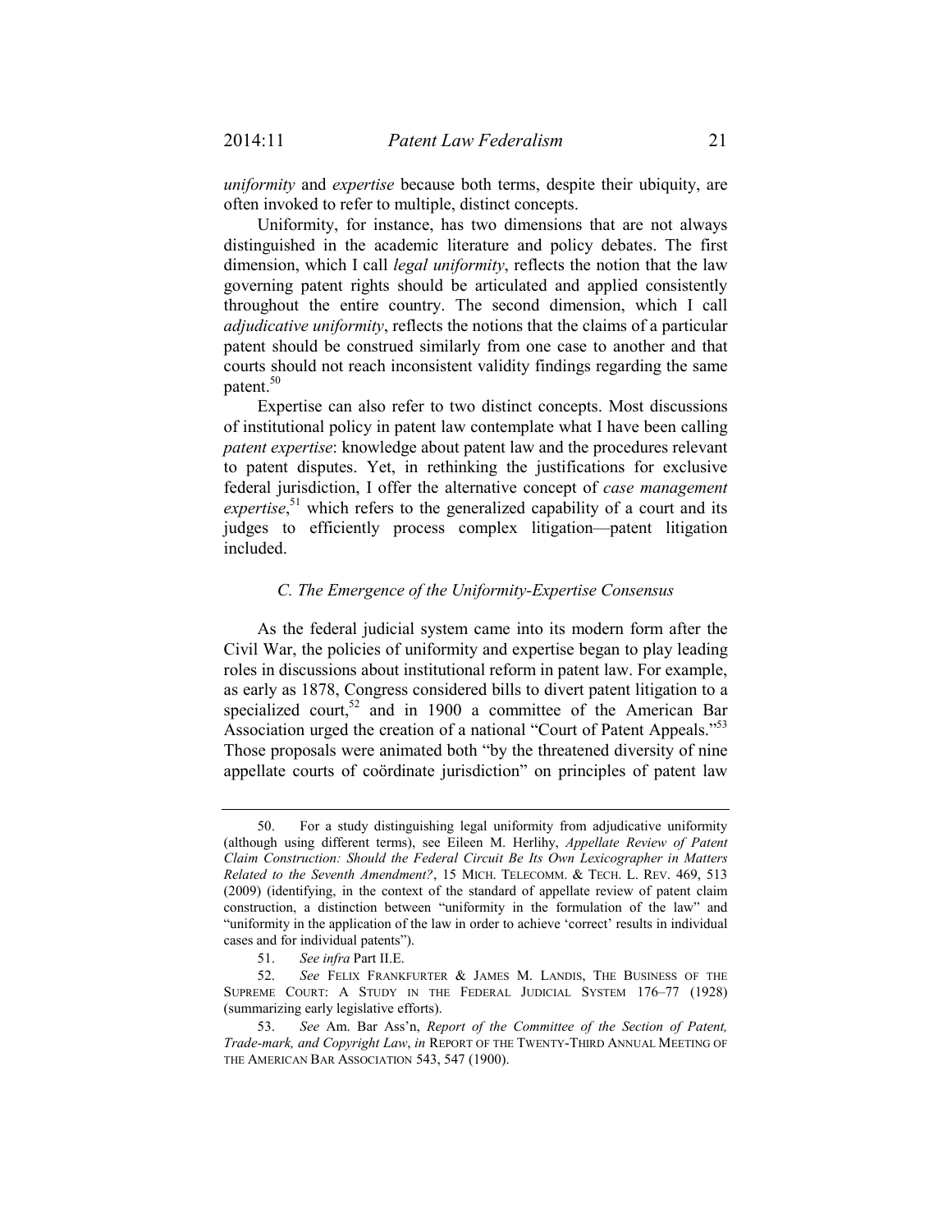*uniformity* and *expertise* because both terms, despite their ubiquity, are often invoked to refer to multiple, distinct concepts.

Uniformity, for instance, has two dimensions that are not always distinguished in the academic literature and policy debates. The first dimension, which I call *legal uniformity*, reflects the notion that the law governing patent rights should be articulated and applied consistently throughout the entire country. The second dimension, which I call *adjudicative uniformity*, reflects the notions that the claims of a particular patent should be construed similarly from one case to another and that courts should not reach inconsistent validity findings regarding the same patent.[50]

Expertise can also refer to two distinct concepts. Most discussions of institutional policy in patent law contemplate what I have been calling *patent expertise*: knowledge about patent law and the procedures relevant to patent disputes. Yet, in rethinking the justifications for exclusive federal jurisdiction, I offer the alternative concept of *case management expertise*,[51] which refers to the generalized capability of a court and its judges to efficiently process complex litigation—patent litigation included.

### *C. The Emergence of the Uniformity-Expertise Consensus*

As the federal judicial system came into its modern form after the Civil War, the policies of uniformity and expertise began to play leading roles in discussions about institutional reform in patent law. For example, as early as 1878, Congress considered bills to divert patent litigation to a specialized court,[52] and in 1900 a committee of the American Bar Association urged the creation of a national "Court of Patent Appeals."[53] Those proposals were animated both "by the threatened diversity of nine appellate courts of coördinate jurisdiction" on principles of patent law

---

50. For a study distinguishing legal uniformity from adjudicative uniformity (although using different terms), see Eileen M. Herlihy, *Appellate Review of Patent Claim Construction: Should the Federal Circuit Be Its Own Lexicographer in Matters Related to the Seventh Amendment?*, 15 MICH. TELECOMM. & TECH. L. REV. 469, 513 (2009) (identifying, in the context of the standard of appellate review of patent claim construction, a distinction between "uniformity in the formulation of the law" and "uniformity in the application of the law in order to achieve 'correct' results in individual cases and for individual patents").

51. *See infra* Part II.E.

52. *See* FELIX FRANKFURTER & JAMES M. LANDIS, THE BUSINESS OF THE SUPREME COURT: A STUDY IN THE FEDERAL JUDICIAL SYSTEM 176–77 (1928) (summarizing early legislative efforts).

53. *See* Am. Bar Ass'n, *Report of the Committee of the Section of Patent, Trade-mark, and Copyright Law*, *in* REPORT OF THE TWENTY-THIRD ANNUAL MEETING OF THE AMERICAN BAR ASSOCIATION 543, 547 (1900).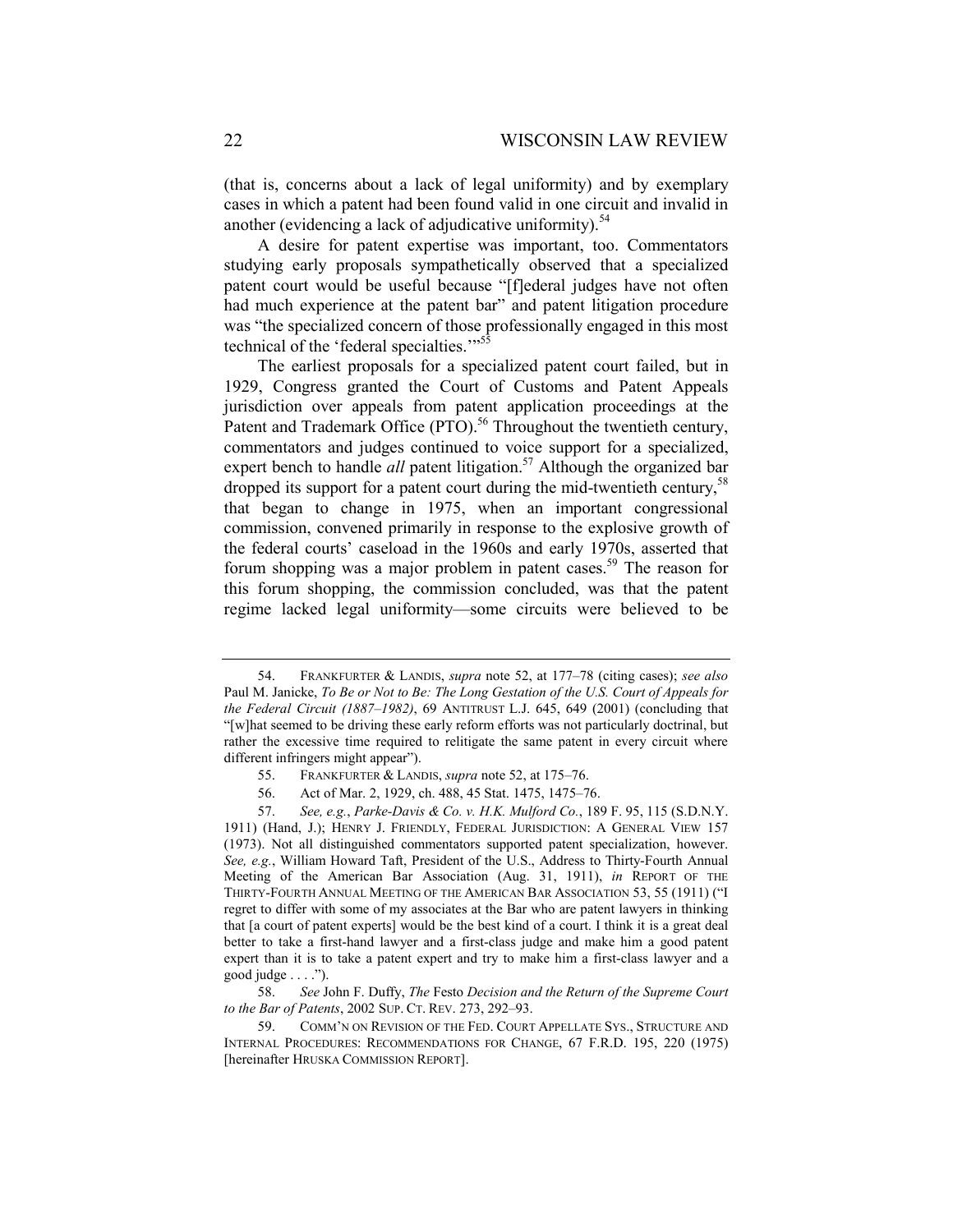(that is, concerns about a lack of legal uniformity) and by exemplary cases in which a patent had been found valid in one circuit and invalid in another (evidencing a lack of adjudicative uniformity).[54]

A desire for patent expertise was important, too. Commentators studying early proposals sympathetically observed that a specialized patent court would be useful because "[f]ederal judges have not often had much experience at the patent bar" and patent litigation procedure was "the specialized concern of those professionally engaged in this most technical of the 'federal specialties.'"[55]

The earliest proposals for a specialized patent court failed, but in 1929, Congress granted the Court of Customs and Patent Appeals jurisdiction over appeals from patent application proceedings at the Patent and Trademark Office (PTO).[56] Throughout the twentieth century, commentators and judges continued to voice support for a specialized, expert bench to handle *all* patent litigation.[57] Although the organized bar dropped its support for a patent court during the mid-twentieth century,[58] that began to change in 1975, when an important congressional commission, convened primarily in response to the explosive growth of the federal courts' caseload in the 1960s and early 1970s, asserted that forum shopping was a major problem in patent cases.[59] The reason for this forum shopping, the commission concluded, was that the patent regime lacked legal uniformity—some circuits were believed to be

---

54. FRANKFURTER & LANDIS, *supra* note 52, at 177–78 (citing cases); *see also* Paul M. Janicke, *To Be or Not to Be: The Long Gestation of the U.S. Court of Appeals for the Federal Circuit (1887–1982)*, 69 ANTITRUST L.J. 645, 649 (2001) (concluding that "[w]hat seemed to be driving these early reform efforts was not particularly doctrinal, but rather the excessive time required to relitigate the same patent in every circuit where different infringers might appear").

55. FRANKFURTER & LANDIS, *supra* note 52, at 175–76.

56. Act of Mar. 2, 1929, ch. 488, 45 Stat. 1475, 1475–76.

57. *See, e.g.*, *Parke-Davis & Co. v. H.K. Mulford Co.*, 189 F. 95, 115 (S.D.N.Y. 1911) (Hand, J.); HENRY J. FRIENDLY, FEDERAL JURISDICTION: A GENERAL VIEW 157 (1973). Not all distinguished commentators supported patent specialization, however. *See, e.g.*, William Howard Taft, President of the U.S., Address to Thirty-Fourth Annual Meeting of the American Bar Association (Aug. 31, 1911), *in* REPORT OF THE THIRTY-FOURTH ANNUAL MEETING OF THE AMERICAN BAR ASSOCIATION 53, 55 (1911) ("I regret to differ with some of my associates at the Bar who are patent lawyers in thinking that [a court of patent experts] would be the best kind of a court. I think it is a great deal better to take a first-hand lawyer and a first-class judge and make him a good patent expert than it is to take a patent expert and try to make him a first-class lawyer and a good judge . . . .").

58. *See* John F. Duffy, *The* Festo *Decision and the Return of the Supreme Court to the Bar of Patents*, 2002 SUP. CT. REV. 273, 292–93.

59. COMM'N ON REVISION OF THE FED. COURT APPELLATE SYS., STRUCTURE AND INTERNAL PROCEDURES: RECOMMENDATIONS FOR CHANGE, 67 F.R.D. 195, 220 (1975) [hereinafter HRUSKA COMMISSION REPORT].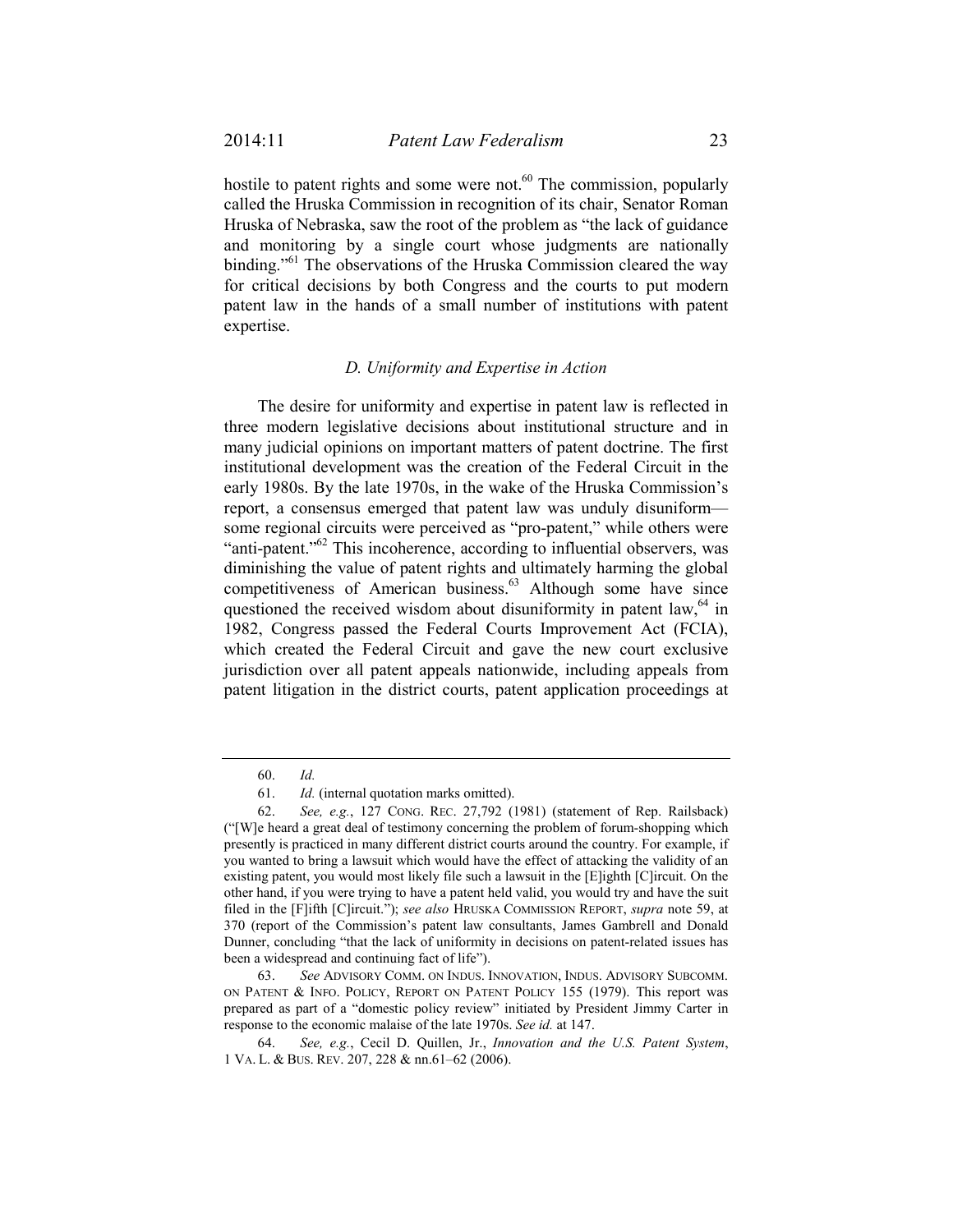hostile to patent rights and some were not.[60] The commission, popularly called the Hruska Commission in recognition of its chair, Senator Roman Hruska of Nebraska, saw the root of the problem as "the lack of guidance and monitoring by a single court whose judgments are nationally binding."[61] The observations of the Hruska Commission cleared the way for critical decisions by both Congress and the courts to put modern patent law in the hands of a small number of institutions with patent expertise.

### *D. Uniformity and Expertise in Action*

The desire for uniformity and expertise in patent law is reflected in three modern legislative decisions about institutional structure and in many judicial opinions on important matters of patent doctrine. The first institutional development was the creation of the Federal Circuit in the early 1980s. By the late 1970s, in the wake of the Hruska Commission's report, a consensus emerged that patent law was unduly disuniform—some regional circuits were perceived as "pro-patent," while others were "anti-patent."[62] This incoherence, according to influential observers, was diminishing the value of patent rights and ultimately harming the global competitiveness of American business.[63] Although some have since questioned the received wisdom about disuniformity in patent law,[64] in 1982, Congress passed the Federal Courts Improvement Act (FCIA), which created the Federal Circuit and gave the new court exclusive jurisdiction over all patent appeals nationwide, including appeals from patent litigation in the district courts, patent application proceedings at

---

60. *Id.*

61. *Id.* (internal quotation marks omitted).

62. *See, e.g.*, 127 CONG. REC. 27,792 (1981) (statement of Rep. Railsback) ("[W]e heard a great deal of testimony concerning the problem of forum-shopping which presently is practiced in many different district courts around the country. For example, if you wanted to bring a lawsuit which would have the effect of attacking the validity of an existing patent, you would most likely file such a lawsuit in the [E]ighth [C]ircuit. On the other hand, if you were trying to have a patent held valid, you would try and have the suit filed in the [F]ifth [C]ircuit."); *see also* HRUSKA COMMISSION REPORT, *supra* note 59, at 370 (report of the Commission's patent law consultants, James Gambrell and Donald Dunner, concluding "that the lack of uniformity in decisions on patent-related issues has been a widespread and continuing fact of life").

63. *See* ADVISORY COMM. ON INDUS. INNOVATION, INDUS. ADVISORY SUBCOMM. ON PATENT & INFO. POLICY, REPORT ON PATENT POLICY 155 (1979). This report was prepared as part of a "domestic policy review" initiated by President Jimmy Carter in response to the economic malaise of the late 1970s. *See id.* at 147.

64. *See, e.g.*, Cecil D. Quillen, Jr., *Innovation and the U.S. Patent System*, 1 VA. L. & BUS. REV. 207, 228 & nn.61–62 (2006).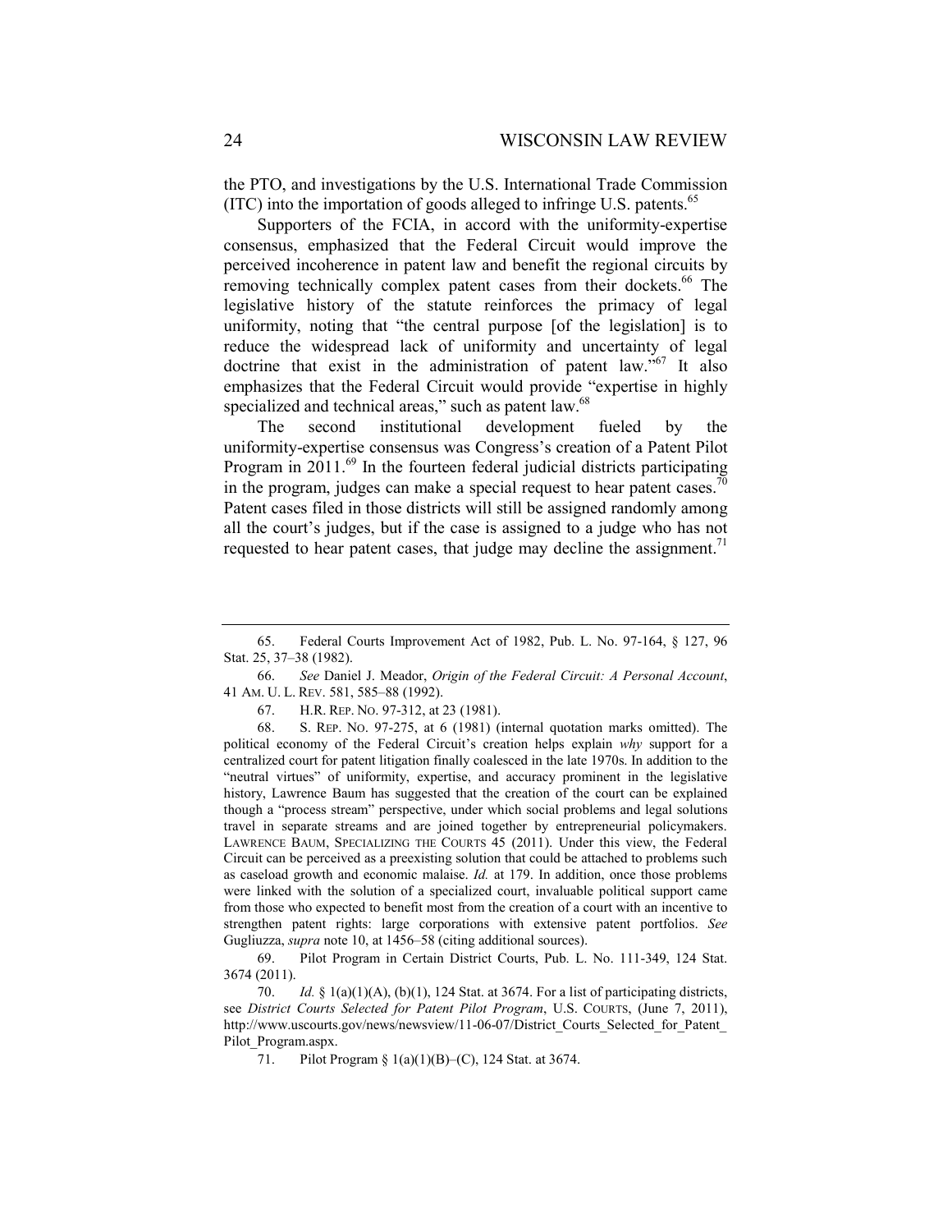the PTO, and investigations by the U.S. International Trade Commission (ITC) into the importation of goods alleged to infringe U.S. patents.[65]

Supporters of the FCIA, in accord with the uniformity-expertise consensus, emphasized that the Federal Circuit would improve the perceived incoherence in patent law and benefit the regional circuits by removing technically complex patent cases from their dockets.[66] The legislative history of the statute reinforces the primacy of legal uniformity, noting that "the central purpose [of the legislation] is to reduce the widespread lack of uniformity and uncertainty of legal doctrine that exist in the administration of patent law."[67] It also emphasizes that the Federal Circuit would provide "expertise in highly specialized and technical areas," such as patent law.[68]

The second institutional development fueled by the uniformity-expertise consensus was Congress's creation of a Patent Pilot Program in 2011.[69] In the fourteen federal judicial districts participating in the program, judges can make a special request to hear patent cases.[70] Patent cases filed in those districts will still be assigned randomly among all the court's judges, but if the case is assigned to a judge who has not requested to hear patent cases, that judge may decline the assignment.[71]

---

65. Federal Courts Improvement Act of 1982, Pub. L. No. 97-164, § 127, 96 Stat. 25, 37–38 (1982).

66. *See* Daniel J. Meador, *Origin of the Federal Circuit: A Personal Account*, 41 AM. U. L. REV. 581, 585–88 (1992).

67. H.R. REP. NO. 97-312, at 23 (1981).

68. S. REP. NO. 97-275, at 6 (1981) (internal quotation marks omitted). The political economy of the Federal Circuit's creation helps explain *why* support for a centralized court for patent litigation finally coalesced in the late 1970s. In addition to the "neutral virtues" of uniformity, expertise, and accuracy prominent in the legislative history, Lawrence Baum has suggested that the creation of the court can be explained though a "process stream" perspective, under which social problems and legal solutions travel in separate streams and are joined together by entrepreneurial policymakers. LAWRENCE BAUM, SPECIALIZING THE COURTS 45 (2011). Under this view, the Federal Circuit can be perceived as a preexisting solution that could be attached to problems such as caseload growth and economic malaise. *Id.* at 179. In addition, once those problems were linked with the solution of a specialized court, invaluable political support came from those who expected to benefit most from the creation of a court with an incentive to strengthen patent rights: large corporations with extensive patent portfolios. *See* Gugliuzza, *supra* note 10, at 1456–58 (citing additional sources).

69. Pilot Program in Certain District Courts, Pub. L. No. 111-349, 124 Stat. 3674 (2011).

70. *Id.* § 1(a)(1)(A), (b)(1), 124 Stat. at 3674. For a list of participating districts, see *District Courts Selected for Patent Pilot Program*, U.S. COURTS, (June 7, 2011), http://www.uscourts.gov/news/newsview/11-06-07/District_Courts_Selected_for_Patent_Pilot_Program.aspx.

71. Pilot Program § 1(a)(1)(B)–(C), 124 Stat. at 3674.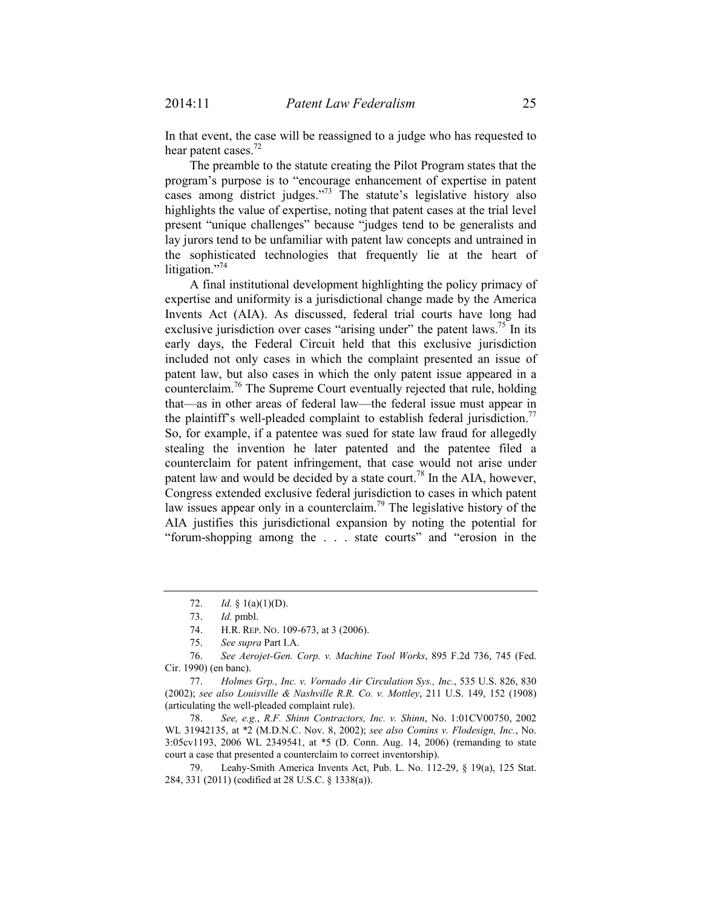In that event, the case will be reassigned to a judge who has requested to hear patent cases.[72]

The preamble to the statute creating the Pilot Program states that the program's purpose is to "encourage enhancement of expertise in patent cases among district judges."[73] The statute's legislative history also highlights the value of expertise, noting that patent cases at the trial level present "unique challenges" because "judges tend to be generalists and lay jurors tend to be unfamiliar with patent law concepts and untrained in the sophisticated technologies that frequently lie at the heart of litigation."[74]

A final institutional development highlighting the policy primacy of expertise and uniformity is a jurisdictional change made by the America Invents Act (AIA). As discussed, federal trial courts have long had exclusive jurisdiction over cases "arising under" the patent laws.[75] In its early days, the Federal Circuit held that this exclusive jurisdiction included not only cases in which the complaint presented an issue of patent law, but also cases in which the only patent issue appeared in a counterclaim.[76] The Supreme Court eventually rejected that rule, holding that—as in other areas of federal law—the federal issue must appear in the plaintiff's well-pleaded complaint to establish federal jurisdiction.[77] So, for example, if a patentee was sued for state law fraud for allegedly stealing the invention he later patented and the patentee filed a counterclaim for patent infringement, that case would not arise under patent law and would be decided by a state court.[78] In the AIA, however, Congress extended exclusive federal jurisdiction to cases in which patent law issues appear only in a counterclaim.[79] The legislative history of the AIA justifies this jurisdictional expansion by noting the potential for "forum-shopping among the . . . state courts" and "erosion in the

---

72. *Id.* § 1(a)(1)(D).

73. *Id.* pmbl.

74. H.R. REP. NO. 109-673, at 3 (2006).

75. *See supra* Part I.A.

76. *See Aerojet-Gen. Corp. v. Machine Tool Works*, 895 F.2d 736, 745 (Fed. Cir. 1990) (en banc).

77. *Holmes Grp., Inc. v. Vornado Air Circulation Sys., Inc.*, 535 U.S. 826, 830 (2002); *see also Louisville & Nashville R.R. Co. v. Mottley*, 211 U.S. 149, 152 (1908) (articulating the well-pleaded complaint rule).

78. *See, e.g.*, *R.F. Shinn Contractors, Inc. v. Shinn*, No. 1:01CV00750, 2002 WL 31942135, at *2 (M.D.N.C. Nov. 8, 2002); *see also Comins v. Flodesign, Inc.*, No. 3:05cv1193, 2006 WL 2349541, at *5 (D. Conn. Aug. 14, 2006) (remanding to state court a case that presented a counterclaim to correct inventorship).

79. Leahy-Smith America Invents Act, Pub. L. No. 112-29, § 19(a), 125 Stat. 284, 331 (2011) (codified at 28 U.S.C. § 1338(a)).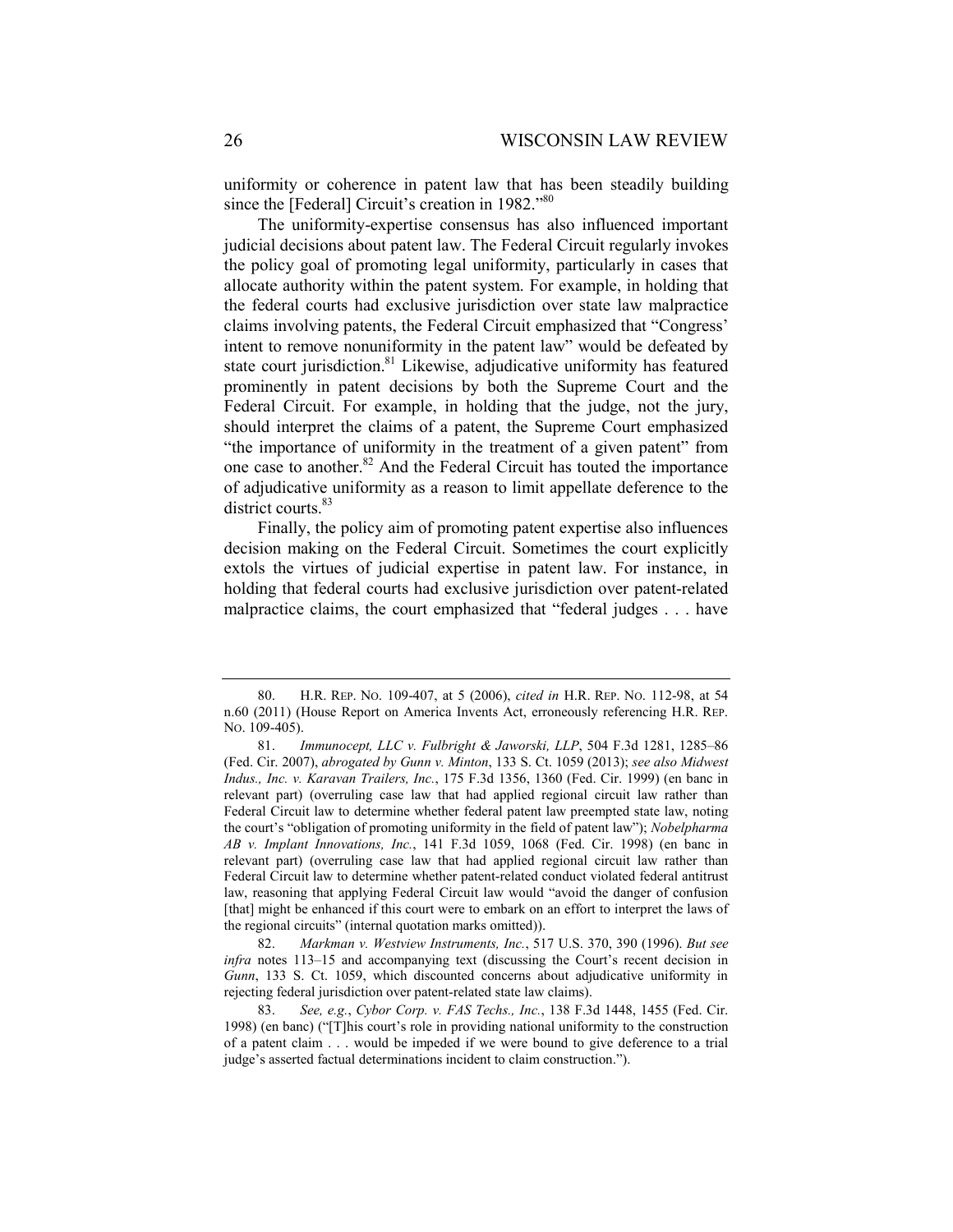uniformity or coherence in patent law that has been steadily building since the [Federal] Circuit's creation in 1982."[80]

The uniformity-expertise consensus has also influenced important judicial decisions about patent law. The Federal Circuit regularly invokes the policy goal of promoting legal uniformity, particularly in cases that allocate authority within the patent system. For example, in holding that the federal courts had exclusive jurisdiction over state law malpractice claims involving patents, the Federal Circuit emphasized that "Congress' intent to remove nonuniformity in the patent law" would be defeated by state court jurisdiction.[81] Likewise, adjudicative uniformity has featured prominently in patent decisions by both the Supreme Court and the Federal Circuit. For example, in holding that the judge, not the jury, should interpret the claims of a patent, the Supreme Court emphasized "the importance of uniformity in the treatment of a given patent" from one case to another.[82] And the Federal Circuit has touted the importance of adjudicative uniformity as a reason to limit appellate deference to the district courts.[83]

Finally, the policy aim of promoting patent expertise also influences decision making on the Federal Circuit. Sometimes the court explicitly extols the virtues of judicial expertise in patent law. For instance, in holding that federal courts had exclusive jurisdiction over patent-related malpractice claims, the court emphasized that "federal judges . . . have

---

80. H.R. REP. NO. 109-407, at 5 (2006), *cited in* H.R. REP. NO. 112-98, at 54 n.60 (2011) (House Report on America Invents Act, erroneously referencing H.R. REP. NO. 109-405).

81. *Immunocept, LLC v. Fulbright & Jaworski, LLP*, 504 F.3d 1281, 1285–86 (Fed. Cir. 2007), *abrogated by Gunn v. Minton*, 133 S. Ct. 1059 (2013); *see also Midwest Indus., Inc. v. Karavan Trailers, Inc.*, 175 F.3d 1356, 1360 (Fed. Cir. 1999) (en banc in relevant part) (overruling case law that had applied regional circuit law rather than Federal Circuit law to determine whether federal patent law preempted state law, noting the court's "obligation of promoting uniformity in the field of patent law"); *Nobelpharma AB v. Implant Innovations, Inc.*, 141 F.3d 1059, 1068 (Fed. Cir. 1998) (en banc in relevant part) (overruling case law that had applied regional circuit law rather than Federal Circuit law to determine whether patent-related conduct violated federal antitrust law, reasoning that applying Federal Circuit law would "avoid the danger of confusion [that] might be enhanced if this court were to embark on an effort to interpret the laws of the regional circuits" (internal quotation marks omitted)).

82. *Markman v. Westview Instruments, Inc.*, 517 U.S. 370, 390 (1996). *But see infra* notes 113–15 and accompanying text (discussing the Court's recent decision in *Gunn*, 133 S. Ct. 1059, which discounted concerns about adjudicative uniformity in rejecting federal jurisdiction over patent-related state law claims).

83. *See, e.g.*, *Cybor Corp. v. FAS Techs., Inc.*, 138 F.3d 1448, 1455 (Fed. Cir. 1998) (en banc) ("[T]his court's role in providing national uniformity to the construction of a patent claim . . . would be impeded if we were bound to give deference to a trial judge's asserted factual determinations incident to claim construction.").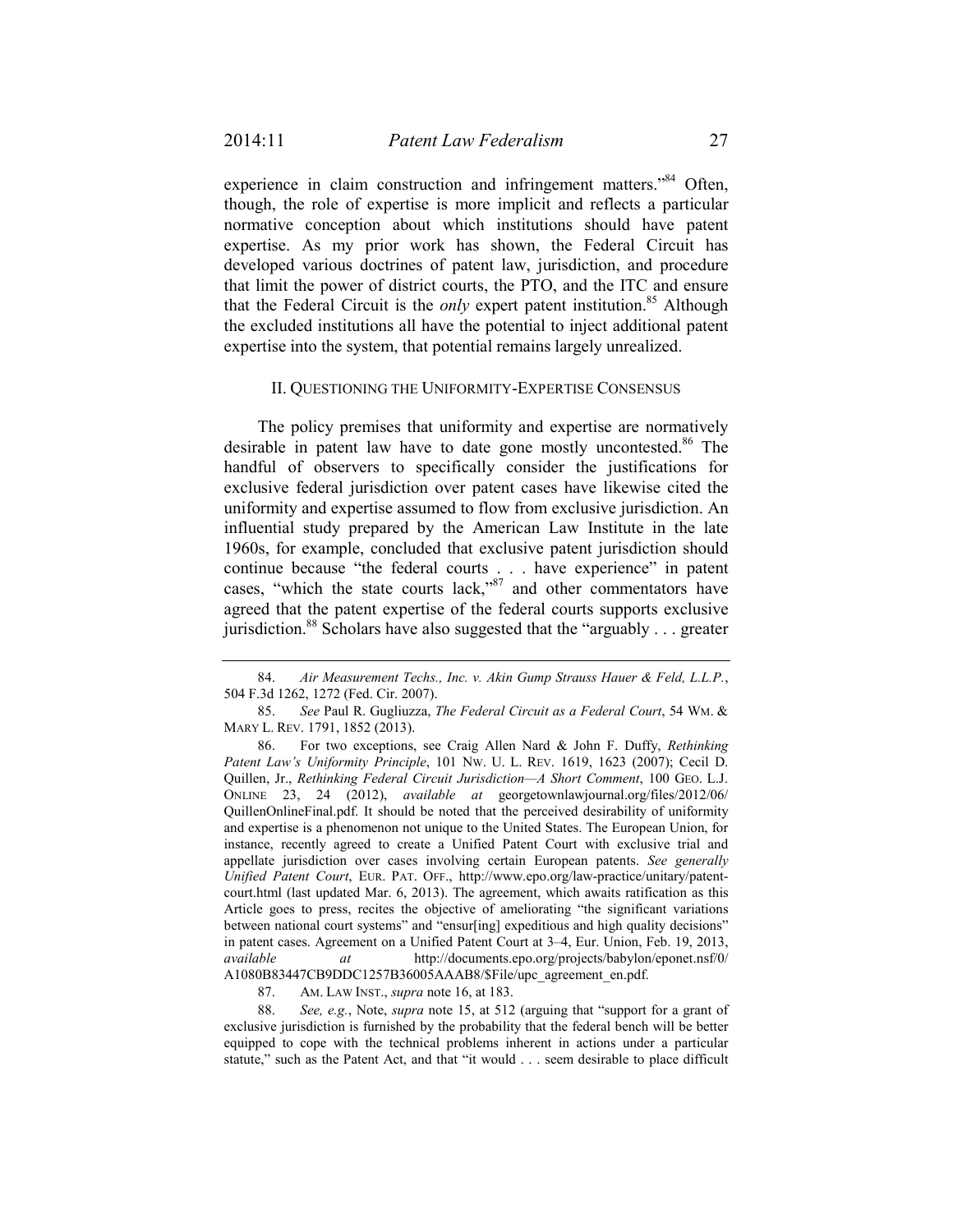experience in claim construction and infringement matters."[84] Often, though, the role of expertise is more implicit and reflects a particular normative conception about which institutions should have patent expertise. As my prior work has shown, the Federal Circuit has developed various doctrines of patent law, jurisdiction, and procedure that limit the power of district courts, the PTO, and the ITC and ensure that the Federal Circuit is the *only* expert patent institution.[85] Although the excluded institutions all have the potential to inject additional patent expertise into the system, that potential remains largely unrealized.

## II. QUESTIONING THE UNIFORMITY-EXPERTISE CONSENSUS

The policy premises that uniformity and expertise are normatively desirable in patent law have to date gone mostly uncontested.[86] The handful of observers to specifically consider the justifications for exclusive federal jurisdiction over patent cases have likewise cited the uniformity and expertise assumed to flow from exclusive jurisdiction. An influential study prepared by the American Law Institute in the late 1960s, for example, concluded that exclusive patent jurisdiction should continue because "the federal courts . . . have experience" in patent cases, "which the state courts lack,"[87] and other commentators have agreed that the patent expertise of the federal courts supports exclusive jurisdiction.[88] Scholars have also suggested that the "arguably . . . greater

---

84. *Air Measurement Techs., Inc. v. Akin Gump Strauss Hauer & Feld, L.L.P.*, 504 F.3d 1262, 1272 (Fed. Cir. 2007).

85. *See* Paul R. Gugliuzza, *The Federal Circuit as a Federal Court*, 54 WM. & MARY L. REV. 1791, 1852 (2013).

86. For two exceptions, see Craig Allen Nard & John F. Duffy, *Rethinking Patent Law's Uniformity Principle*, 101 NW. U. L. REV. 1619, 1623 (2007); Cecil D. Quillen, Jr., *Rethinking Federal Circuit Jurisdiction—A Short Comment*, 100 GEO. L.J. ONLINE 23, 24 (2012), *available at* georgetownlawjournal.org/files/2012/06/QuillenOnlineFinal.pdf. It should be noted that the perceived desirability of uniformity and expertise is a phenomenon not unique to the United States. The European Union, for instance, recently agreed to create a Unified Patent Court with exclusive trial and appellate jurisdiction over cases involving certain European patents. *See generally Unified Patent Court*, EUR. PAT. OFF., http://www.epo.org/law-practice/unitary/patent-court.html (last updated Mar. 6, 2013). The agreement, which awaits ratification as this Article goes to press, recites the objective of ameliorating "the significant variations between national court systems" and "ensur[ing] expeditious and high quality decisions" in patent cases. Agreement on a Unified Patent Court at 3–4, Eur. Union, Feb. 19, 2013, *available at* http://documents.epo.org/projects/babylon/eponet.nsf/0/A1080B83447CB9DDC1257B36005AAAB8/$File/upc_agreement_en.pdf.

87. AM. LAW INST., *supra* note 16, at 183.

88. *See, e.g.*, Note, *supra* note 15, at 512 (arguing that "support for a grant of exclusive jurisdiction is furnished by the probability that the federal bench will be better equipped to cope with the technical problems inherent in actions under a particular statute," such as the Patent Act, and that "it would . . . seem desirable to place difficult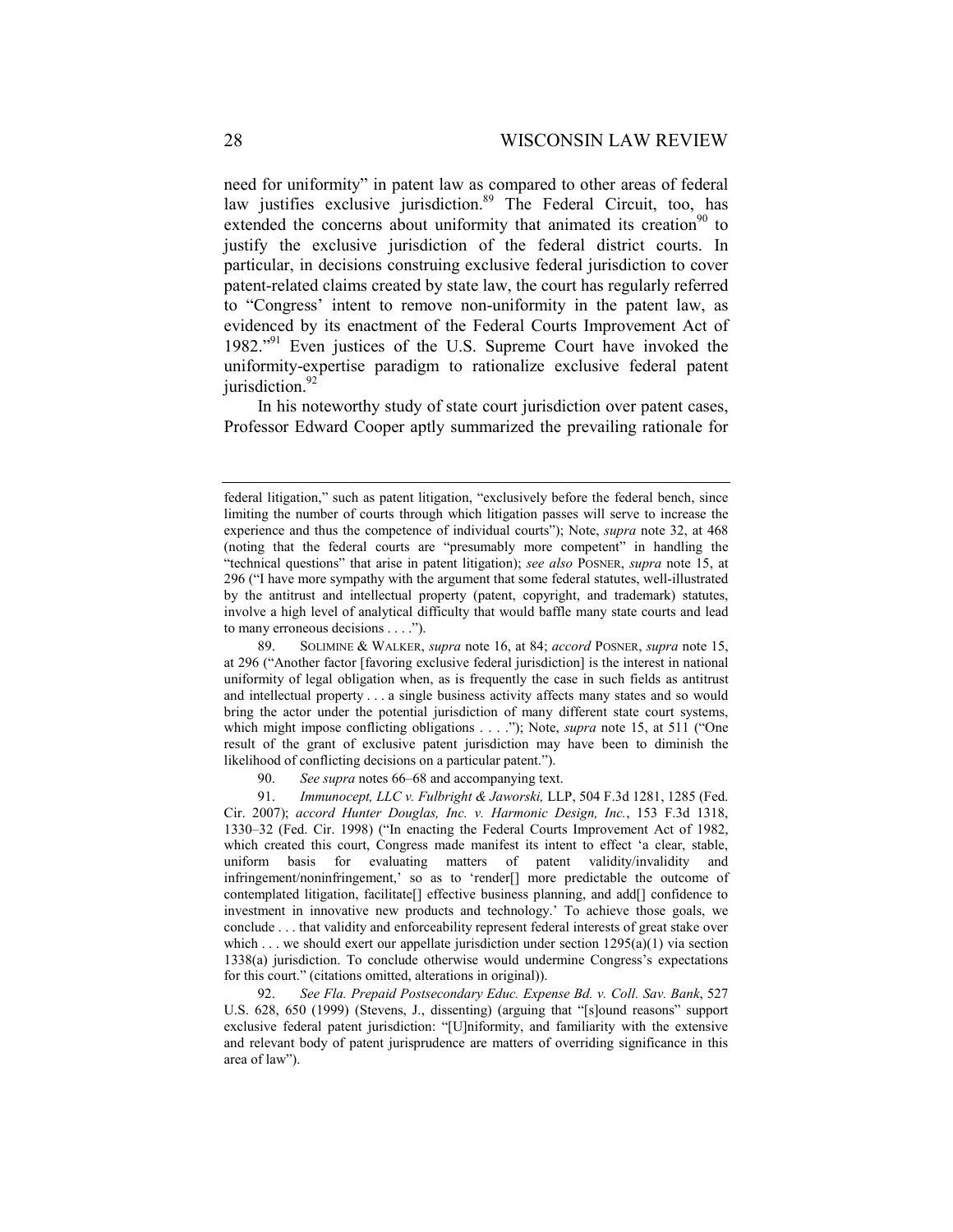need for uniformity" in patent law as compared to other areas of federal law justifies exclusive jurisdiction.[89] The Federal Circuit, too, has extended the concerns about uniformity that animated its creation[90] to justify the exclusive jurisdiction of the federal district courts. In particular, in decisions construing exclusive federal jurisdiction to cover patent-related claims created by state law, the court has regularly referred to "Congress' intent to remove non-uniformity in the patent law, as evidenced by its enactment of the Federal Courts Improvement Act of 1982."[91] Even justices of the U.S. Supreme Court have invoked the uniformity-expertise paradigm to rationalize exclusive federal patent jurisdiction.[92]

In his noteworthy study of state court jurisdiction over patent cases, Professor Edward Cooper aptly summarized the prevailing rationale for

---

federal litigation," such as patent litigation, "exclusively before the federal bench, since limiting the number of courts through which litigation passes will serve to increase the experience and thus the competence of individual courts"); Note, *supra* note 32, at 468 (noting that the federal courts are "presumably more competent" in handling the "technical questions" that arise in patent litigation); *see also* POSNER, *supra* note 15, at 296 ("I have more sympathy with the argument that some federal statutes, well-illustrated by the antitrust and intellectual property (patent, copyright, and trademark) statutes, involve a high level of analytical difficulty that would baffle many state courts and lead to many erroneous decisions . . . .").

89. SOLIMINE & WALKER, *supra* note 16, at 84; *accord* POSNER, *supra* note 15, at 296 ("Another factor [favoring exclusive federal jurisdiction] is the interest in national uniformity of legal obligation when, as is frequently the case in such fields as antitrust and intellectual property . . . a single business activity affects many states and so would bring the actor under the potential jurisdiction of many different state court systems, which might impose conflicting obligations . . . ."); Note, *supra* note 15, at 511 ("One result of the grant of exclusive patent jurisdiction may have been to diminish the likelihood of conflicting decisions on a particular patent.").

90. *See supra* notes 66–68 and accompanying text.

91. *Immunocept, LLC v. Fulbright & Jaworski,* LLP, 504 F.3d 1281, 1285 (Fed. Cir. 2007); *accord Hunter Douglas, Inc. v. Harmonic Design, Inc.*, 153 F.3d 1318, 1330–32 (Fed. Cir. 1998) ("In enacting the Federal Courts Improvement Act of 1982, which created this court, Congress made manifest its intent to effect 'a clear, stable, uniform basis for evaluating matters of patent validity/invalidity and infringement/noninfringement,' so as to 'render[] more predictable the outcome of contemplated litigation, facilitate[] effective business planning, and add[] confidence to investment in innovative new products and technology.' To achieve those goals, we conclude . . . that validity and enforceability represent federal interests of great stake over which . . . we should exert our appellate jurisdiction under section 1295(a)(1) via section 1338(a) jurisdiction. To conclude otherwise would undermine Congress's expectations for this court." (citations omitted, alterations in original)).

92. *See Fla. Prepaid Postsecondary Educ. Expense Bd. v. Coll. Sav. Bank*, 527 U.S. 628, 650 (1999) (Stevens, J., dissenting) (arguing that "[s]ound reasons" support exclusive federal patent jurisdiction: "[U]niformity, and familiarity with the extensive and relevant body of patent jurisprudence are matters of overriding significance in this area of law").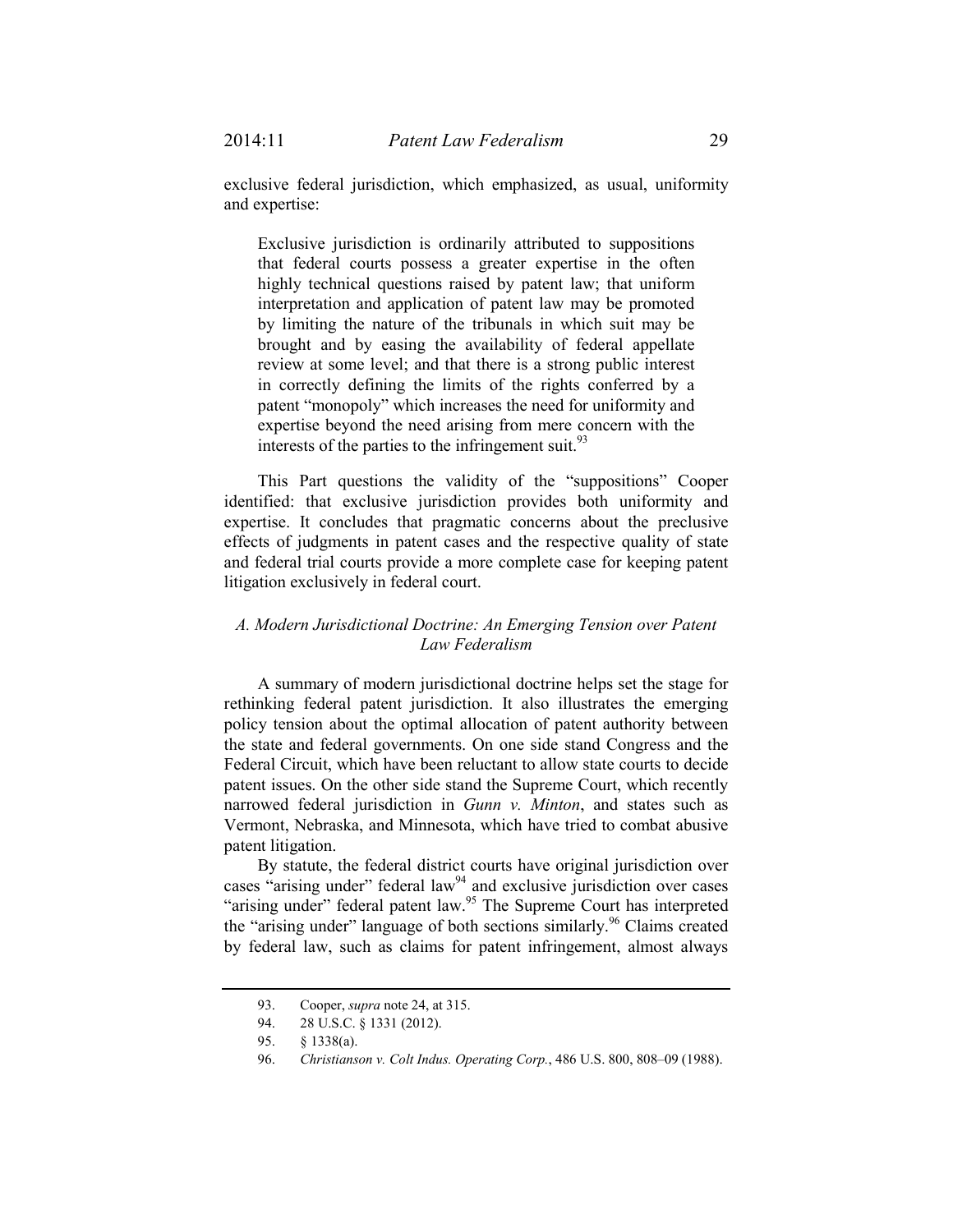exclusive federal jurisdiction, which emphasized, as usual, uniformity and expertise:

> Exclusive jurisdiction is ordinarily attributed to suppositions that federal courts possess a greater expertise in the often highly technical questions raised by patent law; that uniform interpretation and application of patent law may be promoted by limiting the nature of the tribunals in which suit may be brought and by easing the availability of federal appellate review at some level; and that there is a strong public interest in correctly defining the limits of the rights conferred by a patent "monopoly" which increases the need for uniformity and expertise beyond the need arising from mere concern with the interests of the parties to the infringement suit.[93]

This Part questions the validity of the "suppositions" Cooper identified: that exclusive jurisdiction provides both uniformity and expertise. It concludes that pragmatic concerns about the preclusive effects of judgments in patent cases and the respective quality of state and federal trial courts provide a more complete case for keeping patent litigation exclusively in federal court.

### *A. Modern Jurisdictional Doctrine: An Emerging Tension over Patent Law Federalism*

A summary of modern jurisdictional doctrine helps set the stage for rethinking federal patent jurisdiction. It also illustrates the emerging policy tension about the optimal allocation of patent authority between the state and federal governments. On one side stand Congress and the Federal Circuit, which have been reluctant to allow state courts to decide patent issues. On the other side stand the Supreme Court, which recently narrowed federal jurisdiction in *Gunn v. Minton*, and states such as Vermont, Nebraska, and Minnesota, which have tried to combat abusive patent litigation.

By statute, the federal district courts have original jurisdiction over cases "arising under" federal law[94] and exclusive jurisdiction over cases "arising under" federal patent law.[95] The Supreme Court has interpreted the "arising under" language of both sections similarly.[96] Claims created by federal law, such as claims for patent infringement, almost always

---

93. Cooper, *supra* note 24, at 315.

94. 28 U.S.C. § 1331 (2012).

95. § 1338(a).

96. *Christianson v. Colt Indus. Operating Corp.*, 486 U.S. 800, 808–09 (1988).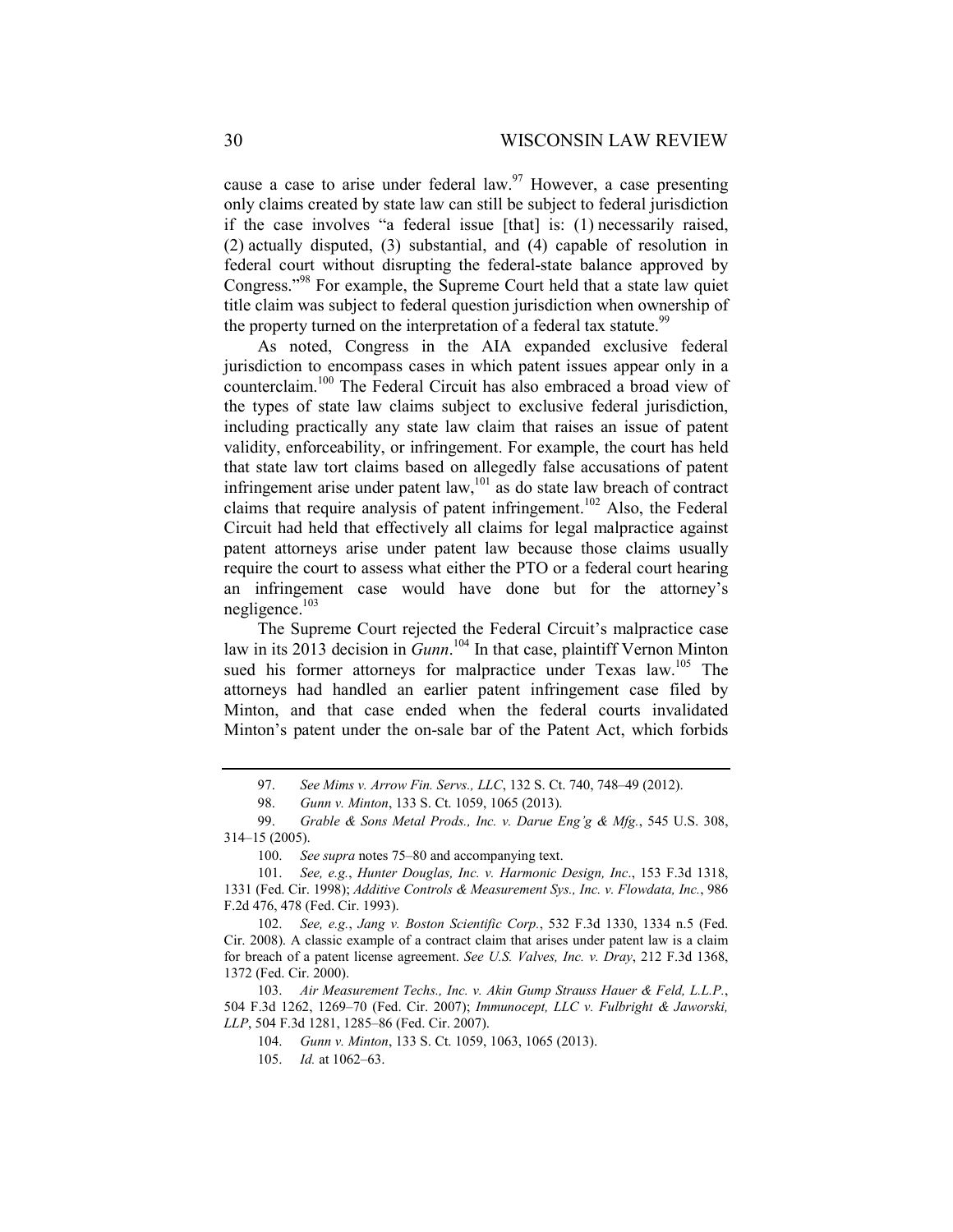cause a case to arise under federal law.[97] However, a case presenting only claims created by state law can still be subject to federal jurisdiction if the case involves "a federal issue [that] is: (1) necessarily raised, (2) actually disputed, (3) substantial, and (4) capable of resolution in federal court without disrupting the federal-state balance approved by Congress."[98] For example, the Supreme Court held that a state law quiet title claim was subject to federal question jurisdiction when ownership of the property turned on the interpretation of a federal tax statute.[99]

As noted, Congress in the AIA expanded exclusive federal jurisdiction to encompass cases in which patent issues appear only in a counterclaim.[100] The Federal Circuit has also embraced a broad view of the types of state law claims subject to exclusive federal jurisdiction, including practically any state law claim that raises an issue of patent validity, enforceability, or infringement. For example, the court has held that state law tort claims based on allegedly false accusations of patent infringement arise under patent law,[101] as do state law breach of contract claims that require analysis of patent infringement.[102] Also, the Federal Circuit had held that effectively all claims for legal malpractice against patent attorneys arise under patent law because those claims usually require the court to assess what either the PTO or a federal court hearing an infringement case would have done but for the attorney's negligence.[103]

The Supreme Court rejected the Federal Circuit's malpractice case law in its 2013 decision in *Gunn*.[104] In that case, plaintiff Vernon Minton sued his former attorneys for malpractice under Texas law.[105] The attorneys had handled an earlier patent infringement case filed by Minton, and that case ended when the federal courts invalidated Minton's patent under the on-sale bar of the Patent Act, which forbids

---

97. *See Mims v. Arrow Fin. Servs., LLC*, 132 S. Ct. 740, 748–49 (2012).

98. *Gunn v. Minton*, 133 S. Ct. 1059, 1065 (2013).

99. *Grable & Sons Metal Prods., Inc. v. Darue Eng'g & Mfg.*, 545 U.S. 308, 314–15 (2005).

100. *See supra* notes 75–80 and accompanying text.

101. *See, e.g.*, *Hunter Douglas, Inc. v. Harmonic Design, Inc*., 153 F.3d 1318, 1331 (Fed. Cir. 1998); *Additive Controls & Measurement Sys., Inc. v. Flowdata, Inc.*, 986 F.2d 476, 478 (Fed. Cir. 1993).

102. *See, e.g.*, *Jang v. Boston Scientific Corp.*, 532 F.3d 1330, 1334 n.5 (Fed. Cir. 2008). A classic example of a contract claim that arises under patent law is a claim for breach of a patent license agreement. *See U.S. Valves, Inc. v. Dray*, 212 F.3d 1368, 1372 (Fed. Cir. 2000).

103. *Air Measurement Techs., Inc. v. Akin Gump Strauss Hauer & Feld, L.L.P.*, 504 F.3d 1262, 1269–70 (Fed. Cir. 2007); *Immunocept, LLC v. Fulbright & Jaworski, LLP*, 504 F.3d 1281, 1285–86 (Fed. Cir. 2007).

104. *Gunn v. Minton*, 133 S. Ct. 1059, 1063, 1065 (2013).

105. *Id.* at 1062–63.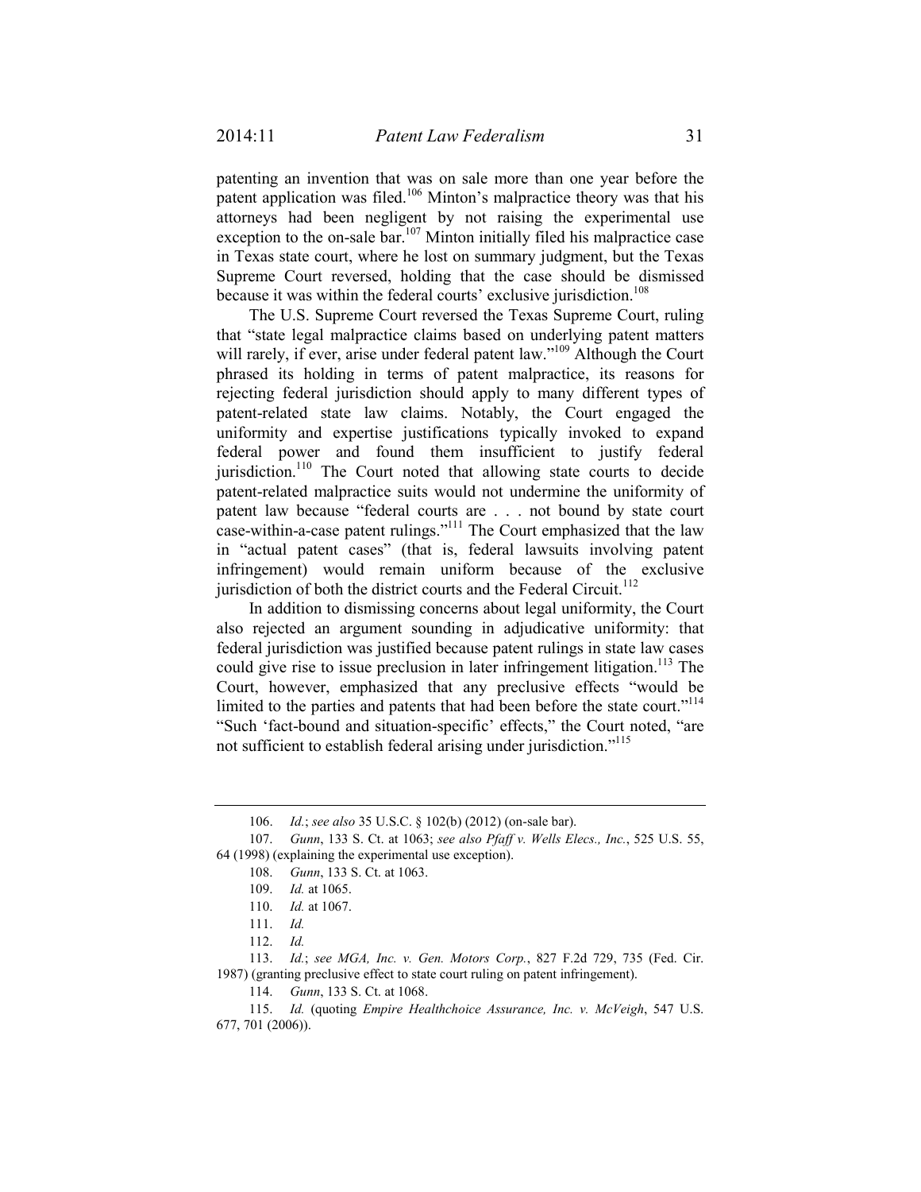patenting an invention that was on sale more than one year before the patent application was filed.[106] Minton's malpractice theory was that his attorneys had been negligent by not raising the experimental use exception to the on-sale bar.[107] Minton initially filed his malpractice case in Texas state court, where he lost on summary judgment, but the Texas Supreme Court reversed, holding that the case should be dismissed because it was within the federal courts' exclusive jurisdiction.[108]

The U.S. Supreme Court reversed the Texas Supreme Court, ruling that "state legal malpractice claims based on underlying patent matters will rarely, if ever, arise under federal patent law."[109] Although the Court phrased its holding in terms of patent malpractice, its reasons for rejecting federal jurisdiction should apply to many different types of patent-related state law claims. Notably, the Court engaged the uniformity and expertise justifications typically invoked to expand federal power and found them insufficient to justify federal jurisdiction.[110] The Court noted that allowing state courts to decide patent-related malpractice suits would not undermine the uniformity of patent law because "federal courts are . . . not bound by state court case-within-a-case patent rulings."[111] The Court emphasized that the law in "actual patent cases" (that is, federal lawsuits involving patent infringement) would remain uniform because of the exclusive jurisdiction of both the district courts and the Federal Circuit.[112]

In addition to dismissing concerns about legal uniformity, the Court also rejected an argument sounding in adjudicative uniformity: that federal jurisdiction was justified because patent rulings in state law cases could give rise to issue preclusion in later infringement litigation.[113] The Court, however, emphasized that any preclusive effects "would be limited to the parties and patents that had been before the state court."[114] "Such 'fact-bound and situation-specific' effects," the Court noted, "are not sufficient to establish federal arising under jurisdiction."[115]

---

106. *Id.*; *see also* 35 U.S.C. § 102(b) (2012) (on-sale bar).

107. *Gunn*, 133 S. Ct. at 1063; *see also Pfaff v. Wells Elecs., Inc.*, 525 U.S. 55, 64 (1998) (explaining the experimental use exception).

108. *Gunn*, 133 S. Ct. at 1063.

109. *Id.* at 1065.

110. *Id.* at 1067.

111. *Id.*

112. *Id.*

113. *Id.*; *see MGA, Inc. v. Gen. Motors Corp.*, 827 F.2d 729, 735 (Fed. Cir. 1987) (granting preclusive effect to state court ruling on patent infringement).

114. *Gunn*, 133 S. Ct. at 1068.

115. *Id.* (quoting *Empire Healthchoice Assurance, Inc. v. McVeigh*, 547 U.S. 677, 701 (2006)).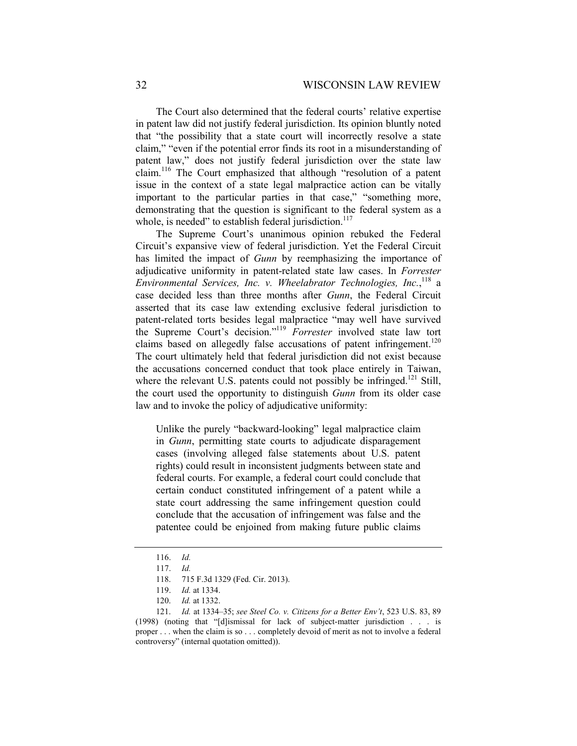The Court also determined that the federal courts' relative expertise in patent law did not justify federal jurisdiction. Its opinion bluntly noted that "the possibility that a state court will incorrectly resolve a state claim," "even if the potential error finds its root in a misunderstanding of patent law," does not justify federal jurisdiction over the state law claim.[116] The Court emphasized that although "resolution of a patent issue in the context of a state legal malpractice action can be vitally important to the particular parties in that case," "something more, demonstrating that the question is significant to the federal system as a whole, is needed" to establish federal jurisdiction.[117]

The Supreme Court's unanimous opinion rebuked the Federal Circuit's expansive view of federal jurisdiction. Yet the Federal Circuit has limited the impact of *Gunn* by reemphasizing the importance of adjudicative uniformity in patent-related state law cases. In *Forrester Environmental Services, Inc. v. Wheelabrator Technologies, Inc.*,[118] a case decided less than three months after *Gunn*, the Federal Circuit asserted that its case law extending exclusive federal jurisdiction to patent-related torts besides legal malpractice "may well have survived the Supreme Court's decision."[119] *Forrester* involved state law tort claims based on allegedly false accusations of patent infringement.[120] The court ultimately held that federal jurisdiction did not exist because the accusations concerned conduct that took place entirely in Taiwan, where the relevant U.S. patents could not possibly be infringed.[121] Still, the court used the opportunity to distinguish *Gunn* from its older case law and to invoke the policy of adjudicative uniformity:

> Unlike the purely "backward-looking" legal malpractice claim in *Gunn*, permitting state courts to adjudicate disparagement cases (involving alleged false statements about U.S. patent rights) could result in inconsistent judgments between state and federal courts. For example, a federal court could conclude that certain conduct constituted infringement of a patent while a state court addressing the same infringement question could conclude that the accusation of infringement was false and the patentee could be enjoined from making future public claims

---

116. *Id.*

117. *Id.*

118. 715 F.3d 1329 (Fed. Cir. 2013).

119. *Id.* at 1334.

120. *Id.* at 1332.

121. *Id.* at 1334–35; *see Steel Co. v. Citizens for a Better Env't*, 523 U.S. 83, 89 (1998) (noting that "[d]ismissal for lack of subject-matter jurisdiction . . . is proper . . . when the claim is so . . . completely devoid of merit as not to involve a federal controversy" (internal quotation omitted)).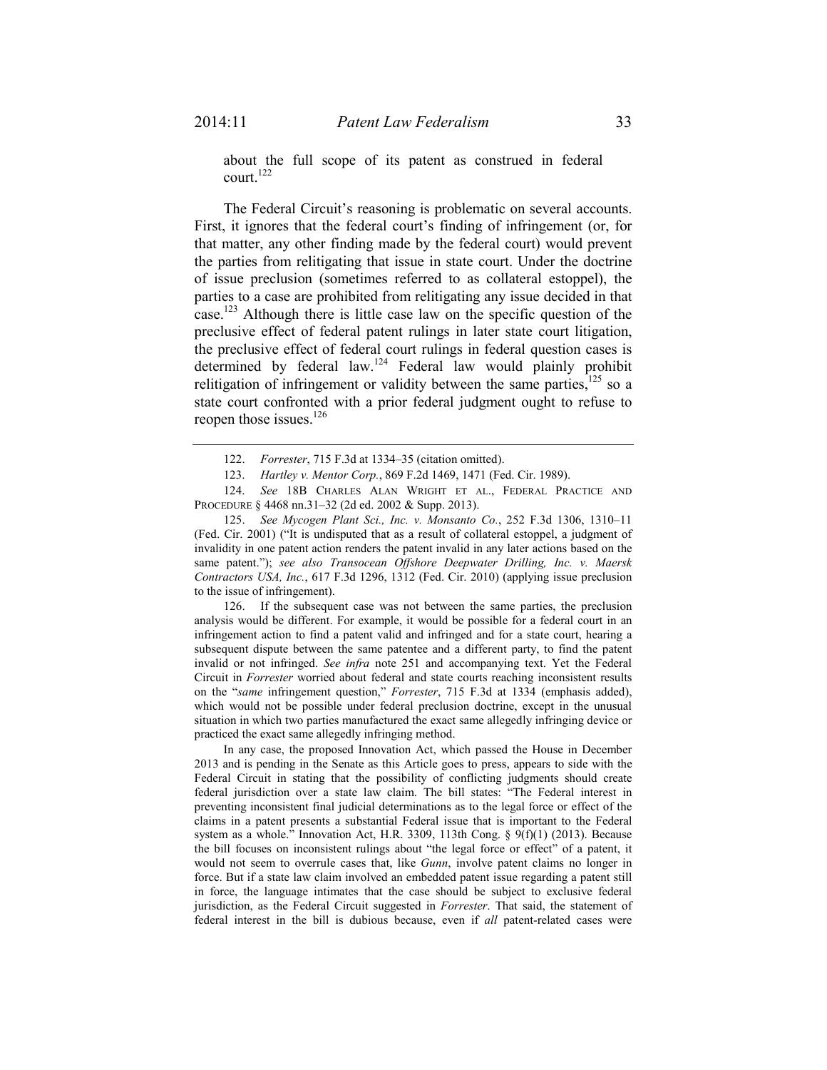about the full scope of its patent as construed in federal court.[122]

The Federal Circuit's reasoning is problematic on several accounts. First, it ignores that the federal court's finding of infringement (or, for that matter, any other finding made by the federal court) would prevent the parties from relitigating that issue in state court. Under the doctrine of issue preclusion (sometimes referred to as collateral estoppel), the parties to a case are prohibited from relitigating any issue decided in that case.[123] Although there is little case law on the specific question of the preclusive effect of federal patent rulings in later state court litigation, the preclusive effect of federal court rulings in federal question cases is determined by federal law.[124] Federal law would plainly prohibit relitigation of infringement or validity between the same parties,[125] so a state court confronted with a prior federal judgment ought to refuse to reopen those issues.[126]

---

122. *Forrester*, 715 F.3d at 1334–35 (citation omitted).

123. *Hartley v. Mentor Corp.*, 869 F.2d 1469, 1471 (Fed. Cir. 1989).

124. *See* 18B CHARLES ALAN WRIGHT ET AL., FEDERAL PRACTICE AND PROCEDURE § 4468 nn.31–32 (2d ed. 2002 & Supp. 2013).

125. *See Mycogen Plant Sci., Inc. v. Monsanto Co.*, 252 F.3d 1306, 1310–11 (Fed. Cir. 2001) ("It is undisputed that as a result of collateral estoppel, a judgment of invalidity in one patent action renders the patent invalid in any later actions based on the same patent."); *see also Transocean Offshore Deepwater Drilling, Inc. v. Maersk Contractors USA, Inc.*, 617 F.3d 1296, 1312 (Fed. Cir. 2010) (applying issue preclusion to the issue of infringement).

126. If the subsequent case was not between the same parties, the preclusion analysis would be different. For example, it would be possible for a federal court in an infringement action to find a patent valid and infringed and for a state court, hearing a subsequent dispute between the same patentee and a different party, to find the patent invalid or not infringed. *See infra* note 251 and accompanying text. Yet the Federal Circuit in *Forrester* worried about federal and state courts reaching inconsistent results on the "*same* infringement question," *Forrester*, 715 F.3d at 1334 (emphasis added), which would not be possible under federal preclusion doctrine, except in the unusual situation in which two parties manufactured the exact same allegedly infringing device or practiced the exact same allegedly infringing method.

In any case, the proposed Innovation Act, which passed the House in December 2013 and is pending in the Senate as this Article goes to press, appears to side with the Federal Circuit in stating that the possibility of conflicting judgments should create federal jurisdiction over a state law claim. The bill states: "The Federal interest in preventing inconsistent final judicial determinations as to the legal force or effect of the claims in a patent presents a substantial Federal issue that is important to the Federal system as a whole." Innovation Act, H.R. 3309, 113th Cong. § 9(f)(1) (2013). Because the bill focuses on inconsistent rulings about "the legal force or effect" of a patent, it would not seem to overrule cases that, like *Gunn*, involve patent claims no longer in force. But if a state law claim involved an embedded patent issue regarding a patent still in force, the language intimates that the case should be subject to exclusive federal jurisdiction, as the Federal Circuit suggested in *Forrester*. That said, the statement of federal interest in the bill is dubious because, even if *all* patent-related cases were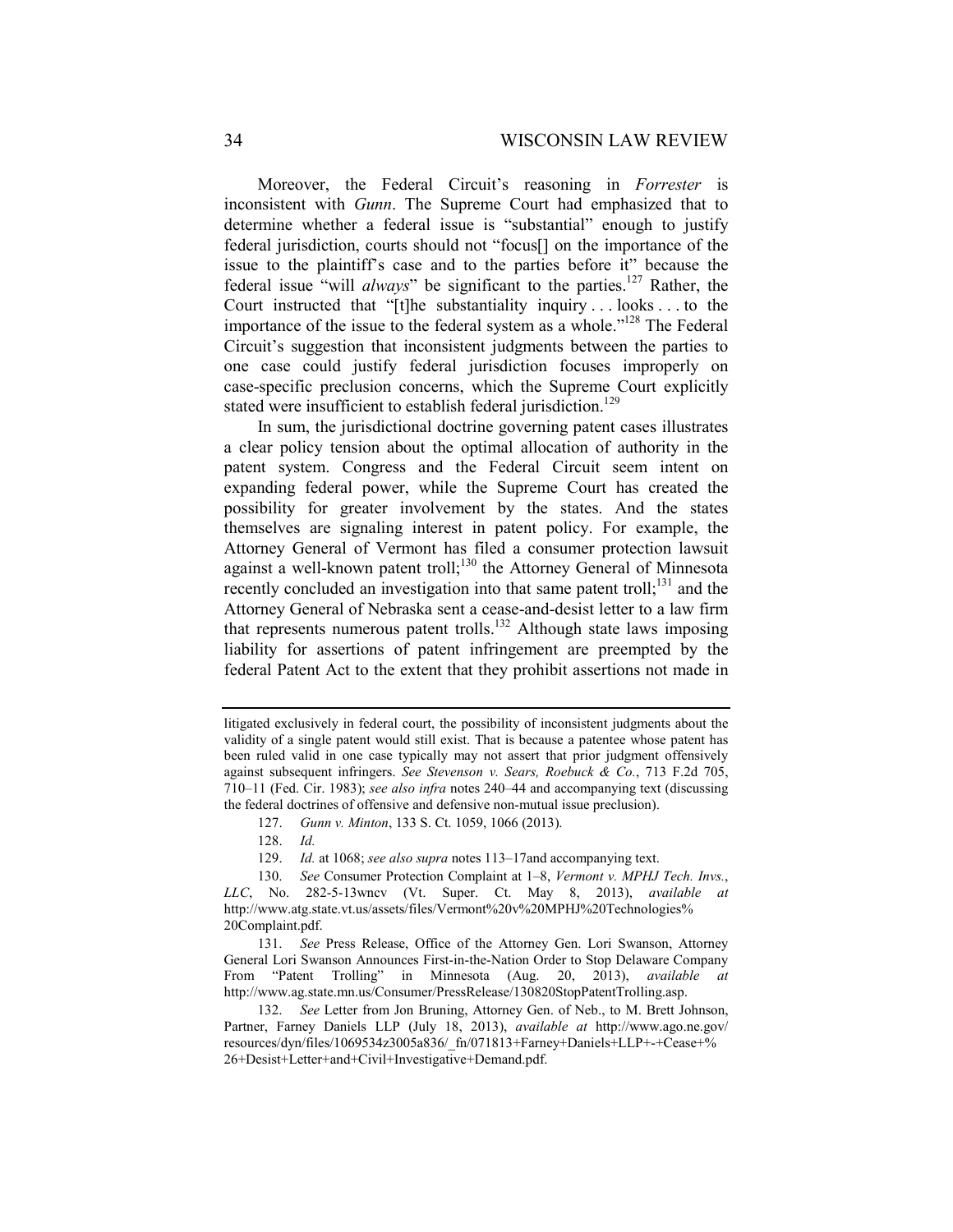Moreover, the Federal Circuit's reasoning in *Forrester* is inconsistent with *Gunn*. The Supreme Court had emphasized that to determine whether a federal issue is "substantial" enough to justify federal jurisdiction, courts should not "focus[] on the importance of the issue to the plaintiff's case and to the parties before it" because the federal issue "will *always*" be significant to the parties.[127] Rather, the Court instructed that "[t]he substantiality inquiry . . . looks . . . to the importance of the issue to the federal system as a whole."[128] The Federal Circuit's suggestion that inconsistent judgments between the parties to one case could justify federal jurisdiction focuses improperly on case-specific preclusion concerns, which the Supreme Court explicitly stated were insufficient to establish federal jurisdiction.[129]

In sum, the jurisdictional doctrine governing patent cases illustrates a clear policy tension about the optimal allocation of authority in the patent system. Congress and the Federal Circuit seem intent on expanding federal power, while the Supreme Court has created the possibility for greater involvement by the states. And the states themselves are signaling interest in patent policy. For example, the Attorney General of Vermont has filed a consumer protection lawsuit against a well-known patent troll;[130] the Attorney General of Minnesota recently concluded an investigation into that same patent troll;[131] and the Attorney General of Nebraska sent a cease-and-desist letter to a law firm that represents numerous patent trolls.[132] Although state laws imposing liability for assertions of patent infringement are preempted by the federal Patent Act to the extent that they prohibit assertions not made in

---

litigated exclusively in federal court, the possibility of inconsistent judgments about the validity of a single patent would still exist. That is because a patentee whose patent has been ruled valid in one case typically may not assert that prior judgment offensively against subsequent infringers. *See Stevenson v. Sears, Roebuck & Co.*, 713 F.2d 705, 710–11 (Fed. Cir. 1983); *see also infra* notes 240–44 and accompanying text (discussing the federal doctrines of offensive and defensive non-mutual issue preclusion).

127. *Gunn v. Minton*, 133 S. Ct. 1059, 1066 (2013).

128. *Id.*

129. *Id.* at 1068; *see also supra* notes 113–17and accompanying text.

130. *See* Consumer Protection Complaint at 1–8, *Vermont v. MPHJ Tech. Invs., LLC*, No. 282-5-13wncv (Vt. Super. Ct. May 8, 2013), *available at* http://www.atg.state.vt.us/assets/files/Vermont%20v%20MPHJ%20Technologies%20Complaint.pdf.

131. *See* Press Release, Office of the Attorney Gen. Lori Swanson, Attorney General Lori Swanson Announces First-in-the-Nation Order to Stop Delaware Company From "Patent Trolling" in Minnesota (Aug. 20, 2013), *available at* http://www.ag.state.mn.us/Consumer/PressRelease/130820StopPatentTrolling.asp.

132. *See* Letter from Jon Bruning, Attorney Gen. of Neb., to M. Brett Johnson, Partner, Farney Daniels LLP (July 18, 2013), *available at* http://www.ago.ne.gov/resources/dyn/files/1069534z3005a836/_fn/071813+Farney+Daniels+LLP+-+Cease+%26+Desist+Letter+and+Civil+Investigative+Demand.pdf.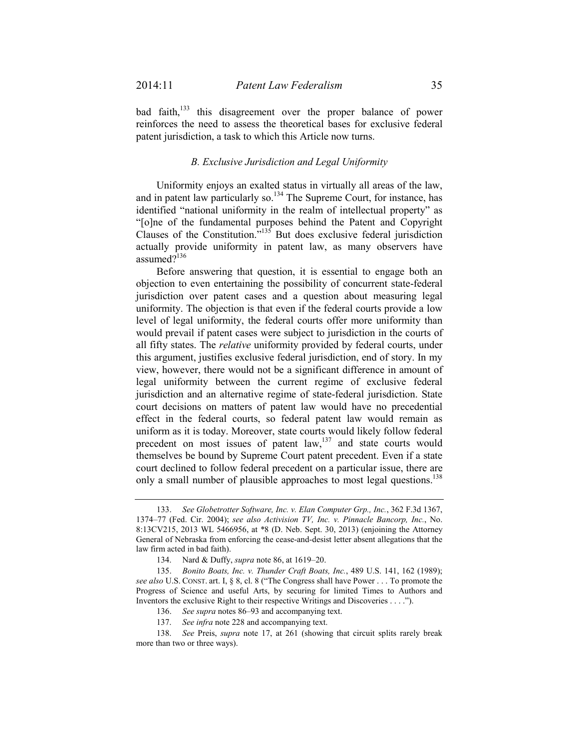bad faith,[133] this disagreement over the proper balance of power reinforces the need to assess the theoretical bases for exclusive federal patent jurisdiction, a task to which this Article now turns.

### *B. Exclusive Jurisdiction and Legal Uniformity*

Uniformity enjoys an exalted status in virtually all areas of the law, and in patent law particularly so.[134] The Supreme Court, for instance, has identified "national uniformity in the realm of intellectual property" as "[o]ne of the fundamental purposes behind the Patent and Copyright Clauses of the Constitution."[135] But does exclusive federal jurisdiction actually provide uniformity in patent law, as many observers have assumed?[136]

Before answering that question, it is essential to engage both an objection to even entertaining the possibility of concurrent state-federal jurisdiction over patent cases and a question about measuring legal uniformity. The objection is that even if the federal courts provide a low level of legal uniformity, the federal courts offer more uniformity than would prevail if patent cases were subject to jurisdiction in the courts of all fifty states. The *relative* uniformity provided by federal courts, under this argument, justifies exclusive federal jurisdiction, end of story. In my view, however, there would not be a significant difference in amount of legal uniformity between the current regime of exclusive federal jurisdiction and an alternative regime of state-federal jurisdiction. State court decisions on matters of patent law would have no precedential effect in the federal courts, so federal patent law would remain as uniform as it is today. Moreover, state courts would likely follow federal precedent on most issues of patent law,[137] and state courts would themselves be bound by Supreme Court patent precedent. Even if a state court declined to follow federal precedent on a particular issue, there are only a small number of plausible approaches to most legal questions.[138]

---

133. *See Globetrotter Software, Inc. v. Elan Computer Grp., Inc.*, 362 F.3d 1367, 1374–77 (Fed. Cir. 2004); *see also Activision TV, Inc. v. Pinnacle Bancorp, Inc.*, No. 8:13CV215, 2013 WL 5466956, at *8 (D. Neb. Sept. 30, 2013) (enjoining the Attorney General of Nebraska from enforcing the cease-and-desist letter absent allegations that the law firm acted in bad faith).

134. Nard & Duffy, *supra* note 86, at 1619–20.

135. *Bonito Boats, Inc. v. Thunder Craft Boats, Inc.*, 489 U.S. 141, 162 (1989); *see also* U.S. CONST. art. I, § 8, cl. 8 ("The Congress shall have Power . . . To promote the Progress of Science and useful Arts, by securing for limited Times to Authors and Inventors the exclusive Right to their respective Writings and Discoveries . . . .").

136. *See supra* notes 86–93 and accompanying text.

137. *See infra* note 228 and accompanying text.

138. *See* Preis, *supra* note 17, at 261 (showing that circuit splits rarely break more than two or three ways).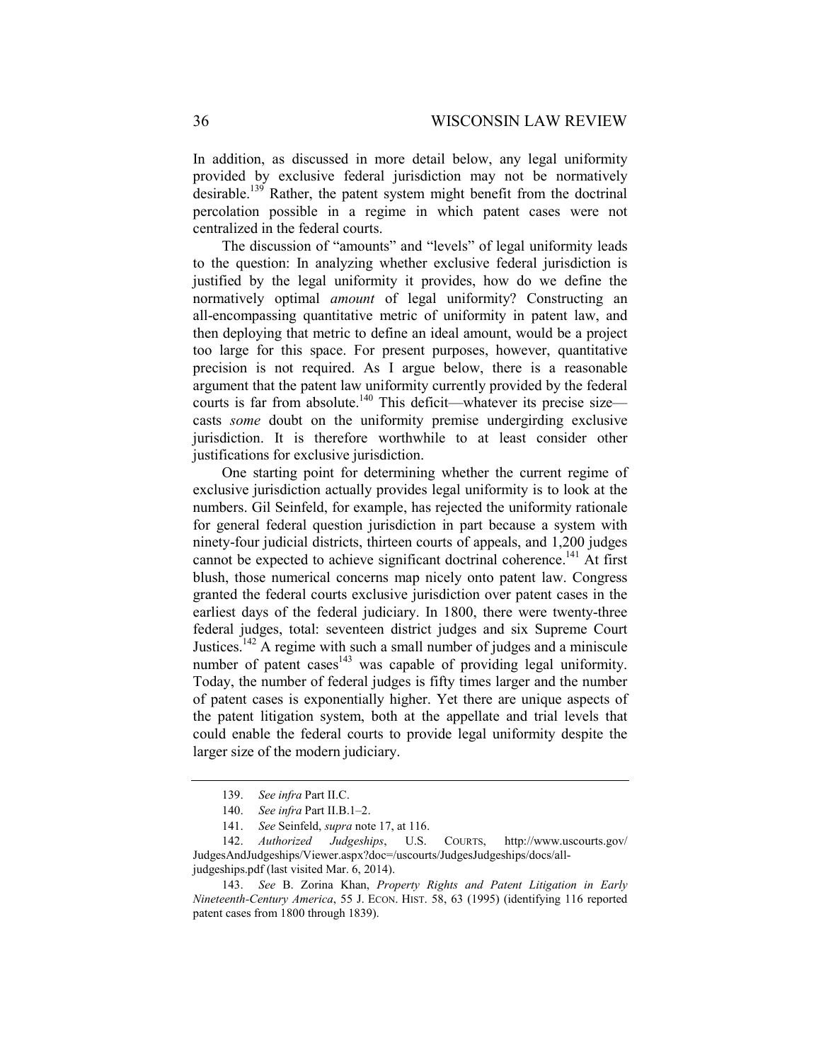In addition, as discussed in more detail below, any legal uniformity provided by exclusive federal jurisdiction may not be normatively desirable.[139] Rather, the patent system might benefit from the doctrinal percolation possible in a regime in which patent cases were not centralized in the federal courts.

The discussion of "amounts" and "levels" of legal uniformity leads to the question: In analyzing whether exclusive federal jurisdiction is justified by the legal uniformity it provides, how do we define the normatively optimal *amount* of legal uniformity? Constructing an all-encompassing quantitative metric of uniformity in patent law, and then deploying that metric to define an ideal amount, would be a project too large for this space. For present purposes, however, quantitative precision is not required. As I argue below, there is a reasonable argument that the patent law uniformity currently provided by the federal courts is far from absolute.[140] This deficit—whatever its precise size—casts *some* doubt on the uniformity premise undergirding exclusive jurisdiction. It is therefore worthwhile to at least consider other justifications for exclusive jurisdiction.

One starting point for determining whether the current regime of exclusive jurisdiction actually provides legal uniformity is to look at the numbers. Gil Seinfeld, for example, has rejected the uniformity rationale for general federal question jurisdiction in part because a system with ninety-four judicial districts, thirteen courts of appeals, and 1,200 judges cannot be expected to achieve significant doctrinal coherence.[141] At first blush, those numerical concerns map nicely onto patent law. Congress granted the federal courts exclusive jurisdiction over patent cases in the earliest days of the federal judiciary. In 1800, there were twenty-three federal judges, total: seventeen district judges and six Supreme Court Justices.[142] A regime with such a small number of judges and a miniscule number of patent cases[143] was capable of providing legal uniformity. Today, the number of federal judges is fifty times larger and the number of patent cases is exponentially higher. Yet there are unique aspects of the patent litigation system, both at the appellate and trial levels that could enable the federal courts to provide legal uniformity despite the larger size of the modern judiciary.

---

139. *See infra* Part II.C.

140. *See infra* Part II.B.1–2.

141. *See* Seinfeld, *supra* note 17, at 116.

142. *Authorized Judgeships*, U.S. COURTS, http://www.uscourts.gov/JudgesAndJudgeships/Viewer.aspx?doc=/uscourts/JudgesJudgeships/docs/all-judgeships.pdf (last visited Mar. 6, 2014).

143. *See* B. Zorina Khan, *Property Rights and Patent Litigation in Early Nineteenth-Century America*, 55 J. ECON. HIST. 58, 63 (1995) (identifying 116 reported patent cases from 1800 through 1839).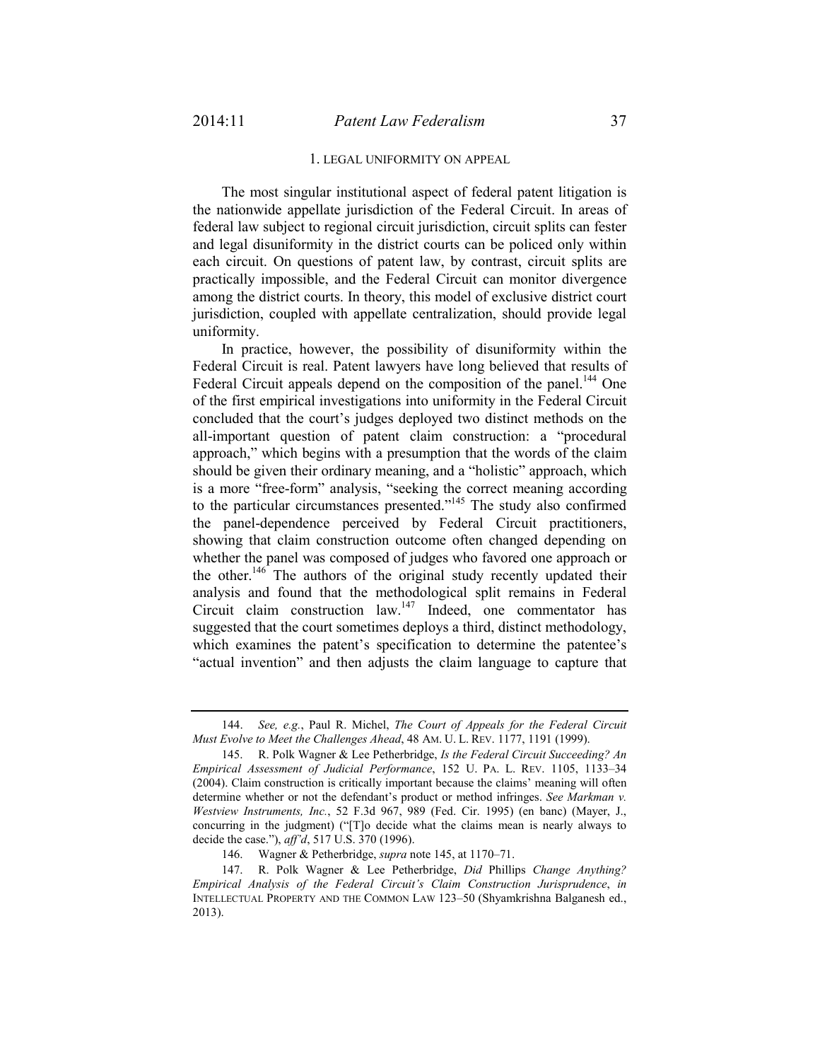### 1. LEGAL UNIFORMITY ON APPEAL

The most singular institutional aspect of federal patent litigation is the nationwide appellate jurisdiction of the Federal Circuit. In areas of federal law subject to regional circuit jurisdiction, circuit splits can fester and legal disuniformity in the district courts can be policed only within each circuit. On questions of patent law, by contrast, circuit splits are practically impossible, and the Federal Circuit can monitor divergence among the district courts. In theory, this model of exclusive district court jurisdiction, coupled with appellate centralization, should provide legal uniformity.

In practice, however, the possibility of disuniformity within the Federal Circuit is real. Patent lawyers have long believed that results of Federal Circuit appeals depend on the composition of the panel.[144] One of the first empirical investigations into uniformity in the Federal Circuit concluded that the court's judges deployed two distinct methods on the all-important question of patent claim construction: a "procedural approach," which begins with a presumption that the words of the claim should be given their ordinary meaning, and a "holistic" approach, which is a more "free-form" analysis, "seeking the correct meaning according to the particular circumstances presented."[145] The study also confirmed the panel-dependence perceived by Federal Circuit practitioners, showing that claim construction outcome often changed depending on whether the panel was composed of judges who favored one approach or the other.[146] The authors of the original study recently updated their analysis and found that the methodological split remains in Federal Circuit claim construction law.[147] Indeed, one commentator has suggested that the court sometimes deploys a third, distinct methodology, which examines the patent's specification to determine the patentee's "actual invention" and then adjusts the claim language to capture that

---

144. *See, e.g.*, Paul R. Michel, *The Court of Appeals for the Federal Circuit Must Evolve to Meet the Challenges Ahead*, 48 AM. U. L. REV. 1177, 1191 (1999).

145. R. Polk Wagner & Lee Petherbridge, *Is the Federal Circuit Succeeding? An Empirical Assessment of Judicial Performance*, 152 U. PA. L. REV. 1105, 1133–34 (2004). Claim construction is critically important because the claims' meaning will often determine whether or not the defendant's product or method infringes. *See Markman v. Westview Instruments, Inc.*, 52 F.3d 967, 989 (Fed. Cir. 1995) (en banc) (Mayer, J., concurring in the judgment) ("[T]o decide what the claims mean is nearly always to decide the case."), *aff'd*, 517 U.S. 370 (1996).

146. Wagner & Petherbridge, *supra* note 145, at 1170–71.

147. R. Polk Wagner & Lee Petherbridge, *Did* Phillips *Change Anything? Empirical Analysis of the Federal Circuit's Claim Construction Jurisprudence*, *in* INTELLECTUAL PROPERTY AND THE COMMON LAW 123–50 (Shyamkrishna Balganesh ed., 2013).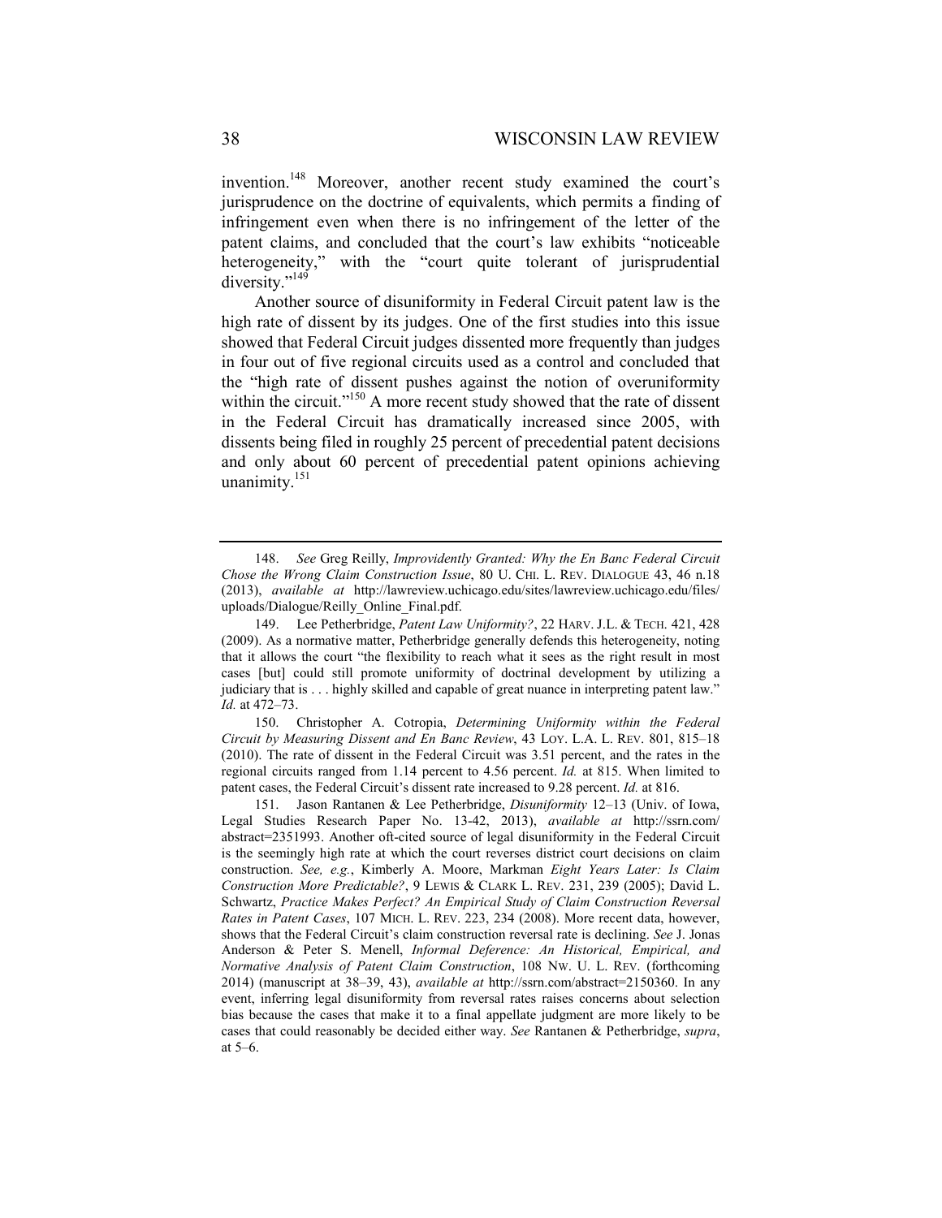invention.[148] Moreover, another recent study examined the court's jurisprudence on the doctrine of equivalents, which permits a finding of infringement even when there is no infringement of the letter of the patent claims, and concluded that the court's law exhibits "noticeable heterogeneity," with the "court quite tolerant of jurisprudential diversity."[149]

Another source of disuniformity in Federal Circuit patent law is the high rate of dissent by its judges. One of the first studies into this issue showed that Federal Circuit judges dissented more frequently than judges in four out of five regional circuits used as a control and concluded that the "high rate of dissent pushes against the notion of overuniformity within the circuit."[150] A more recent study showed that the rate of dissent in the Federal Circuit has dramatically increased since 2005, with dissents being filed in roughly 25 percent of precedential patent decisions and only about 60 percent of precedential patent opinions achieving unanimity.[151]

---

148. *See* Greg Reilly, *Improvidently Granted: Why the En Banc Federal Circuit Chose the Wrong Claim Construction Issue*, 80 U. CHI. L. REV. DIALOGUE 43, 46 n.18 (2013), *available at* http://lawreview.uchicago.edu/sites/lawreview.uchicago.edu/files/uploads/Dialogue/Reilly_Online_Final.pdf.

149. Lee Petherbridge, *Patent Law Uniformity?*, 22 HARV. J.L. & TECH. 421, 428 (2009). As a normative matter, Petherbridge generally defends this heterogeneity, noting that it allows the court "the flexibility to reach what it sees as the right result in most cases [but] could still promote uniformity of doctrinal development by utilizing a judiciary that is . . . highly skilled and capable of great nuance in interpreting patent law." *Id.* at 472–73.

150. Christopher A. Cotropia, *Determining Uniformity within the Federal Circuit by Measuring Dissent and En Banc Review*, 43 LOY. L.A. L. REV. 801, 815–18 (2010). The rate of dissent in the Federal Circuit was 3.51 percent, and the rates in the regional circuits ranged from 1.14 percent to 4.56 percent. *Id.* at 815. When limited to patent cases, the Federal Circuit's dissent rate increased to 9.28 percent. *Id.* at 816.

151. Jason Rantanen & Lee Petherbridge, *Disuniformity* 12–13 (Univ. of Iowa, Legal Studies Research Paper No. 13-42, 2013), *available at* http://ssrn.com/abstract=2351993. Another oft-cited source of legal disuniformity in the Federal Circuit is the seemingly high rate at which the court reverses district court decisions on claim construction. *See, e.g.*, Kimberly A. Moore, Markman *Eight Years Later: Is Claim Construction More Predictable?*, 9 LEWIS & CLARK L. REV. 231, 239 (2005); David L. Schwartz, *Practice Makes Perfect? An Empirical Study of Claim Construction Reversal Rates in Patent Cases*, 107 MICH. L. REV. 223, 234 (2008). More recent data, however, shows that the Federal Circuit's claim construction reversal rate is declining. *See* J. Jonas Anderson & Peter S. Menell, *Informal Deference: An Historical, Empirical, and Normative Analysis of Patent Claim Construction*, 108 NW. U. L. REV. (forthcoming 2014) (manuscript at 38–39, 43), *available at* http://ssrn.com/abstract=2150360. In any event, inferring legal disuniformity from reversal rates raises concerns about selection bias because the cases that make it to a final appellate judgment are more likely to be cases that could reasonably be decided either way. *See* Rantanen & Petherbridge, *supra*, at 5–6.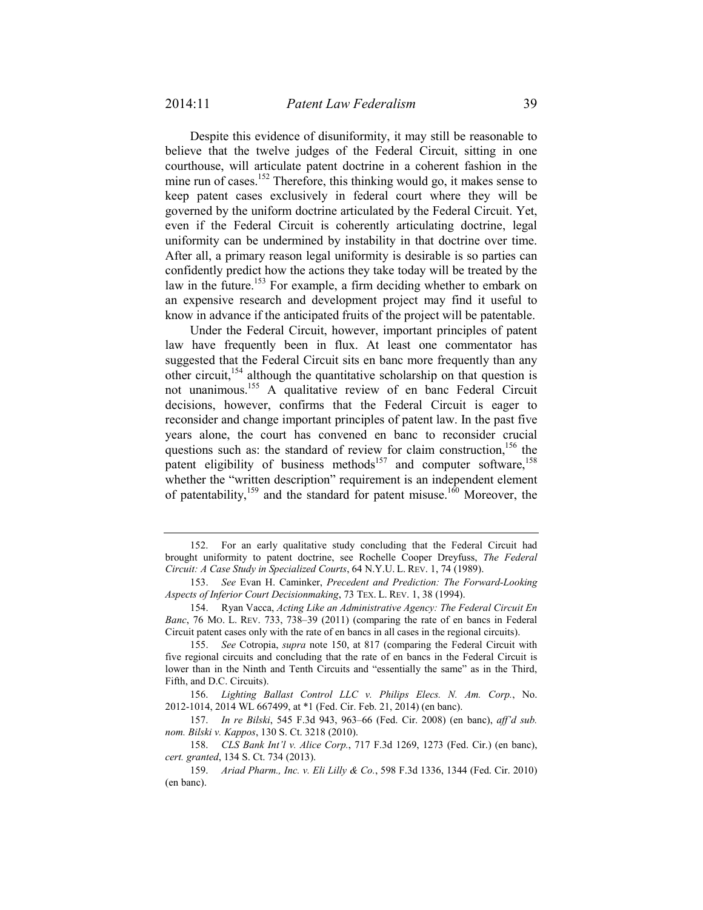Despite this evidence of disuniformity, it may still be reasonable to believe that the twelve judges of the Federal Circuit, sitting in one courthouse, will articulate patent doctrine in a coherent fashion in the mine run of cases.[152] Therefore, this thinking would go, it makes sense to keep patent cases exclusively in federal court where they will be governed by the uniform doctrine articulated by the Federal Circuit. Yet, even if the Federal Circuit is coherently articulating doctrine, legal uniformity can be undermined by instability in that doctrine over time. After all, a primary reason legal uniformity is desirable is so parties can confidently predict how the actions they take today will be treated by the law in the future.[153] For example, a firm deciding whether to embark on an expensive research and development project may find it useful to know in advance if the anticipated fruits of the project will be patentable.

Under the Federal Circuit, however, important principles of patent law have frequently been in flux. At least one commentator has suggested that the Federal Circuit sits en banc more frequently than any other circuit,[154] although the quantitative scholarship on that question is not unanimous.[155] A qualitative review of en banc Federal Circuit decisions, however, confirms that the Federal Circuit is eager to reconsider and change important principles of patent law. In the past five years alone, the court has convened en banc to reconsider crucial questions such as: the standard of review for claim construction,[156] the patent eligibility of business methods[157] and computer software,[158] whether the "written description" requirement is an independent element of patentability,[159] and the standard for patent misuse.[160] Moreover, the

---

152. For an early qualitative study concluding that the Federal Circuit had brought uniformity to patent doctrine, see Rochelle Cooper Dreyfuss, *The Federal Circuit: A Case Study in Specialized Courts*, 64 N.Y.U. L. REV. 1, 74 (1989).

153. *See* Evan H. Caminker, *Precedent and Prediction: The Forward-Looking Aspects of Inferior Court Decisionmaking*, 73 TEX. L. REV. 1, 38 (1994).

154. Ryan Vacca, *Acting Like an Administrative Agency: The Federal Circuit En Banc*, 76 MO. L. REV. 733, 738–39 (2011) (comparing the rate of en bancs in Federal Circuit patent cases only with the rate of en bancs in all cases in the regional circuits).

155. *See* Cotropia, *supra* note 150, at 817 (comparing the Federal Circuit with five regional circuits and concluding that the rate of en bancs in the Federal Circuit is lower than in the Ninth and Tenth Circuits and "essentially the same" as in the Third, Fifth, and D.C. Circuits).

156. *Lighting Ballast Control LLC v. Philips Elecs. N. Am. Corp.*, No. 2012-1014, 2014 WL 667499, at *1 (Fed. Cir. Feb. 21, 2014) (en banc).

157. *In re Bilski*, 545 F.3d 943, 963–66 (Fed. Cir. 2008) (en banc), *aff'd sub. nom. Bilski v. Kappos*, 130 S. Ct. 3218 (2010).

158. *CLS Bank Int'l v. Alice Corp.*, 717 F.3d 1269, 1273 (Fed. Cir.) (en banc), *cert. granted*, 134 S. Ct. 734 (2013).

159. *Ariad Pharm., Inc. v. Eli Lilly & Co.*, 598 F.3d 1336, 1344 (Fed. Cir. 2010) (en banc).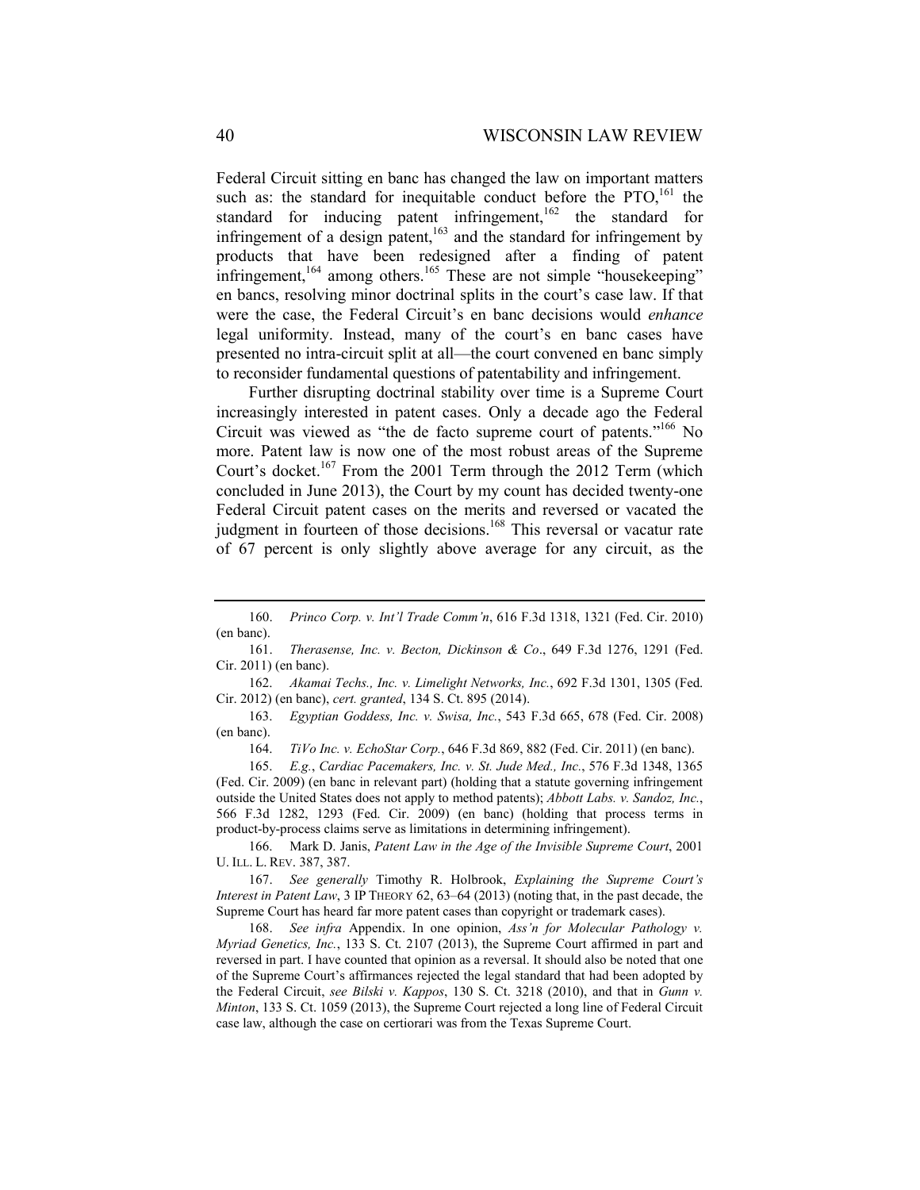Federal Circuit sitting en banc has changed the law on important matters such as: the standard for inequitable conduct before the PTO,[161] the standard for inducing patent infringement,[162] the standard for infringement of a design patent,[163] and the standard for infringement by products that have been redesigned after a finding of patent infringement,[164] among others.[165] These are not simple "housekeeping" en bancs, resolving minor doctrinal splits in the court's case law. If that were the case, the Federal Circuit's en banc decisions would *enhance* legal uniformity. Instead, many of the court's en banc cases have presented no intra-circuit split at all—the court convened en banc simply to reconsider fundamental questions of patentability and infringement.

Further disrupting doctrinal stability over time is a Supreme Court increasingly interested in patent cases. Only a decade ago the Federal Circuit was viewed as "the de facto supreme court of patents."[166] No more. Patent law is now one of the most robust areas of the Supreme Court's docket.[167] From the 2001 Term through the 2012 Term (which concluded in June 2013), the Court by my count has decided twenty-one Federal Circuit patent cases on the merits and reversed or vacated the judgment in fourteen of those decisions.[168] This reversal or vacatur rate of 67 percent is only slightly above average for any circuit, as the

---

160. *Princo Corp. v. Int'l Trade Comm'n*, 616 F.3d 1318, 1321 (Fed. Cir. 2010) (en banc).

161. *Therasense, Inc. v. Becton, Dickinson & Co*., 649 F.3d 1276, 1291 (Fed. Cir. 2011) (en banc).

162. *Akamai Techs., Inc. v. Limelight Networks, Inc.*, 692 F.3d 1301, 1305 (Fed. Cir. 2012) (en banc), *cert. granted*, 134 S. Ct. 895 (2014).

163. *Egyptian Goddess, Inc. v. Swisa, Inc.*, 543 F.3d 665, 678 (Fed. Cir. 2008) (en banc).

164. *TiVo Inc. v. EchoStar Corp.*, 646 F.3d 869, 882 (Fed. Cir. 2011) (en banc).

165. *E.g.*, *Cardiac Pacemakers, Inc. v. St. Jude Med., Inc.*, 576 F.3d 1348, 1365 (Fed. Cir. 2009) (en banc in relevant part) (holding that a statute governing infringement outside the United States does not apply to method patents); *Abbott Labs. v. Sandoz, Inc.*, 566 F.3d 1282, 1293 (Fed. Cir. 2009) (en banc) (holding that process terms in product-by-process claims serve as limitations in determining infringement).

166. Mark D. Janis, *Patent Law in the Age of the Invisible Supreme Court*, 2001 U. ILL. L. REV. 387, 387.

167. *See generally* Timothy R. Holbrook, *Explaining the Supreme Court's Interest in Patent Law*, 3 IP THEORY 62, 63–64 (2013) (noting that, in the past decade, the Supreme Court has heard far more patent cases than copyright or trademark cases).

168. *See infra* Appendix. In one opinion, *Ass'n for Molecular Pathology v. Myriad Genetics, Inc.*, 133 S. Ct. 2107 (2013), the Supreme Court affirmed in part and reversed in part. I have counted that opinion as a reversal. It should also be noted that one of the Supreme Court's affirmances rejected the legal standard that had been adopted by the Federal Circuit, *see Bilski v. Kappos*, 130 S. Ct. 3218 (2010), and that in *Gunn v. Minton*, 133 S. Ct. 1059 (2013), the Supreme Court rejected a long line of Federal Circuit case law, although the case on certiorari was from the Texas Supreme Court.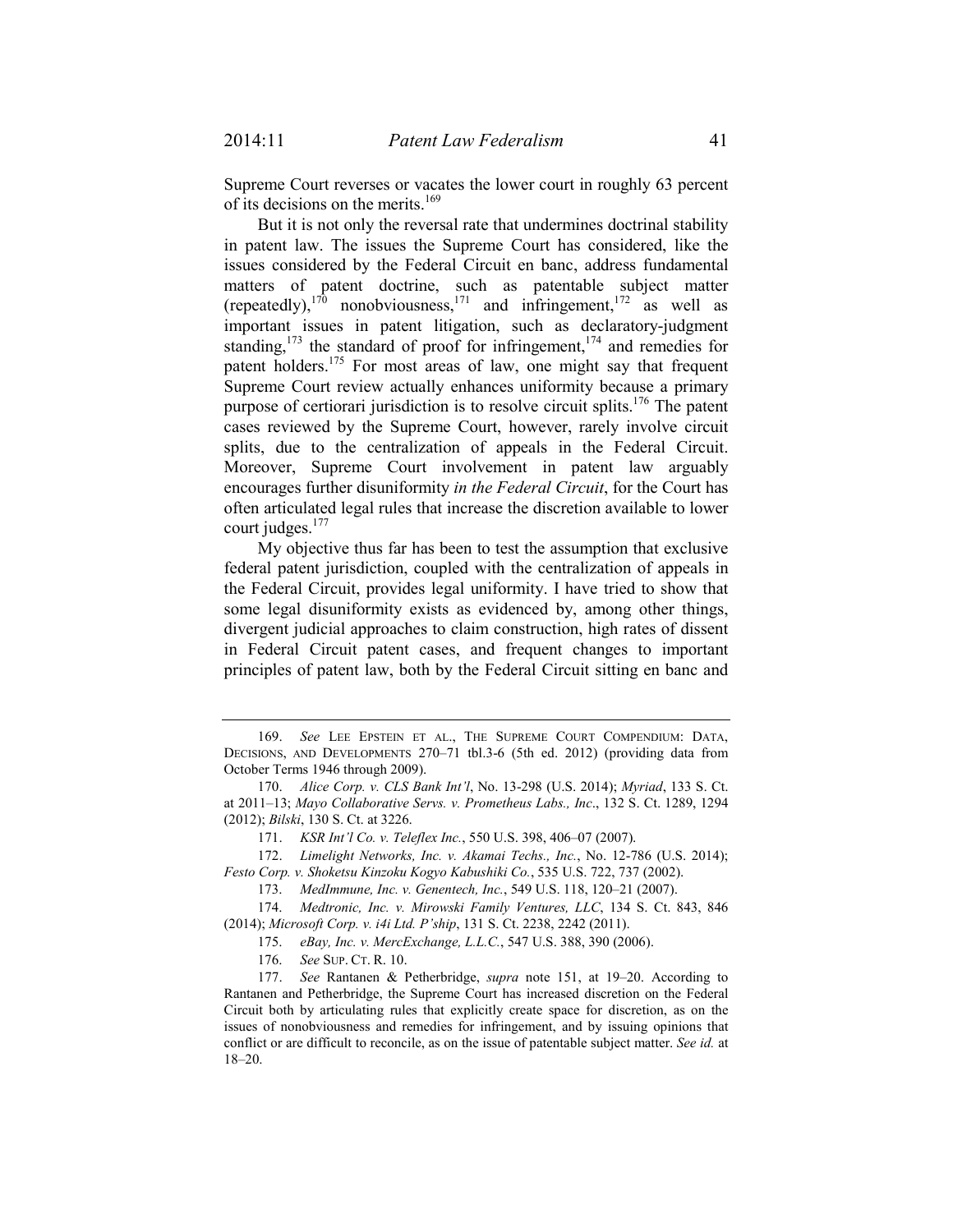Supreme Court reverses or vacates the lower court in roughly 63 percent of its decisions on the merits.[169]

But it is not only the reversal rate that undermines doctrinal stability in patent law. The issues the Supreme Court has considered, like the issues considered by the Federal Circuit en banc, address fundamental matters of patent doctrine, such as patentable subject matter (repeatedly),[170] nonobviousness,[171] and infringement,[172] as well as important issues in patent litigation, such as declaratory-judgment standing,[173] the standard of proof for infringement,[174] and remedies for patent holders.[175] For most areas of law, one might say that frequent Supreme Court review actually enhances uniformity because a primary purpose of certiorari jurisdiction is to resolve circuit splits.[176] The patent cases reviewed by the Supreme Court, however, rarely involve circuit splits, due to the centralization of appeals in the Federal Circuit. Moreover, Supreme Court involvement in patent law arguably encourages further disuniformity *in the Federal Circuit*, for the Court has often articulated legal rules that increase the discretion available to lower court judges.[177]

My objective thus far has been to test the assumption that exclusive federal patent jurisdiction, coupled with the centralization of appeals in the Federal Circuit, provides legal uniformity. I have tried to show that some legal disuniformity exists as evidenced by, among other things, divergent judicial approaches to claim construction, high rates of dissent in Federal Circuit patent cases, and frequent changes to important principles of patent law, both by the Federal Circuit sitting en banc and

---

169. *See* LEE EPSTEIN ET AL., THE SUPREME COURT COMPENDIUM: DATA, DECISIONS, AND DEVELOPMENTS 270–71 tbl.3-6 (5th ed. 2012) (providing data from October Terms 1946 through 2009).

170. *Alice Corp. v. CLS Bank Int'l*, No. 13-298 (U.S. 2014); *Myriad*, 133 S. Ct. at 2011–13; *Mayo Collaborative Servs. v. Prometheus Labs., Inc*., 132 S. Ct. 1289, 1294 (2012); *Bilski*, 130 S. Ct. at 3226.

171. *KSR Int'l Co. v. Teleflex Inc.*, 550 U.S. 398, 406–07 (2007).

172. *Limelight Networks, Inc. v. Akamai Techs., Inc.*, No. 12-786 (U.S. 2014); *Festo Corp. v. Shoketsu Kinzoku Kogyo Kabushiki Co.*, 535 U.S. 722, 737 (2002).

173. *MedImmune, Inc. v. Genentech, Inc.*, 549 U.S. 118, 120–21 (2007).

174. *Medtronic, Inc. v. Mirowski Family Ventures, LLC*, 134 S. Ct. 843, 846 (2014); *Microsoft Corp. v. i4i Ltd. P'ship*, 131 S. Ct. 2238, 2242 (2011).

175. *eBay, Inc. v. MercExchange, L.L.C.*, 547 U.S. 388, 390 (2006).

176. *See* SUP. CT. R. 10.

177. *See* Rantanen & Petherbridge, *supra* note 151, at 19–20. According to Rantanen and Petherbridge, the Supreme Court has increased discretion on the Federal Circuit both by articulating rules that explicitly create space for discretion, as on the issues of nonobviousness and remedies for infringement, and by issuing opinions that conflict or are difficult to reconcile, as on the issue of patentable subject matter. *See id.* at 18–20.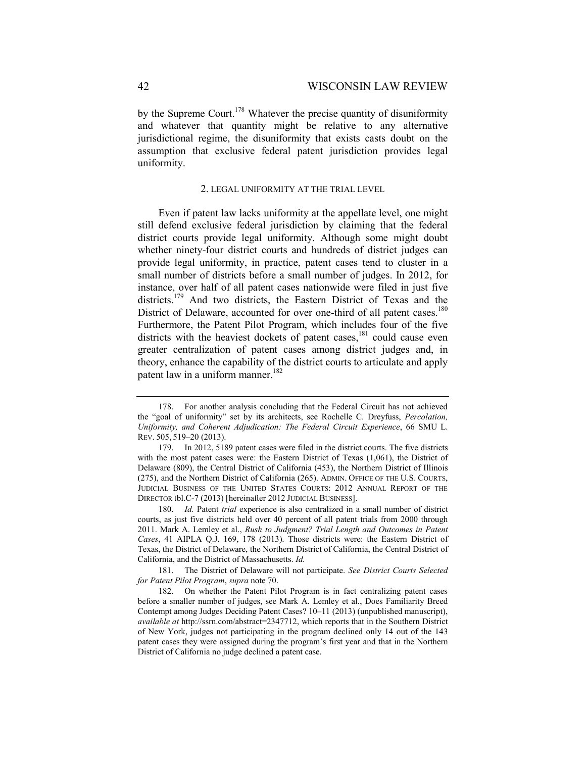by the Supreme Court.[178] Whatever the precise quantity of disuniformity and whatever that quantity might be relative to any alternative jurisdictional regime, the disuniformity that exists casts doubt on the assumption that exclusive federal patent jurisdiction provides legal uniformity.

### 2. LEGAL UNIFORMITY AT THE TRIAL LEVEL

Even if patent law lacks uniformity at the appellate level, one might still defend exclusive federal jurisdiction by claiming that the federal district courts provide legal uniformity. Although some might doubt whether ninety-four district courts and hundreds of district judges can provide legal uniformity, in practice, patent cases tend to cluster in a small number of districts before a small number of judges. In 2012, for instance, over half of all patent cases nationwide were filed in just five districts.[179] And two districts, the Eastern District of Texas and the District of Delaware, accounted for over one-third of all patent cases.[180] Furthermore, the Patent Pilot Program, which includes four of the five districts with the heaviest dockets of patent cases,[181] could cause even greater centralization of patent cases among district judges and, in theory, enhance the capability of the district courts to articulate and apply patent law in a uniform manner.[182]

---

178. For another analysis concluding that the Federal Circuit has not achieved the "goal of uniformity" set by its architects, see Rochelle C. Dreyfuss, *Percolation, Uniformity, and Coherent Adjudication: The Federal Circuit Experience*, 66 SMU L. REV. 505, 519–20 (2013).

179. In 2012, 5189 patent cases were filed in the district courts. The five districts with the most patent cases were: the Eastern District of Texas (1,061), the District of Delaware (809), the Central District of California (453), the Northern District of Illinois (275), and the Northern District of California (265). ADMIN. OFFICE OF THE U.S. COURTS, JUDICIAL BUSINESS OF THE UNITED STATES COURTS: 2012 ANNUAL REPORT OF THE DIRECTOR tbl.C-7 (2013) [hereinafter 2012 JUDICIAL BUSINESS].

180. *Id.* Patent *trial* experience is also centralized in a small number of district courts, as just five districts held over 40 percent of all patent trials from 2000 through 2011. Mark A. Lemley et al., *Rush to Judgment? Trial Length and Outcomes in Patent Cases*, 41 AIPLA Q.J. 169, 178 (2013). Those districts were: the Eastern District of Texas, the District of Delaware, the Northern District of California, the Central District of California, and the District of Massachusetts. *Id.*

181. The District of Delaware will not participate. *See District Courts Selected for Patent Pilot Program*, *supra* note 70.

182. On whether the Patent Pilot Program is in fact centralizing patent cases before a smaller number of judges, see Mark A. Lemley et al., Does Familiarity Breed Contempt among Judges Deciding Patent Cases? 10–11 (2013) (unpublished manuscript), *available at* http://ssrn.com/abstract=2347712, which reports that in the Southern District of New York, judges not participating in the program declined only 14 out of the 143 patent cases they were assigned during the program's first year and that in the Northern District of California no judge declined a patent case.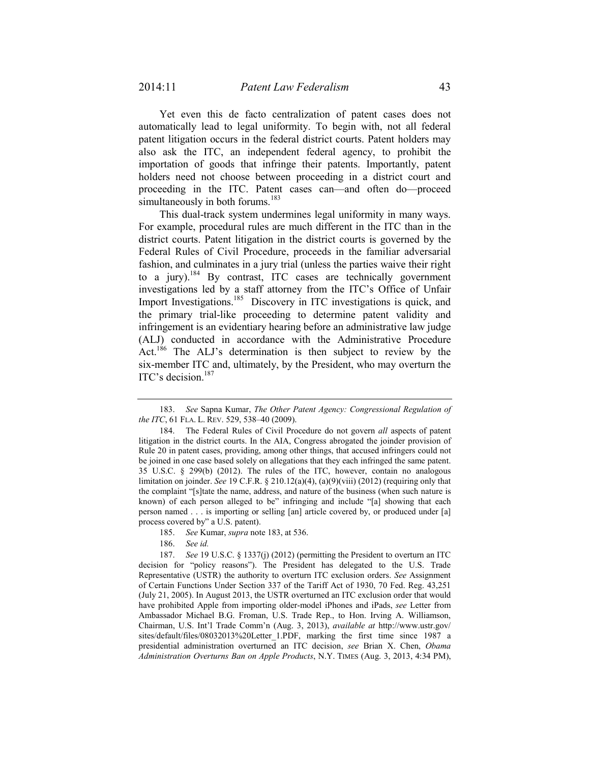Yet even this de facto centralization of patent cases does not automatically lead to legal uniformity. To begin with, not all federal patent litigation occurs in the federal district courts. Patent holders may also ask the ITC, an independent federal agency, to prohibit the importation of goods that infringe their patents. Importantly, patent holders need not choose between proceeding in a district court and proceeding in the ITC. Patent cases can—and often do—proceed simultaneously in both forums.[183]

This dual-track system undermines legal uniformity in many ways. For example, procedural rules are much different in the ITC than in the district courts. Patent litigation in the district courts is governed by the Federal Rules of Civil Procedure, proceeds in the familiar adversarial fashion, and culminates in a jury trial (unless the parties waive their right to a jury).[184] By contrast, ITC cases are technically government investigations led by a staff attorney from the ITC's Office of Unfair Import Investigations.[185] Discovery in ITC investigations is quick, and the primary trial-like proceeding to determine patent validity and infringement is an evidentiary hearing before an administrative law judge (ALJ) conducted in accordance with the Administrative Procedure Act.[186] The ALJ's determination is then subject to review by the six-member ITC and, ultimately, by the President, who may overturn the ITC's decision.[187]

---

183. *See* Sapna Kumar, *The Other Patent Agency: Congressional Regulation of the ITC*, 61 FLA. L. REV. 529, 538–40 (2009).

184. The Federal Rules of Civil Procedure do not govern *all* aspects of patent litigation in the district courts. In the AIA, Congress abrogated the joinder provision of Rule 20 in patent cases, providing, among other things, that accused infringers could not be joined in one case based solely on allegations that they each infringed the same patent. 35 U.S.C. § 299(b) (2012). The rules of the ITC, however, contain no analogous limitation on joinder. *See* 19 C.F.R. § 210.12(a)(4), (a)(9)(viii) (2012) (requiring only that the complaint "[s]tate the name, address, and nature of the business (when such nature is known) of each person alleged to be" infringing and include "[a] showing that each person named . . . is importing or selling [an] article covered by, or produced under [a] process covered by" a U.S. patent).

185. *See* Kumar, *supra* note 183, at 536.

186. *See id.*

187. *See* 19 U.S.C. § 1337(j) (2012) (permitting the President to overturn an ITC decision for "policy reasons"). The President has delegated to the U.S. Trade Representative (USTR) the authority to overturn ITC exclusion orders. *See* Assignment of Certain Functions Under Section 337 of the Tariff Act of 1930, 70 Fed. Reg. 43,251 (July 21, 2005). In August 2013, the USTR overturned an ITC exclusion order that would have prohibited Apple from importing older-model iPhones and iPads, *see* Letter from Ambassador Michael B.G. Froman, U.S. Trade Rep., to Hon. Irving A. Williamson, Chairman, U.S. Int'l Trade Comm'n (Aug. 3, 2013), *available at* http://www.ustr.gov/sites/default/files/08032013%20Letter_1.PDF, marking the first time since 1987 a presidential administration overturned an ITC decision, *see* Brian X. Chen, *Obama Administration Overturns Ban on Apple Products*, N.Y. TIMES (Aug. 3, 2013, 4:34 PM),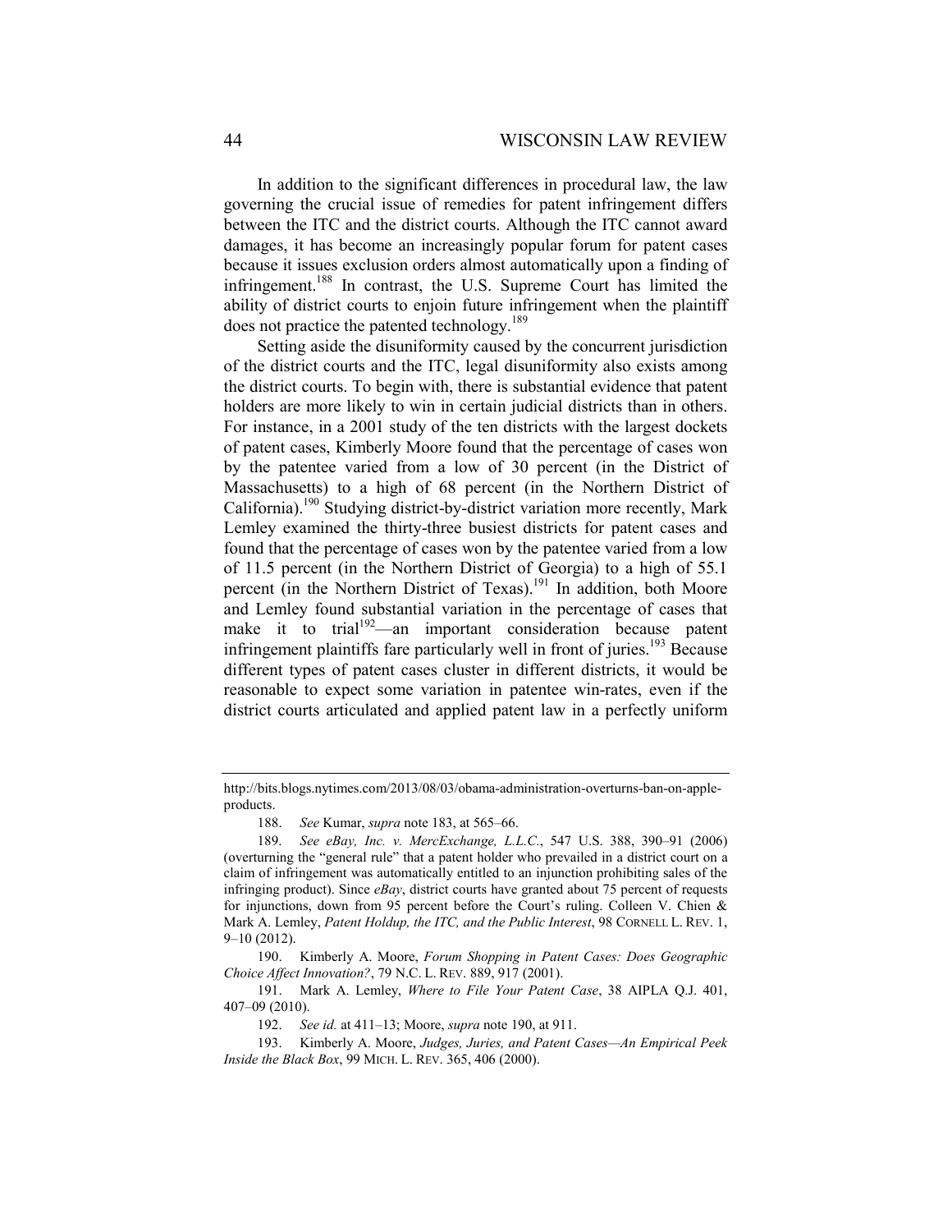In addition to the significant differences in procedural law, the law governing the crucial issue of remedies for patent infringement differs between the ITC and the district courts. Although the ITC cannot award damages, it has become an increasingly popular forum for patent cases because it issues exclusion orders almost automatically upon a finding of infringement.[188] In contrast, the U.S. Supreme Court has limited the ability of district courts to enjoin future infringement when the plaintiff does not practice the patented technology.[189]

Setting aside the disuniformity caused by the concurrent jurisdiction of the district courts and the ITC, legal disuniformity also exists among the district courts. To begin with, there is substantial evidence that patent holders are more likely to win in certain judicial districts than in others. For instance, in a 2001 study of the ten districts with the largest dockets of patent cases, Kimberly Moore found that the percentage of cases won by the patentee varied from a low of 30 percent (in the District of Massachusetts) to a high of 68 percent (in the Northern District of California).[190] Studying district-by-district variation more recently, Mark Lemley examined the thirty-three busiest districts for patent cases and found that the percentage of cases won by the patentee varied from a low of 11.5 percent (in the Northern District of Georgia) to a high of 55.1 percent (in the Northern District of Texas).[191] In addition, both Moore and Lemley found substantial variation in the percentage of cases that make it to trial[192]—an important consideration because patent infringement plaintiffs fare particularly well in front of juries.[193] Because different types of patent cases cluster in different districts, it would be reasonable to expect some variation in patentee win-rates, even if the district courts articulated and applied patent law in a perfectly uniform

---

http://bits.blogs.nytimes.com/2013/08/03/obama-administration-overturns-ban-on-apple-products.

188. *See* Kumar, *supra* note 183, at 565–66.

189. *See eBay, Inc. v. MercExchange, L.L.C.*, 547 U.S. 388, 390–91 (2006) (overturning the "general rule" that a patent holder who prevailed in a district court on a claim of infringement was automatically entitled to an injunction prohibiting sales of the infringing product). Since *eBay*, district courts have granted about 75 percent of requests for injunctions, down from 95 percent before the Court's ruling. Colleen V. Chien & Mark A. Lemley, *Patent Holdup, the ITC, and the Public Interest*, 98 CORNELL L. REV. 1, 9–10 (2012).

190. Kimberly A. Moore, *Forum Shopping in Patent Cases: Does Geographic Choice Affect Innovation?*, 79 N.C. L. REV. 889, 917 (2001).

191. Mark A. Lemley, *Where to File Your Patent Case*, 38 AIPLA Q.J. 401, 407–09 (2010).

192. *See id.* at 411–13; Moore, *supra* note 190, at 911.

193. Kimberly A. Moore, *Judges, Juries, and Patent Cases—An Empirical Peek Inside the Black Box*, 99 MICH. L. REV. 365, 406 (2000).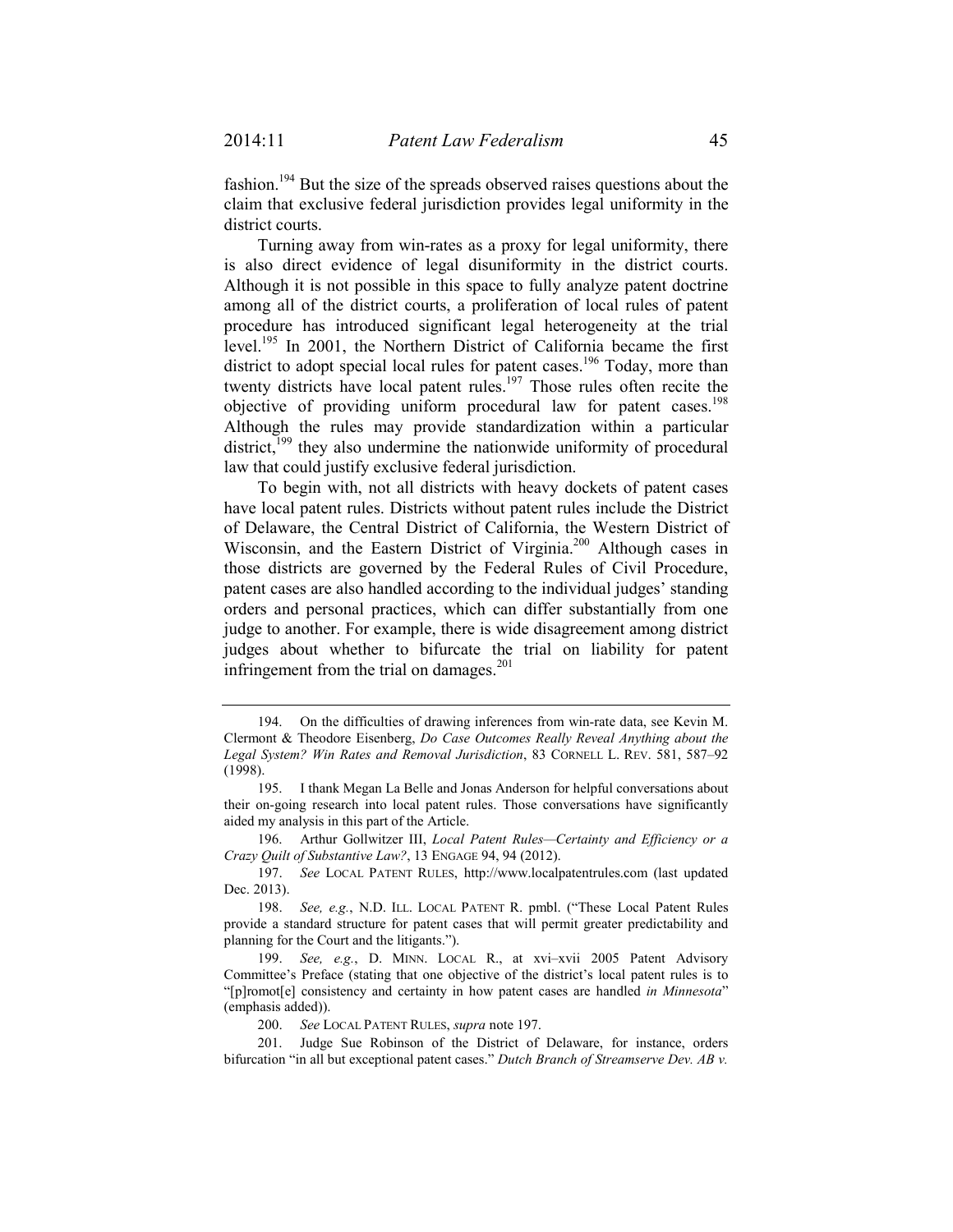fashion.[194] But the size of the spreads observed raises questions about the claim that exclusive federal jurisdiction provides legal uniformity in the district courts.

Turning away from win-rates as a proxy for legal uniformity, there is also direct evidence of legal disuniformity in the district courts. Although it is not possible in this space to fully analyze patent doctrine among all of the district courts, a proliferation of local rules of patent procedure has introduced significant legal heterogeneity at the trial level.[195] In 2001, the Northern District of California became the first district to adopt special local rules for patent cases.[196] Today, more than twenty districts have local patent rules.[197] Those rules often recite the objective of providing uniform procedural law for patent cases.[198] Although the rules may provide standardization within a particular district,[199] they also undermine the nationwide uniformity of procedural law that could justify exclusive federal jurisdiction.

To begin with, not all districts with heavy dockets of patent cases have local patent rules. Districts without patent rules include the District of Delaware, the Central District of California, the Western District of Wisconsin, and the Eastern District of Virginia.[200] Although cases in those districts are governed by the Federal Rules of Civil Procedure, patent cases are also handled according to the individual judges' standing orders and personal practices, which can differ substantially from one judge to another. For example, there is wide disagreement among district judges about whether to bifurcate the trial on liability for patent infringement from the trial on damages.[201]

---

194. On the difficulties of drawing inferences from win-rate data, see Kevin M. Clermont & Theodore Eisenberg, *Do Case Outcomes Really Reveal Anything about the Legal System? Win Rates and Removal Jurisdiction*, 83 CORNELL L. REV. 581, 587–92 (1998).

195. I thank Megan La Belle and Jonas Anderson for helpful conversations about their on-going research into local patent rules. Those conversations have significantly aided my analysis in this part of the Article.

196. Arthur Gollwitzer III, *Local Patent Rules—Certainty and Efficiency or a Crazy Quilt of Substantive Law?*, 13 ENGAGE 94, 94 (2012).

197. *See* LOCAL PATENT RULES, http://www.localpatentrules.com (last updated Dec. 2013).

198. *See, e.g.*, N.D. ILL. LOCAL PATENT R. pmbl. ("These Local Patent Rules provide a standard structure for patent cases that will permit greater predictability and planning for the Court and the litigants.").

199. *See, e.g.*, D. MINN. LOCAL R., at xvi–xvii 2005 Patent Advisory Committee's Preface (stating that one objective of the district's local patent rules is to "[p]romot[e] consistency and certainty in how patent cases are handled *in Minnesota*" (emphasis added)).

200. *See* LOCAL PATENT RULES, *supra* note 197.

201. Judge Sue Robinson of the District of Delaware, for instance, orders bifurcation "in all but exceptional patent cases." *Dutch Branch of Streamserve Dev. AB v.*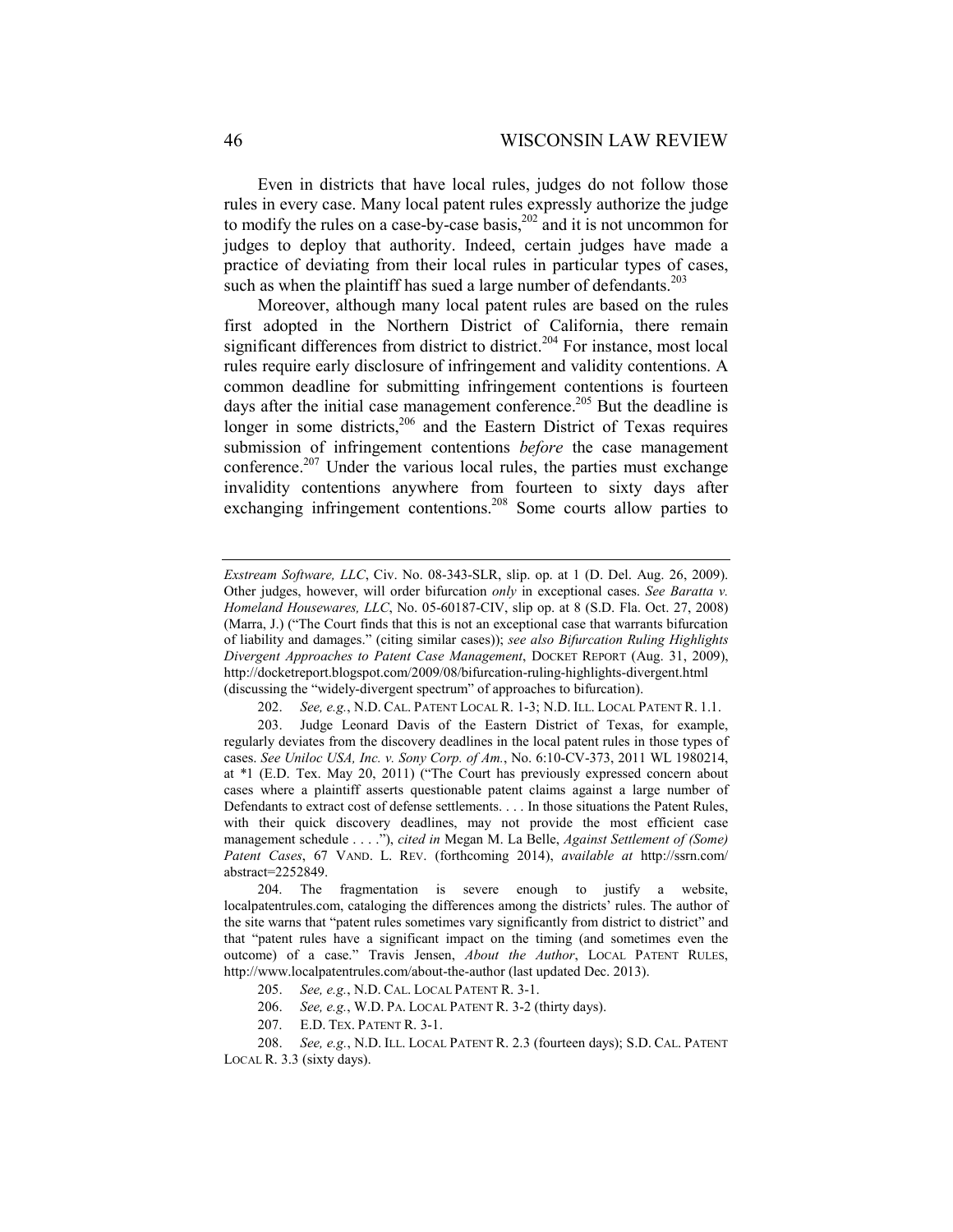Even in districts that have local rules, judges do not follow those rules in every case. Many local patent rules expressly authorize the judge to modify the rules on a case-by-case basis,[202] and it is not uncommon for judges to deploy that authority. Indeed, certain judges have made a practice of deviating from their local rules in particular types of cases, such as when the plaintiff has sued a large number of defendants.[203]

Moreover, although many local patent rules are based on the rules first adopted in the Northern District of California, there remain significant differences from district to district.[204] For instance, most local rules require early disclosure of infringement and validity contentions. A common deadline for submitting infringement contentions is fourteen days after the initial case management conference.[205] But the deadline is longer in some districts,[206] and the Eastern District of Texas requires submission of infringement contentions *before* the case management conference.[207] Under the various local rules, the parties must exchange invalidity contentions anywhere from fourteen to sixty days after exchanging infringement contentions.[208] Some courts allow parties to

---

*Exstream Software, LLC*, Civ. No. 08-343-SLR, slip. op. at 1 (D. Del. Aug. 26, 2009). Other judges, however, will order bifurcation *only* in exceptional cases. *See Baratta v. Homeland Housewares, LLC*, No. 05-60187-CIV, slip op. at 8 (S.D. Fla. Oct. 27, 2008) (Marra, J.) ("The Court finds that this is not an exceptional case that warrants bifurcation of liability and damages." (citing similar cases)); *see also Bifurcation Ruling Highlights Divergent Approaches to Patent Case Management*, DOCKET REPORT (Aug. 31, 2009), http://docketreport.blogspot.com/2009/08/bifurcation-ruling-highlights-divergent.html (discussing the "widely-divergent spectrum" of approaches to bifurcation).

202. *See, e.g.*, N.D. CAL. PATENT LOCAL R. 1-3; N.D. ILL. LOCAL PATENT R. 1.1.

203. Judge Leonard Davis of the Eastern District of Texas, for example, regularly deviates from the discovery deadlines in the local patent rules in those types of cases. *See Uniloc USA, Inc. v. Sony Corp. of Am.*, No. 6:10-CV-373, 2011 WL 1980214, at \*1 (E.D. Tex. May 20, 2011) ("The Court has previously expressed concern about cases where a plaintiff asserts questionable patent claims against a large number of Defendants to extract cost of defense settlements. . . . In those situations the Patent Rules, with their quick discovery deadlines, may not provide the most efficient case management schedule . . . ."), *cited in* Megan M. La Belle, *Against Settlement of (Some) Patent Cases*, 67 VAND. L. REV. (forthcoming 2014), *available at* http://ssrn.com/abstract=2252849.

204. The fragmentation is severe enough to justify a website, localpatentrules.com, cataloging the differences among the districts' rules. The author of the site warns that "patent rules sometimes vary significantly from district to district" and that "patent rules have a significant impact on the timing (and sometimes even the outcome) of a case." Travis Jensen, *About the Author*, LOCAL PATENT RULES, http://www.localpatentrules.com/about-the-author (last updated Dec. 2013).

205. *See, e.g.*, N.D. CAL. LOCAL PATENT R. 3-1.

206. *See, e.g.*, W.D. PA. LOCAL PATENT R. 3-2 (thirty days).

207. E.D. TEX. PATENT R. 3-1.

208. *See, e.g.*, N.D. ILL. LOCAL PATENT R. 2.3 (fourteen days); S.D. CAL. PATENT LOCAL R. 3.3 (sixty days).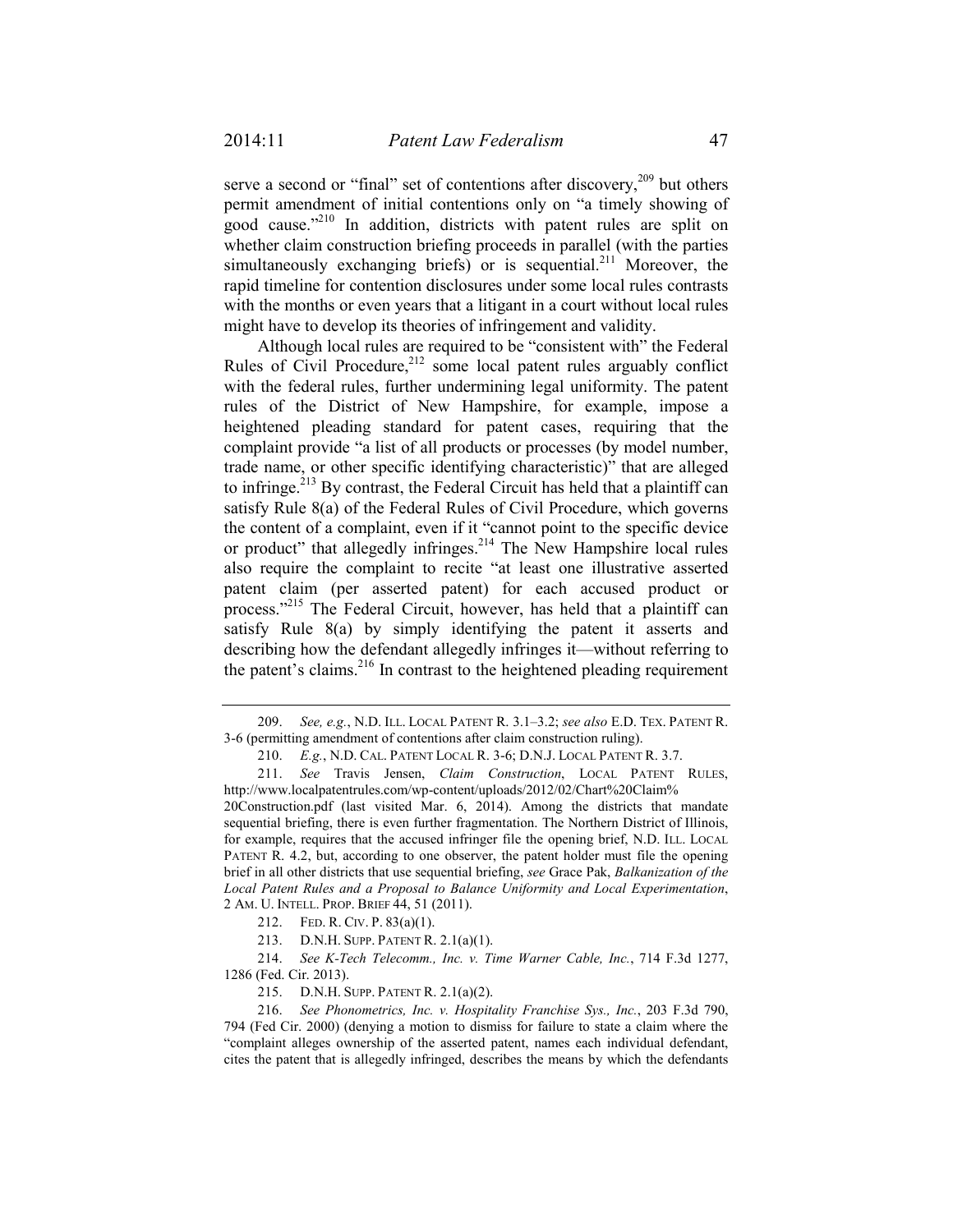serve a second or "final" set of contentions after discovery,[209] but others permit amendment of initial contentions only on "a timely showing of good cause."[210] In addition, districts with patent rules are split on whether claim construction briefing proceeds in parallel (with the parties simultaneously exchanging briefs) or is sequential.[211] Moreover, the rapid timeline for contention disclosures under some local rules contrasts with the months or even years that a litigant in a court without local rules might have to develop its theories of infringement and validity.

Although local rules are required to be "consistent with" the Federal Rules of Civil Procedure,[212] some local patent rules arguably conflict with the federal rules, further undermining legal uniformity. The patent rules of the District of New Hampshire, for example, impose a heightened pleading standard for patent cases, requiring that the complaint provide "a list of all products or processes (by model number, trade name, or other specific identifying characteristic)" that are alleged to infringe.[213] By contrast, the Federal Circuit has held that a plaintiff can satisfy Rule 8(a) of the Federal Rules of Civil Procedure, which governs the content of a complaint, even if it "cannot point to the specific device or product" that allegedly infringes.[214] The New Hampshire local rules also require the complaint to recite "at least one illustrative asserted patent claim (per asserted patent) for each accused product or process."[215] The Federal Circuit, however, has held that a plaintiff can satisfy Rule 8(a) by simply identifying the patent it asserts and describing how the defendant allegedly infringes it—without referring to the patent's claims.[216] In contrast to the heightened pleading requirement

---

209. *See, e.g.*, N.D. ILL. LOCAL PATENT R. 3.1–3.2; *see also* E.D. TEX. PATENT R. 3-6 (permitting amendment of contentions after claim construction ruling).

210. *E.g.*, N.D. CAL. PATENT LOCAL R. 3-6; D.N.J. LOCAL PATENT R. 3.7.

211. *See* Travis Jensen, *Claim Construction*, LOCAL PATENT RULES, http://www.localpatentrules.com/wp-content/uploads/2012/02/Chart%20Claim%20Construction.pdf (last visited Mar. 6, 2014). Among the districts that mandate sequential briefing, there is even further fragmentation. The Northern District of Illinois, for example, requires that the accused infringer file the opening brief, N.D. ILL. LOCAL PATENT R. 4.2, but, according to one observer, the patent holder must file the opening brief in all other districts that use sequential briefing, *see* Grace Pak, *Balkanization of the Local Patent Rules and a Proposal to Balance Uniformity and Local Experimentation*, 2 AM. U. INTELL. PROP. BRIEF 44, 51 (2011).

212. FED. R. CIV. P. 83(a)(1).

213. D.N.H. SUPP. PATENT R. 2.1(a)(1).

214. *See K-Tech Telecomm., Inc. v. Time Warner Cable, Inc.*, 714 F.3d 1277, 1286 (Fed. Cir. 2013).

215. D.N.H. SUPP. PATENT R. 2.1(a)(2).

216. *See Phonometrics, Inc. v. Hospitality Franchise Sys., Inc.*, 203 F.3d 790, 794 (Fed Cir. 2000) (denying a motion to dismiss for failure to state a claim where the "complaint alleges ownership of the asserted patent, names each individual defendant, cites the patent that is allegedly infringed, describes the means by which the defendants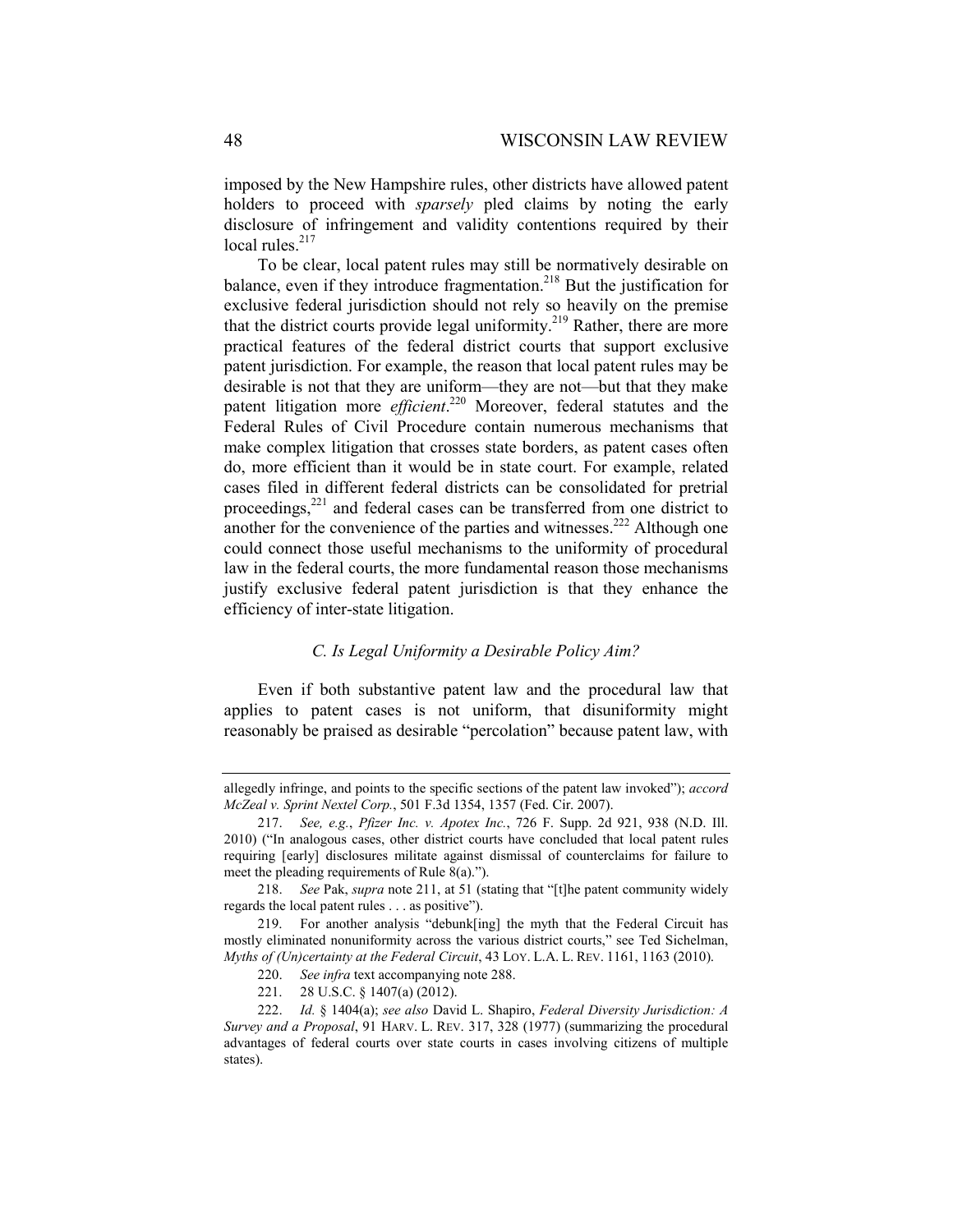imposed by the New Hampshire rules, other districts have allowed patent holders to proceed with *sparsely* pled claims by noting the early disclosure of infringement and validity contentions required by their local rules.[217]

To be clear, local patent rules may still be normatively desirable on balance, even if they introduce fragmentation.[218] But the justification for exclusive federal jurisdiction should not rely so heavily on the premise that the district courts provide legal uniformity.[219] Rather, there are more practical features of the federal district courts that support exclusive patent jurisdiction. For example, the reason that local patent rules may be desirable is not that they are uniform—they are not—but that they make patent litigation more *efficient*.[220] Moreover, federal statutes and the Federal Rules of Civil Procedure contain numerous mechanisms that make complex litigation that crosses state borders, as patent cases often do, more efficient than it would be in state court. For example, related cases filed in different federal districts can be consolidated for pretrial proceedings,[221] and federal cases can be transferred from one district to another for the convenience of the parties and witnesses.[222] Although one could connect those useful mechanisms to the uniformity of procedural law in the federal courts, the more fundamental reason those mechanisms justify exclusive federal patent jurisdiction is that they enhance the efficiency of inter-state litigation.

### *C. Is Legal Uniformity a Desirable Policy Aim?*

Even if both substantive patent law and the procedural law that applies to patent cases is not uniform, that disuniformity might reasonably be praised as desirable "percolation" because patent law, with

---

allegedly infringe, and points to the specific sections of the patent law invoked"); *accord McZeal v. Sprint Nextel Corp.*, 501 F.3d 1354, 1357 (Fed. Cir. 2007).

217. *See, e.g.*, *Pfizer Inc. v. Apotex Inc.*, 726 F. Supp. 2d 921, 938 (N.D. Ill. 2010) ("In analogous cases, other district courts have concluded that local patent rules requiring [early] disclosures militate against dismissal of counterclaims for failure to meet the pleading requirements of Rule 8(a).").

218. *See* Pak, *supra* note 211, at 51 (stating that "[t]he patent community widely regards the local patent rules . . . as positive").

219. For another analysis "debunk[ing] the myth that the Federal Circuit has mostly eliminated nonuniformity across the various district courts," see Ted Sichelman, *Myths of (Un)certainty at the Federal Circuit*, 43 LOY. L.A. L. REV. 1161, 1163 (2010).

220. *See infra* text accompanying note 288.

221. 28 U.S.C. § 1407(a) (2012).

222. *Id.* § 1404(a); *see also* David L. Shapiro, *Federal Diversity Jurisdiction: A Survey and a Proposal*, 91 HARV. L. REV. 317, 328 (1977) (summarizing the procedural advantages of federal courts over state courts in cases involving citizens of multiple states).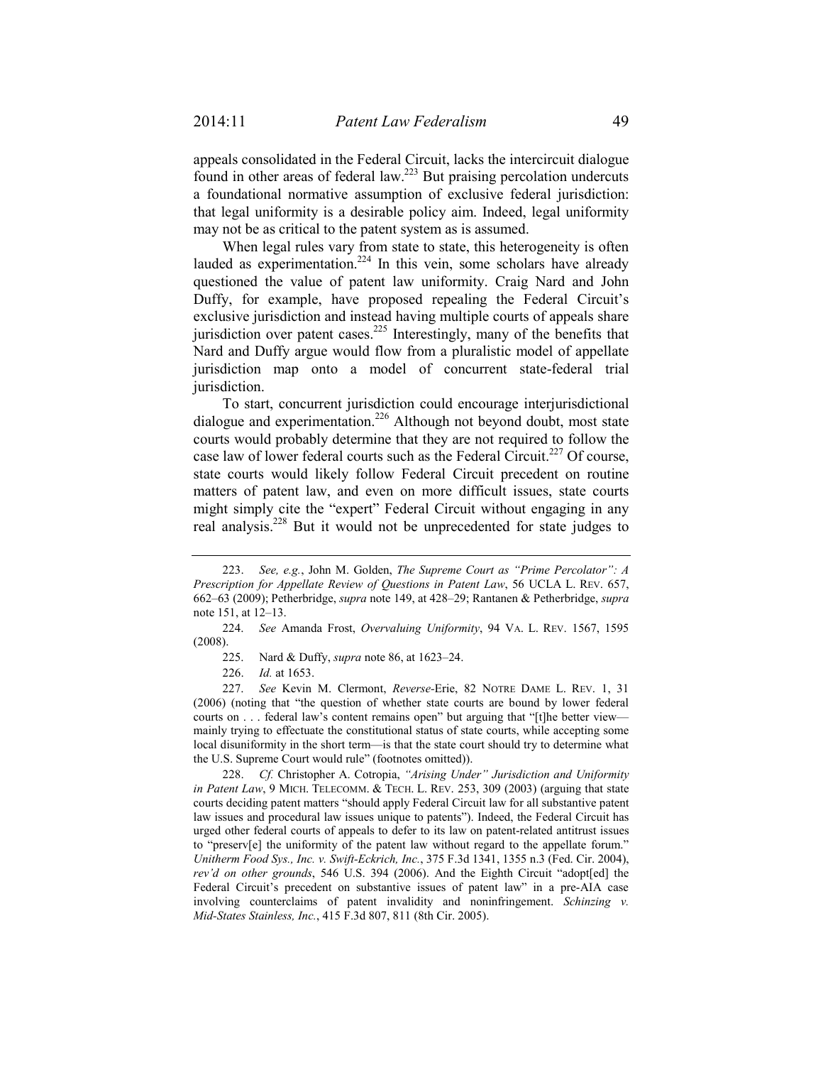appeals consolidated in the Federal Circuit, lacks the intercircuit dialogue found in other areas of federal law.[223] But praising percolation undercuts a foundational normative assumption of exclusive federal jurisdiction: that legal uniformity is a desirable policy aim. Indeed, legal uniformity may not be as critical to the patent system as is assumed.

When legal rules vary from state to state, this heterogeneity is often lauded as experimentation.[224] In this vein, some scholars have already questioned the value of patent law uniformity. Craig Nard and John Duffy, for example, have proposed repealing the Federal Circuit's exclusive jurisdiction and instead having multiple courts of appeals share jurisdiction over patent cases.[225] Interestingly, many of the benefits that Nard and Duffy argue would flow from a pluralistic model of appellate jurisdiction map onto a model of concurrent state-federal trial jurisdiction.

To start, concurrent jurisdiction could encourage interjurisdictional dialogue and experimentation.[226] Although not beyond doubt, most state courts would probably determine that they are not required to follow the case law of lower federal courts such as the Federal Circuit.[227] Of course, state courts would likely follow Federal Circuit precedent on routine matters of patent law, and even on more difficult issues, state courts might simply cite the "expert" Federal Circuit without engaging in any real analysis.[228] But it would not be unprecedented for state judges to

---

223. *See, e.g.*, John M. Golden, *The Supreme Court as "Prime Percolator": A Prescription for Appellate Review of Questions in Patent Law*, 56 UCLA L. REV. 657, 662–63 (2009); Petherbridge, *supra* note 149, at 428–29; Rantanen & Petherbridge, *supra* note 151, at 12–13.

224. *See* Amanda Frost, *Overvaluing Uniformity*, 94 VA. L. REV. 1567, 1595 (2008).

225. Nard & Duffy, *supra* note 86, at 1623–24.

226. *Id.* at 1653.

227. *See* Kevin M. Clermont, *Reverse-*Erie, 82 NOTRE DAME L. REV. 1, 31 (2006) (noting that "the question of whether state courts are bound by lower federal courts on . . . federal law's content remains open" but arguing that "[t]he better view—mainly trying to effectuate the constitutional status of state courts, while accepting some local disuniformity in the short term—is that the state court should try to determine what the U.S. Supreme Court would rule" (footnotes omitted)).

228. *Cf.* Christopher A. Cotropia, *"Arising Under" Jurisdiction and Uniformity in Patent Law*, 9 MICH. TELECOMM. & TECH. L. REV. 253, 309 (2003) (arguing that state courts deciding patent matters "should apply Federal Circuit law for all substantive patent law issues and procedural law issues unique to patents"). Indeed, the Federal Circuit has urged other federal courts of appeals to defer to its law on patent-related antitrust issues to "preserv[e] the uniformity of the patent law without regard to the appellate forum." *Unitherm Food Sys., Inc. v. Swift-Eckrich, Inc.*, 375 F.3d 1341, 1355 n.3 (Fed. Cir. 2004), *rev'd on other grounds*, 546 U.S. 394 (2006). And the Eighth Circuit "adopt[ed] the Federal Circuit's precedent on substantive issues of patent law" in a pre-AIA case involving counterclaims of patent invalidity and noninfringement. *Schinzing v. Mid-States Stainless, Inc.*, 415 F.3d 807, 811 (8th Cir. 2005).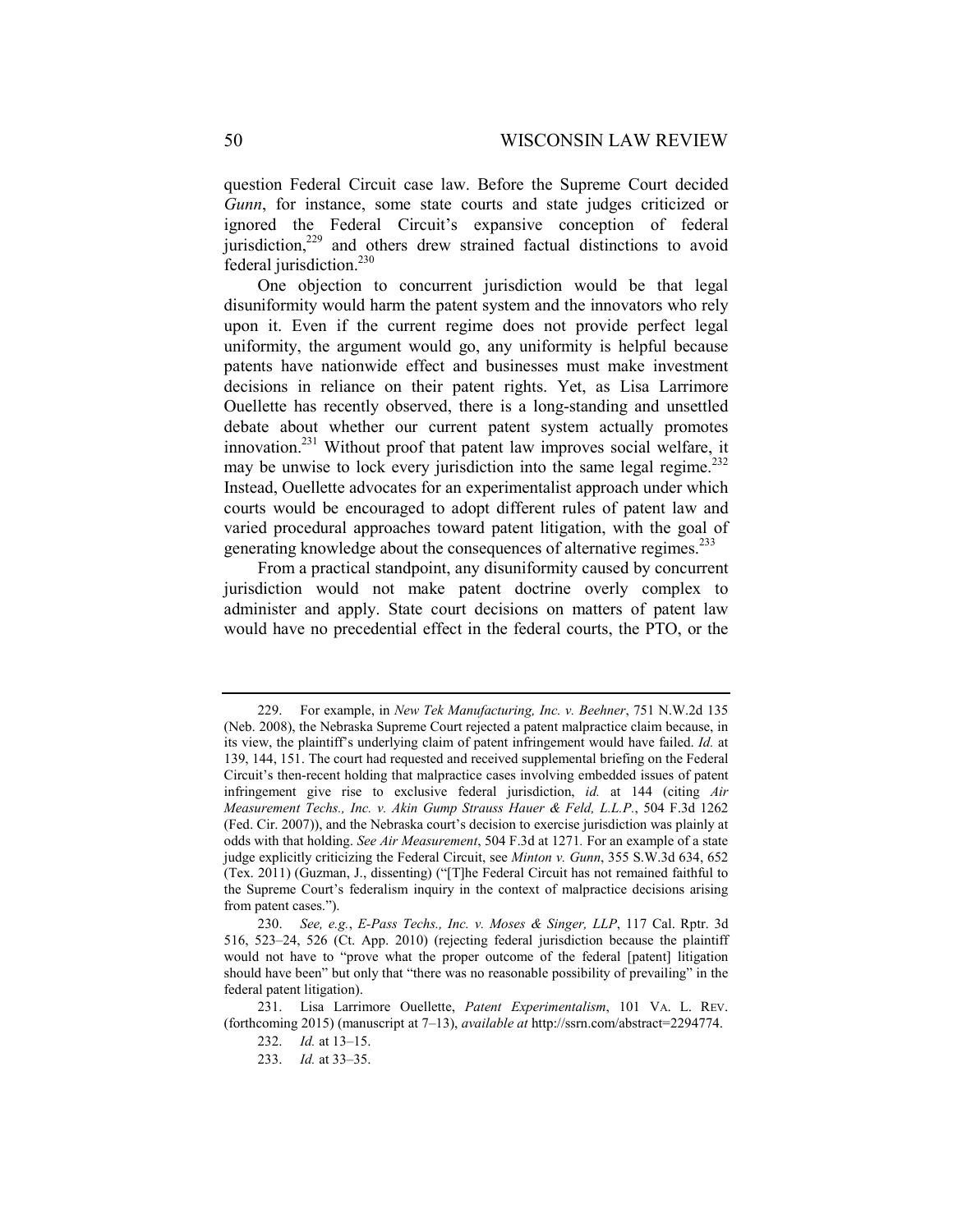question Federal Circuit case law. Before the Supreme Court decided *Gunn*, for instance, some state courts and state judges criticized or ignored the Federal Circuit's expansive conception of federal jurisdiction,[229] and others drew strained factual distinctions to avoid federal jurisdiction.[230]

One objection to concurrent jurisdiction would be that legal disuniformity would harm the patent system and the innovators who rely upon it. Even if the current regime does not provide perfect legal uniformity, the argument would go, any uniformity is helpful because patents have nationwide effect and businesses must make investment decisions in reliance on their patent rights. Yet, as Lisa Larrimore Ouellette has recently observed, there is a long-standing and unsettled debate about whether our current patent system actually promotes innovation.[231] Without proof that patent law improves social welfare, it may be unwise to lock every jurisdiction into the same legal regime.[232] Instead, Ouellette advocates for an experimentalist approach under which courts would be encouraged to adopt different rules of patent law and varied procedural approaches toward patent litigation, with the goal of generating knowledge about the consequences of alternative regimes.[233]

From a practical standpoint, any disuniformity caused by concurrent jurisdiction would not make patent doctrine overly complex to administer and apply. State court decisions on matters of patent law would have no precedential effect in the federal courts, the PTO, or the

---

229. For example, in *New Tek Manufacturing, Inc. v. Beehner*, 751 N.W.2d 135 (Neb. 2008), the Nebraska Supreme Court rejected a patent malpractice claim because, in its view, the plaintiff's underlying claim of patent infringement would have failed. *Id.* at 139, 144, 151. The court had requested and received supplemental briefing on the Federal Circuit's then-recent holding that malpractice cases involving embedded issues of patent infringement give rise to exclusive federal jurisdiction, *id.* at 144 (citing *Air Measurement Techs., Inc. v. Akin Gump Strauss Hauer & Feld, L.L.P.*, 504 F.3d 1262 (Fed. Cir. 2007)), and the Nebraska court's decision to exercise jurisdiction was plainly at odds with that holding. *See Air Measurement*, 504 F.3d at 1271. For an example of a state judge explicitly criticizing the Federal Circuit, see *Minton v. Gunn*, 355 S.W.3d 634, 652 (Tex. 2011) (Guzman, J., dissenting) ("[T]he Federal Circuit has not remained faithful to the Supreme Court's federalism inquiry in the context of malpractice decisions arising from patent cases.").

230. *See, e.g.*, *E-Pass Techs., Inc. v. Moses & Singer, LLP*, 117 Cal. Rptr. 3d 516, 523–24, 526 (Ct. App. 2010) (rejecting federal jurisdiction because the plaintiff would not have to "prove what the proper outcome of the federal [patent] litigation should have been" but only that "there was no reasonable possibility of prevailing" in the federal patent litigation).

231. Lisa Larrimore Ouellette, *Patent Experimentalism*, 101 VA. L. REV. (forthcoming 2015) (manuscript at 7–13), *available at* http://ssrn.com/abstract=2294774.

232. *Id.* at 13–15.

233. *Id.* at 33–35.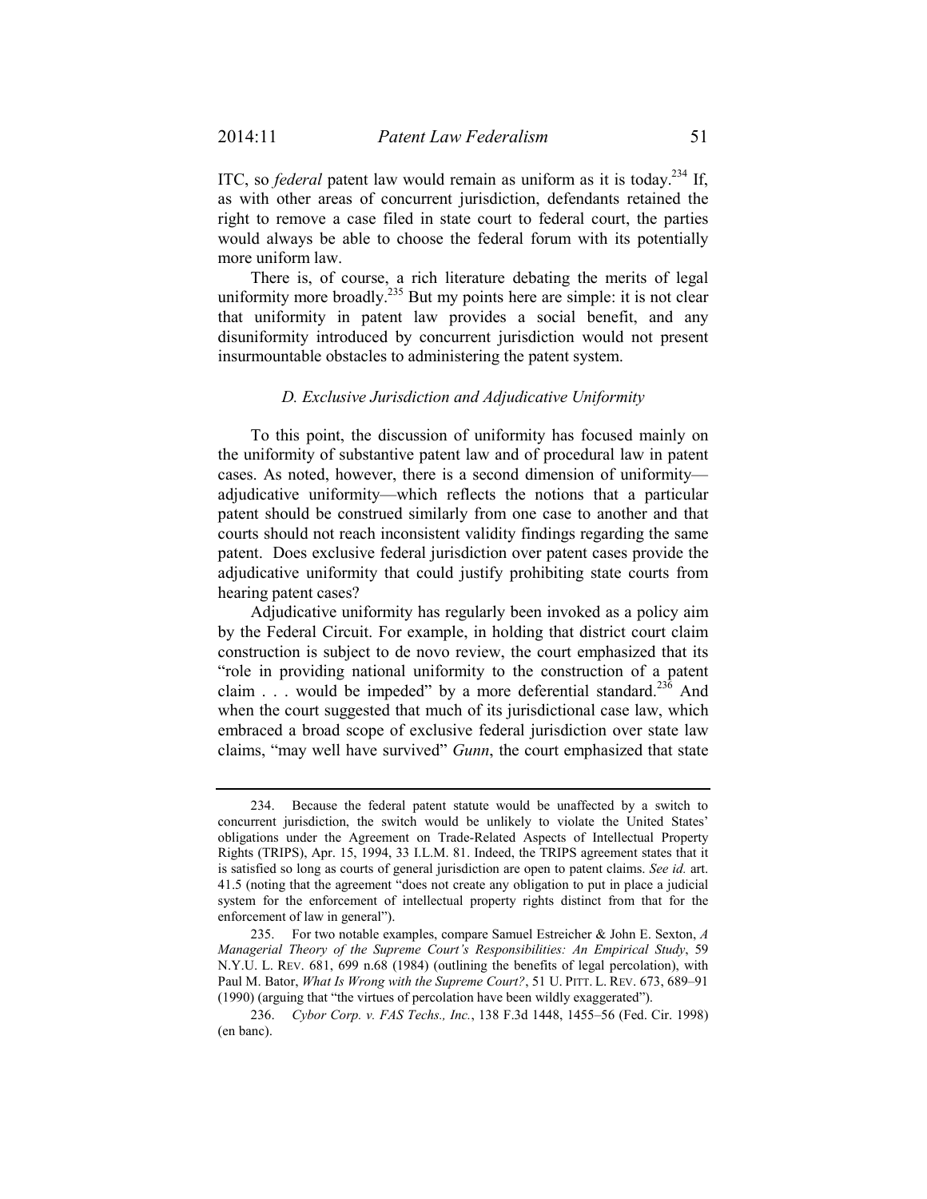ITC, so *federal* patent law would remain as uniform as it is today.[234] If, as with other areas of concurrent jurisdiction, defendants retained the right to remove a case filed in state court to federal court, the parties would always be able to choose the federal forum with its potentially more uniform law.

There is, of course, a rich literature debating the merits of legal uniformity more broadly.[235] But my points here are simple: it is not clear that uniformity in patent law provides a social benefit, and any disuniformity introduced by concurrent jurisdiction would not present insurmountable obstacles to administering the patent system.

### *D. Exclusive Jurisdiction and Adjudicative Uniformity*

To this point, the discussion of uniformity has focused mainly on the uniformity of substantive patent law and of procedural law in patent cases. As noted, however, there is a second dimension of uniformity—adjudicative uniformity—which reflects the notions that a particular patent should be construed similarly from one case to another and that courts should not reach inconsistent validity findings regarding the same patent. Does exclusive federal jurisdiction over patent cases provide the adjudicative uniformity that could justify prohibiting state courts from hearing patent cases?

Adjudicative uniformity has regularly been invoked as a policy aim by the Federal Circuit. For example, in holding that district court claim construction is subject to de novo review, the court emphasized that its "role in providing national uniformity to the construction of a patent claim . . . would be impeded" by a more deferential standard.[236] And when the court suggested that much of its jurisdictional case law, which embraced a broad scope of exclusive federal jurisdiction over state law claims, "may well have survived" *Gunn*, the court emphasized that state

---

234. Because the federal patent statute would be unaffected by a switch to concurrent jurisdiction, the switch would be unlikely to violate the United States' obligations under the Agreement on Trade-Related Aspects of Intellectual Property Rights (TRIPS), Apr. 15, 1994, 33 I.L.M. 81. Indeed, the TRIPS agreement states that it is satisfied so long as courts of general jurisdiction are open to patent claims. *See id.* art. 41.5 (noting that the agreement "does not create any obligation to put in place a judicial system for the enforcement of intellectual property rights distinct from that for the enforcement of law in general").

235. For two notable examples, compare Samuel Estreicher & John E. Sexton, *A Managerial Theory of the Supreme Court's Responsibilities: An Empirical Study*, 59 N.Y.U. L. REV. 681, 699 n.68 (1984) (outlining the benefits of legal percolation), with Paul M. Bator, *What Is Wrong with the Supreme Court?*, 51 U. PITT. L. REV. 673, 689–91 (1990) (arguing that "the virtues of percolation have been wildly exaggerated").

236. *Cybor Corp. v. FAS Techs., Inc.*, 138 F.3d 1448, 1455–56 (Fed. Cir. 1998) (en banc).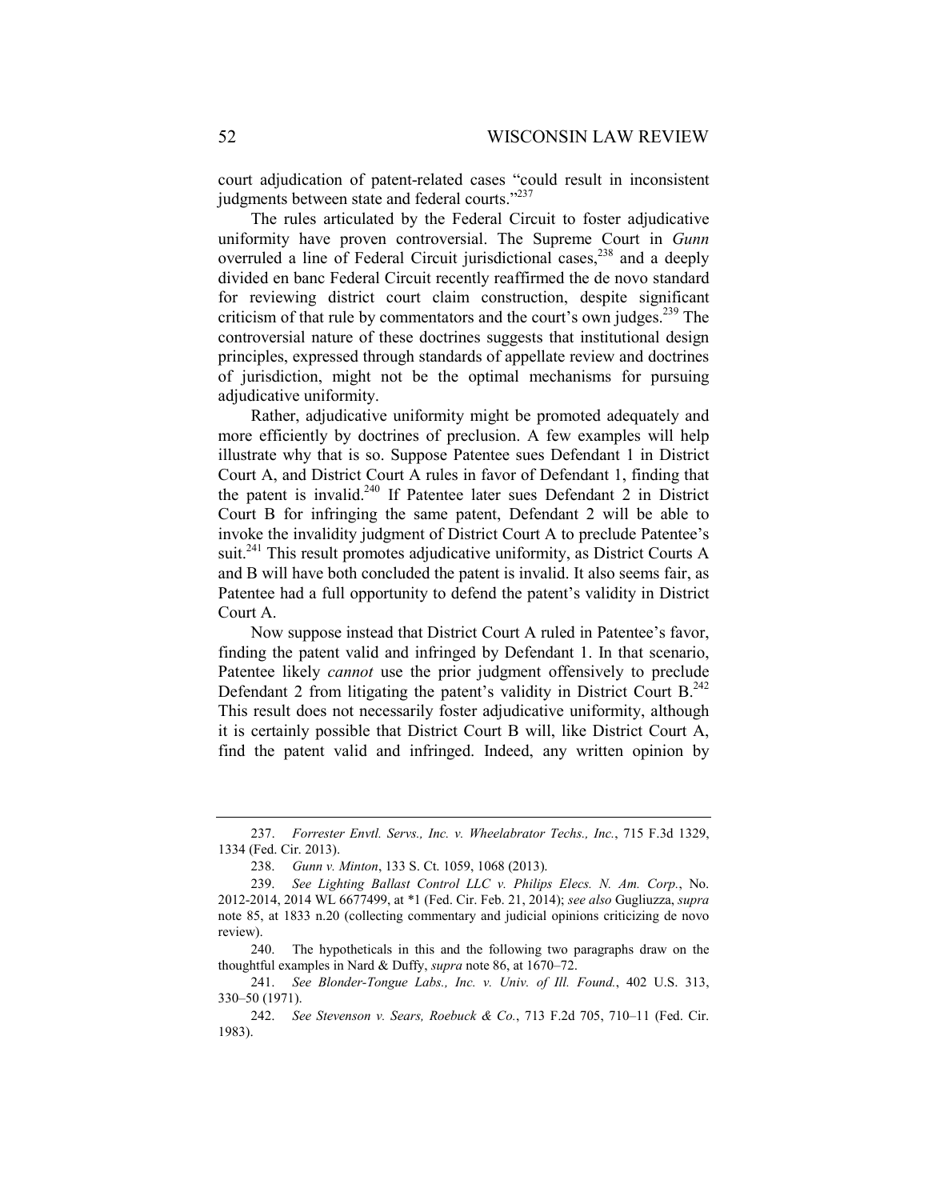court adjudication of patent-related cases "could result in inconsistent judgments between state and federal courts."[237]

The rules articulated by the Federal Circuit to foster adjudicative uniformity have proven controversial. The Supreme Court in *Gunn* overruled a line of Federal Circuit jurisdictional cases,[238] and a deeply divided en banc Federal Circuit recently reaffirmed the de novo standard for reviewing district court claim construction, despite significant criticism of that rule by commentators and the court's own judges.[239] The controversial nature of these doctrines suggests that institutional design principles, expressed through standards of appellate review and doctrines of jurisdiction, might not be the optimal mechanisms for pursuing adjudicative uniformity.

Rather, adjudicative uniformity might be promoted adequately and more efficiently by doctrines of preclusion. A few examples will help illustrate why that is so. Suppose Patentee sues Defendant 1 in District Court A, and District Court A rules in favor of Defendant 1, finding that the patent is invalid.[240] If Patentee later sues Defendant 2 in District Court B for infringing the same patent, Defendant 2 will be able to invoke the invalidity judgment of District Court A to preclude Patentee's suit.[241] This result promotes adjudicative uniformity, as District Courts A and B will have both concluded the patent is invalid. It also seems fair, as Patentee had a full opportunity to defend the patent's validity in District Court A.

Now suppose instead that District Court A ruled in Patentee's favor, finding the patent valid and infringed by Defendant 1. In that scenario, Patentee likely *cannot* use the prior judgment offensively to preclude Defendant 2 from litigating the patent's validity in District Court B.[242] This result does not necessarily foster adjudicative uniformity, although it is certainly possible that District Court B will, like District Court A, find the patent valid and infringed. Indeed, any written opinion by

---

237. *Forrester Envtl. Servs., Inc. v. Wheelabrator Techs., Inc.*, 715 F.3d 1329, 1334 (Fed. Cir. 2013).

238. *Gunn v. Minton*, 133 S. Ct. 1059, 1068 (2013).

239. *See Lighting Ballast Control LLC v. Philips Elecs. N. Am. Corp.*, No. 2012-2014, 2014 WL 6677499, at *1 (Fed. Cir. Feb. 21, 2014); *see also* Gugliuzza, *supra* note 85, at 1833 n.20 (collecting commentary and judicial opinions criticizing de novo review).

240. The hypotheticals in this and the following two paragraphs draw on the thoughtful examples in Nard & Duffy, *supra* note 86, at 1670–72.

241. *See Blonder-Tongue Labs., Inc. v. Univ. of Ill. Found.*, 402 U.S. 313, 330–50 (1971).

242. *See Stevenson v. Sears, Roebuck & Co.*, 713 F.2d 705, 710–11 (Fed. Cir. 1983).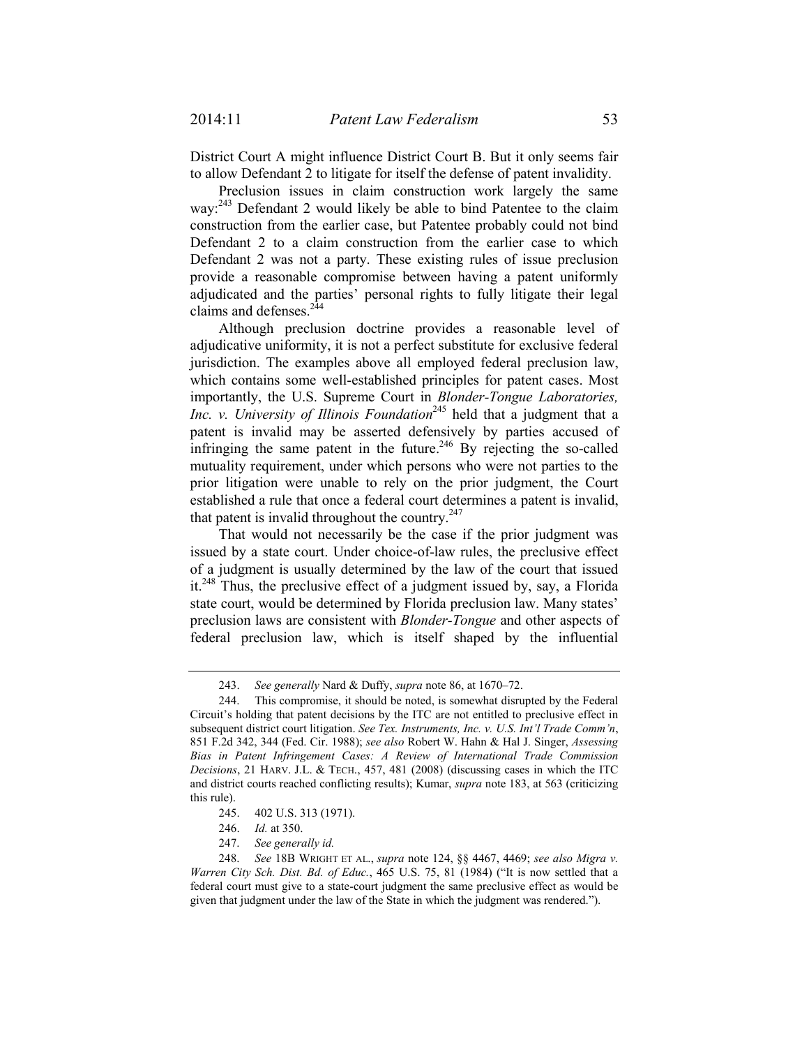District Court A might influence District Court B. But it only seems fair to allow Defendant 2 to litigate for itself the defense of patent invalidity.

Preclusion issues in claim construction work largely the same way:[243] Defendant 2 would likely be able to bind Patentee to the claim construction from the earlier case, but Patentee probably could not bind Defendant 2 to a claim construction from the earlier case to which Defendant 2 was not a party. These existing rules of issue preclusion provide a reasonable compromise between having a patent uniformly adjudicated and the parties' personal rights to fully litigate their legal claims and defenses.[244]

Although preclusion doctrine provides a reasonable level of adjudicative uniformity, it is not a perfect substitute for exclusive federal jurisdiction. The examples above all employed federal preclusion law, which contains some well-established principles for patent cases. Most importantly, the U.S. Supreme Court in *Blonder-Tongue Laboratories, Inc. v. University of Illinois Foundation*[245] held that a judgment that a patent is invalid may be asserted defensively by parties accused of infringing the same patent in the future.[246] By rejecting the so-called mutuality requirement, under which persons who were not parties to the prior litigation were unable to rely on the prior judgment, the Court established a rule that once a federal court determines a patent is invalid, that patent is invalid throughout the country.[247]

That would not necessarily be the case if the prior judgment was issued by a state court. Under choice-of-law rules, the preclusive effect of a judgment is usually determined by the law of the court that issued it.[248] Thus, the preclusive effect of a judgment issued by, say, a Florida state court, would be determined by Florida preclusion law. Many states' preclusion laws are consistent with *Blonder-Tongue* and other aspects of federal preclusion law, which is itself shaped by the influential

---

243. *See generally* Nard & Duffy, *supra* note 86, at 1670–72.

244. This compromise, it should be noted, is somewhat disrupted by the Federal Circuit's holding that patent decisions by the ITC are not entitled to preclusive effect in subsequent district court litigation. *See Tex. Instruments, Inc. v. U.S. Int'l Trade Comm'n*, 851 F.2d 342, 344 (Fed. Cir. 1988); *see also* Robert W. Hahn & Hal J. Singer, *Assessing Bias in Patent Infringement Cases: A Review of International Trade Commission Decisions*, 21 HARV. J.L. & TECH., 457, 481 (2008) (discussing cases in which the ITC and district courts reached conflicting results); Kumar, *supra* note 183, at 563 (criticizing this rule).

245. 402 U.S. 313 (1971).

246. *Id.* at 350.

247. *See generally id.*

248. *See* 18B WRIGHT ET AL., *supra* note 124, §§ 4467, 4469; *see also Migra v. Warren City Sch. Dist. Bd. of Educ.*, 465 U.S. 75, 81 (1984) ("It is now settled that a federal court must give to a state-court judgment the same preclusive effect as would be given that judgment under the law of the State in which the judgment was rendered.").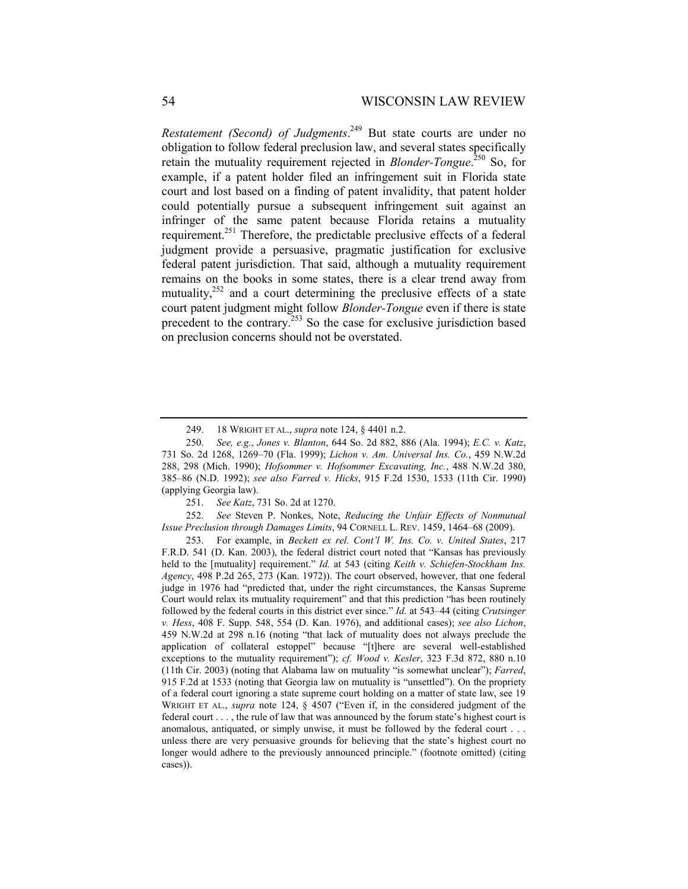*Restatement (Second) of Judgments*.[249] But state courts are under no obligation to follow federal preclusion law, and several states specifically retain the mutuality requirement rejected in *Blonder-Tongue*.[250] So, for example, if a patent holder filed an infringement suit in Florida state court and lost based on a finding of patent invalidity, that patent holder could potentially pursue a subsequent infringement suit against an infringer of the same patent because Florida retains a mutuality requirement.[251] Therefore, the predictable preclusive effects of a federal judgment provide a persuasive, pragmatic justification for exclusive federal patent jurisdiction. That said, although a mutuality requirement remains on the books in some states, there is a clear trend away from mutuality,[252] and a court determining the preclusive effects of a state court patent judgment might follow *Blonder-Tongue* even if there is state precedent to the contrary.[253] So the case for exclusive jurisdiction based on preclusion concerns should not be overstated.

---

249. 18 WRIGHT ET AL., *supra* note 124, § 4401 n.2.

250. *See, e.g.*, *Jones v. Blanton*, 644 So. 2d 882, 886 (Ala. 1994); *E.C. v. Katz*, 731 So. 2d 1268, 1269–70 (Fla. 1999); *Lichon v. Am. Universal Ins. Co.*, 459 N.W.2d 288, 298 (Mich. 1990); *Hofsommer v. Hofsommer Excavating, Inc.*, 488 N.W.2d 380, 385–86 (N.D. 1992); *see also Farred v. Hicks*, 915 F.2d 1530, 1533 (11th Cir. 1990) (applying Georgia law).

251. *See Katz*, 731 So. 2d at 1270.

252. *See* Steven P. Nonkes, Note, *Reducing the Unfair Effects of Nonmutual Issue Preclusion through Damages Limits*, 94 CORNELL L. REV. 1459, 1464–68 (2009).

253. For example, in *Beckett ex rel. Cont'l W. Ins. Co. v. United States*, 217 F.R.D. 541 (D. Kan. 2003), the federal district court noted that "Kansas has previously held to the [mutuality] requirement." *Id.* at 543 (citing *Keith v. Schiefen-Stockham Ins. Agency*, 498 P.2d 265, 273 (Kan. 1972)). The court observed, however, that one federal judge in 1976 had "predicted that, under the right circumstances, the Kansas Supreme Court would relax its mutuality requirement" and that this prediction "has been routinely followed by the federal courts in this district ever since." *Id.* at 543–44 (citing *Crutsinger v. Hess*, 408 F. Supp. 548, 554 (D. Kan. 1976), and additional cases); *see also Lichon*, 459 N.W.2d at 298 n.16 (noting "that lack of mutuality does not always preclude the application of collateral estoppel" because "[t]here are several well-established exceptions to the mutuality requirement"); *cf. Wood v. Kesler*, 323 F.3d 872, 880 n.10 (11th Cir. 2003) (noting that Alabama law on mutuality "is somewhat unclear"); *Farred*, 915 F.2d at 1533 (noting that Georgia law on mutuality is "unsettled"). On the propriety of a federal court ignoring a state supreme court holding on a matter of state law, see 19 WRIGHT ET AL., *supra* note 124, § 4507 ("Even if, in the considered judgment of the federal court . . . , the rule of law that was announced by the forum state's highest court is anomalous, antiquated, or simply unwise, it must be followed by the federal court . . . unless there are very persuasive grounds for believing that the state's highest court no longer would adhere to the previously announced principle." (footnote omitted) (citing cases)).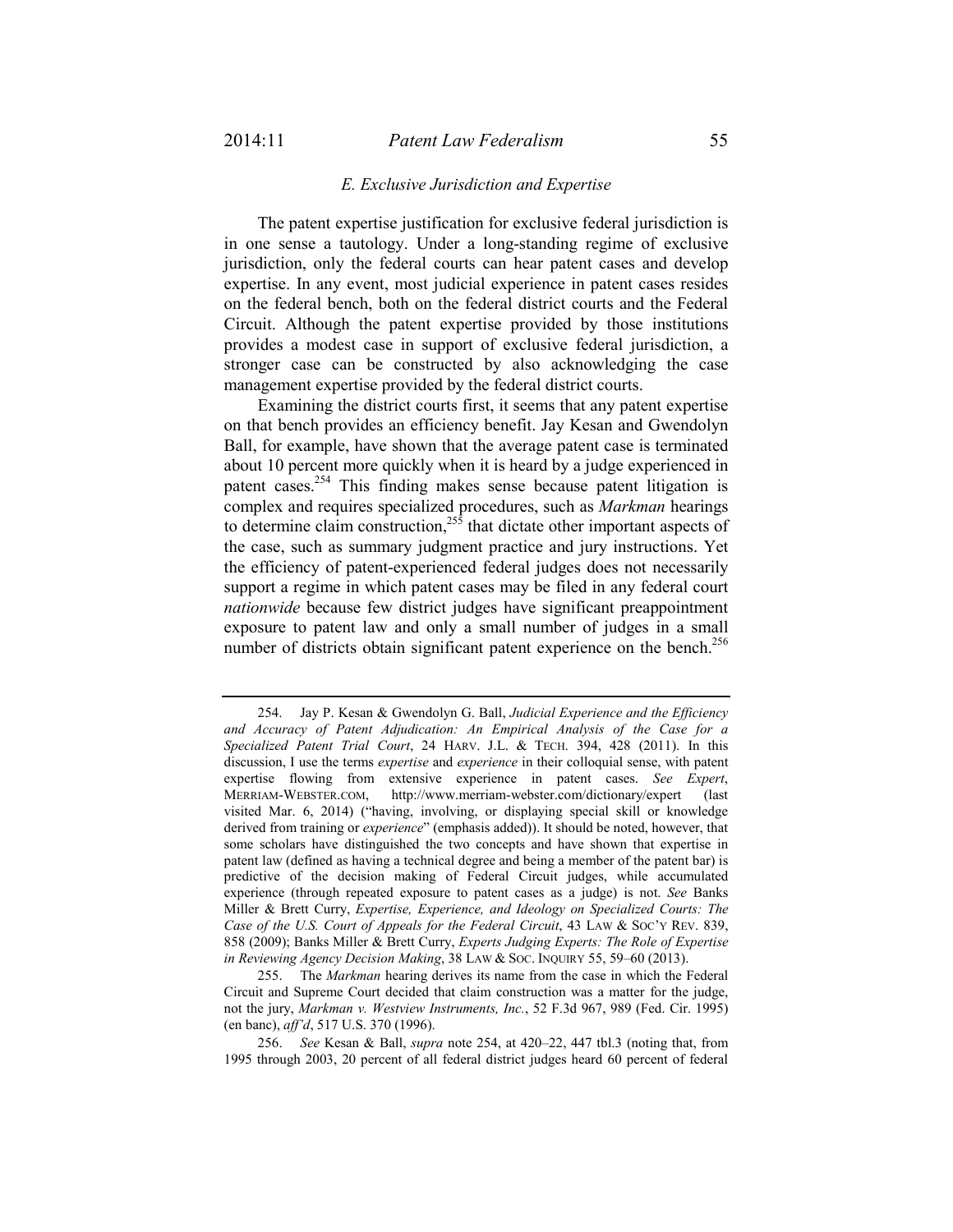### *E. Exclusive Jurisdiction and Expertise*

The patent expertise justification for exclusive federal jurisdiction is in one sense a tautology. Under a long-standing regime of exclusive jurisdiction, only the federal courts can hear patent cases and develop expertise. In any event, most judicial experience in patent cases resides on the federal bench, both on the federal district courts and the Federal Circuit. Although the patent expertise provided by those institutions provides a modest case in support of exclusive federal jurisdiction, a stronger case can be constructed by also acknowledging the case management expertise provided by the federal district courts.

Examining the district courts first, it seems that any patent expertise on that bench provides an efficiency benefit. Jay Kesan and Gwendolyn Ball, for example, have shown that the average patent case is terminated about 10 percent more quickly when it is heard by a judge experienced in patent cases.[254] This finding makes sense because patent litigation is complex and requires specialized procedures, such as *Markman* hearings to determine claim construction,[255] that dictate other important aspects of the case, such as summary judgment practice and jury instructions. Yet the efficiency of patent-experienced federal judges does not necessarily support a regime in which patent cases may be filed in any federal court *nationwide* because few district judges have significant preappointment exposure to patent law and only a small number of judges in a small number of districts obtain significant patent experience on the bench.[256]

---

254. Jay P. Kesan & Gwendolyn G. Ball, *Judicial Experience and the Efficiency and Accuracy of Patent Adjudication: An Empirical Analysis of the Case for a Specialized Patent Trial Court*, 24 HARV. J.L. & TECH. 394, 428 (2011). In this discussion, I use the terms *expertise* and *experience* in their colloquial sense, with patent expertise flowing from extensive experience in patent cases. *See Expert*, MERRIAM-WEBSTER.COM, http://www.merriam-webster.com/dictionary/expert (last visited Mar. 6, 2014) ("having, involving, or displaying special skill or knowledge derived from training or *experience*" (emphasis added)). It should be noted, however, that some scholars have distinguished the two concepts and have shown that expertise in patent law (defined as having a technical degree and being a member of the patent bar) is predictive of the decision making of Federal Circuit judges, while accumulated experience (through repeated exposure to patent cases as a judge) is not. *See* Banks Miller & Brett Curry, *Expertise, Experience, and Ideology on Specialized Courts: The Case of the U.S. Court of Appeals for the Federal Circuit*, 43 LAW & SOC'Y REV. 839, 858 (2009); Banks Miller & Brett Curry, *Experts Judging Experts: The Role of Expertise in Reviewing Agency Decision Making*, 38 LAW & SOC. INQUIRY 55, 59–60 (2013).

255. The *Markman* hearing derives its name from the case in which the Federal Circuit and Supreme Court decided that claim construction was a matter for the judge, not the jury, *Markman v. Westview Instruments, Inc.*, 52 F.3d 967, 989 (Fed. Cir. 1995) (en banc), *aff'd*, 517 U.S. 370 (1996).

256. *See* Kesan & Ball, *supra* note 254, at 420–22, 447 tbl.3 (noting that, from 1995 through 2003, 20 percent of all federal district judges heard 60 percent of federal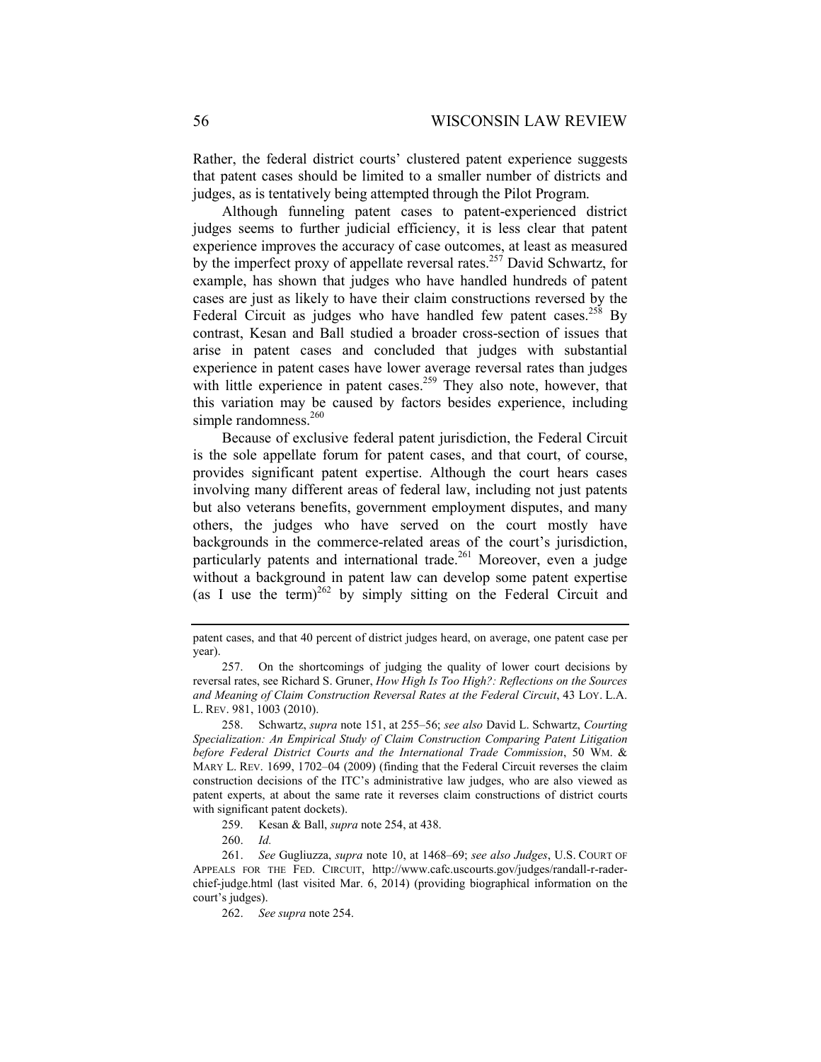Rather, the federal district courts' clustered patent experience suggests that patent cases should be limited to a smaller number of districts and judges, as is tentatively being attempted through the Pilot Program.

Although funneling patent cases to patent-experienced district judges seems to further judicial efficiency, it is less clear that patent experience improves the accuracy of case outcomes, at least as measured by the imperfect proxy of appellate reversal rates.[257] David Schwartz, for example, has shown that judges who have handled hundreds of patent cases are just as likely to have their claim constructions reversed by the Federal Circuit as judges who have handled few patent cases.[258] By contrast, Kesan and Ball studied a broader cross-section of issues that arise in patent cases and concluded that judges with substantial experience in patent cases have lower average reversal rates than judges with little experience in patent cases.[259] They also note, however, that this variation may be caused by factors besides experience, including simple randomness.[260]

Because of exclusive federal patent jurisdiction, the Federal Circuit is the sole appellate forum for patent cases, and that court, of course, provides significant patent expertise. Although the court hears cases involving many different areas of federal law, including not just patents but also veterans benefits, government employment disputes, and many others, the judges who have served on the court mostly have backgrounds in the commerce-related areas of the court's jurisdiction, particularly patents and international trade.[261] Moreover, even a judge without a background in patent law can develop some patent expertise (as I use the term)[262] by simply sitting on the Federal Circuit and

---

patent cases, and that 40 percent of district judges heard, on average, one patent case per year).

257. On the shortcomings of judging the quality of lower court decisions by reversal rates, see Richard S. Gruner, *How High Is Too High?: Reflections on the Sources and Meaning of Claim Construction Reversal Rates at the Federal Circuit*, 43 LOY. L.A. L. REV. 981, 1003 (2010).

258. Schwartz, *supra* note 151, at 255–56; *see also* David L. Schwartz, *Courting Specialization: An Empirical Study of Claim Construction Comparing Patent Litigation before Federal District Courts and the International Trade Commission*, 50 WM. & MARY L. REV. 1699, 1702–04 (2009) (finding that the Federal Circuit reverses the claim construction decisions of the ITC's administrative law judges, who are also viewed as patent experts, at about the same rate it reverses claim constructions of district courts with significant patent dockets).

259. Kesan & Ball, *supra* note 254, at 438.

260. *Id.*

261. *See* Gugliuzza, *supra* note 10, at 1468–69; *see also Judges*, U.S. COURT OF APPEALS FOR THE FED. CIRCUIT, http://www.cafc.uscourts.gov/judges/randall-r-rader-chief-judge.html (last visited Mar. 6, 2014) (providing biographical information on the court's judges).

262. *See supra* note 254.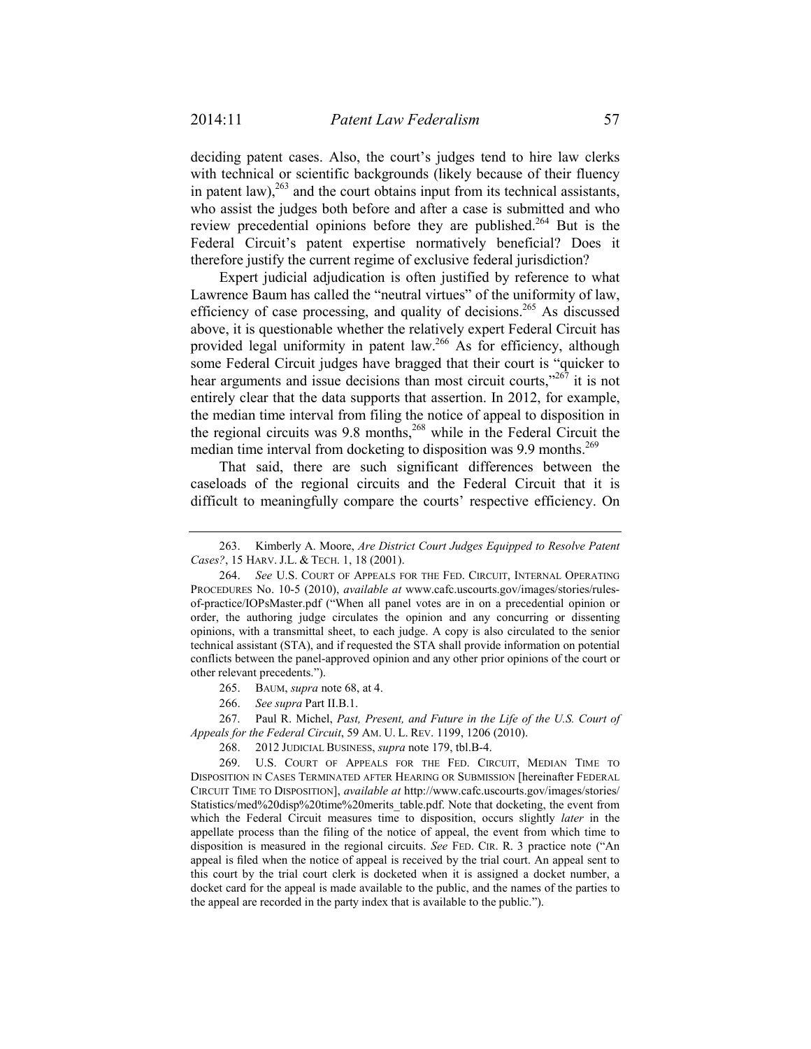deciding patent cases. Also, the court's judges tend to hire law clerks with technical or scientific backgrounds (likely because of their fluency in patent law),[263] and the court obtains input from its technical assistants, who assist the judges both before and after a case is submitted and who review precedential opinions before they are published.[264] But is the Federal Circuit's patent expertise normatively beneficial? Does it therefore justify the current regime of exclusive federal jurisdiction?

Expert judicial adjudication is often justified by reference to what Lawrence Baum has called the "neutral virtues" of the uniformity of law, efficiency of case processing, and quality of decisions.[265] As discussed above, it is questionable whether the relatively expert Federal Circuit has provided legal uniformity in patent law.[266] As for efficiency, although some Federal Circuit judges have bragged that their court is "quicker to hear arguments and issue decisions than most circuit courts,"[267] it is not entirely clear that the data supports that assertion. In 2012, for example, the median time interval from filing the notice of appeal to disposition in the regional circuits was 9.8 months,[268] while in the Federal Circuit the median time interval from docketing to disposition was 9.9 months.[269]

That said, there are such significant differences between the caseloads of the regional circuits and the Federal Circuit that it is difficult to meaningfully compare the courts' respective efficiency. On

---

263. Kimberly A. Moore, *Are District Court Judges Equipped to Resolve Patent Cases?*, 15 HARV. J.L. & TECH. 1, 18 (2001).

264. *See* U.S. COURT OF APPEALS FOR THE FED. CIRCUIT, INTERNAL OPERATING PROCEDURES No. 10-5 (2010), *available at* www.cafc.uscourts.gov/images/stories/rules-of-practice/IOPsMaster.pdf ("When all panel votes are in on a precedential opinion or order, the authoring judge circulates the opinion and any concurring or dissenting opinions, with a transmittal sheet, to each judge. A copy is also circulated to the senior technical assistant (STA), and if requested the STA shall provide information on potential conflicts between the panel-approved opinion and any other prior opinions of the court or other relevant precedents.").

265. BAUM, *supra* note 68, at 4.

266. *See supra* Part II.B.1.

267. Paul R. Michel, *Past, Present, and Future in the Life of the U.S. Court of Appeals for the Federal Circuit*, 59 AM. U. L. REV. 1199, 1206 (2010).

268. 2012 JUDICIAL BUSINESS, *supra* note 179, tbl.B-4.

269. U.S. COURT OF APPEALS FOR THE FED. CIRCUIT, MEDIAN TIME TO DISPOSITION IN CASES TERMINATED AFTER HEARING OR SUBMISSION [hereinafter FEDERAL CIRCUIT TIME TO DISPOSITION], *available at* http://www.cafc.uscourts.gov/images/stories/Statistics/med%20disp%20time%20merits_table.pdf. Note that docketing, the event from which the Federal Circuit measures time to disposition, occurs slightly *later* in the appellate process than the filing of the notice of appeal, the event from which time to disposition is measured in the regional circuits. *See* FED. CIR. R. 3 practice note ("An appeal is filed when the notice of appeal is received by the trial court. An appeal sent to this court by the trial court clerk is docketed when it is assigned a docket number, a docket card for the appeal is made available to the public, and the names of the parties to the appeal are recorded in the party index that is available to the public.").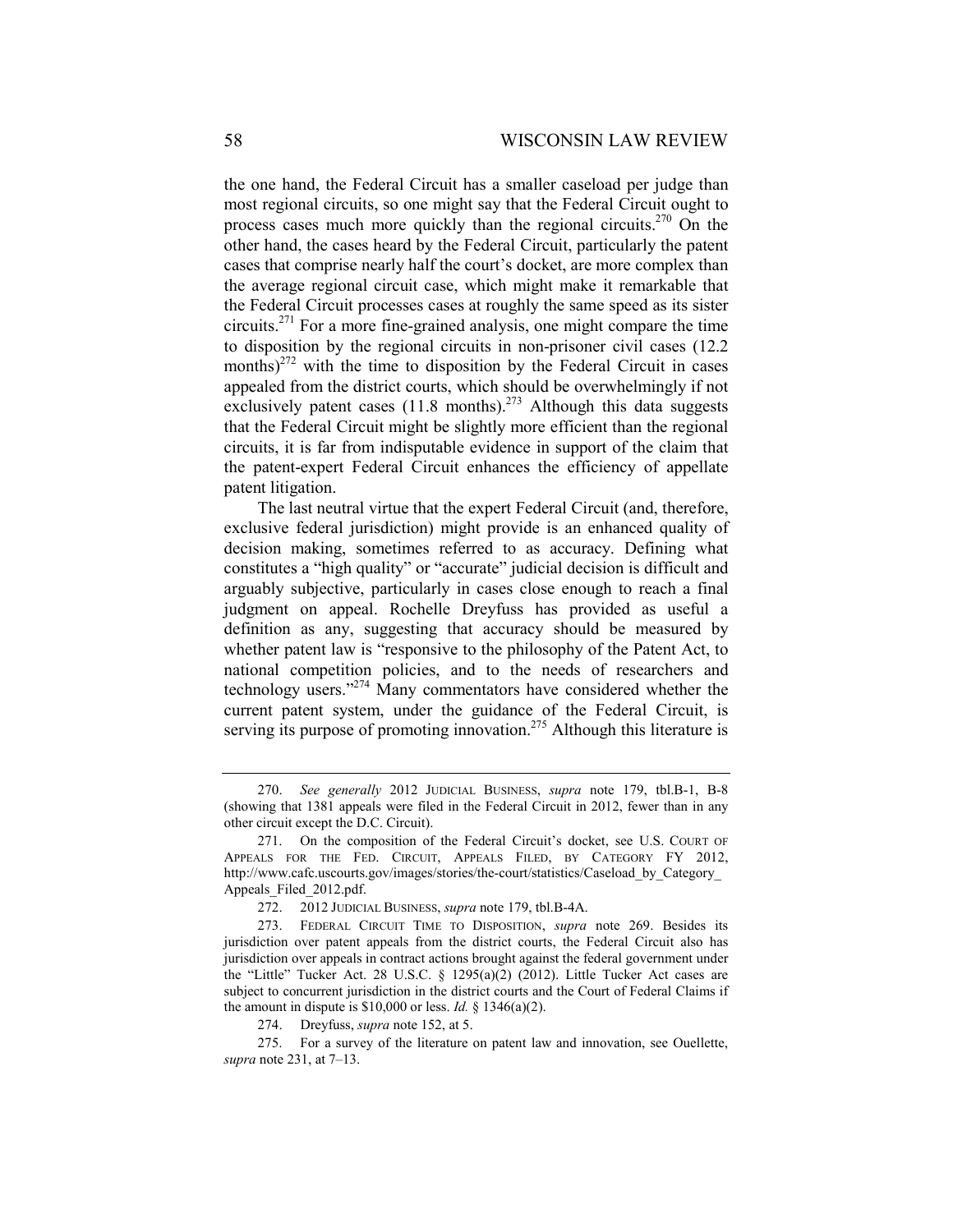the one hand, the Federal Circuit has a smaller caseload per judge than most regional circuits, so one might say that the Federal Circuit ought to process cases much more quickly than the regional circuits.[270] On the other hand, the cases heard by the Federal Circuit, particularly the patent cases that comprise nearly half the court's docket, are more complex than the average regional circuit case, which might make it remarkable that the Federal Circuit processes cases at roughly the same speed as its sister circuits.[271] For a more fine-grained analysis, one might compare the time to disposition by the regional circuits in non-prisoner civil cases (12.2 months)[272] with the time to disposition by the Federal Circuit in cases appealed from the district courts, which should be overwhelmingly if not exclusively patent cases (11.8 months).[273] Although this data suggests that the Federal Circuit might be slightly more efficient than the regional circuits, it is far from indisputable evidence in support of the claim that the patent-expert Federal Circuit enhances the efficiency of appellate patent litigation.

The last neutral virtue that the expert Federal Circuit (and, therefore, exclusive federal jurisdiction) might provide is an enhanced quality of decision making, sometimes referred to as accuracy. Defining what constitutes a "high quality" or "accurate" judicial decision is difficult and arguably subjective, particularly in cases close enough to reach a final judgment on appeal. Rochelle Dreyfuss has provided as useful a definition as any, suggesting that accuracy should be measured by whether patent law is "responsive to the philosophy of the Patent Act, to national competition policies, and to the needs of researchers and technology users."[274] Many commentators have considered whether the current patent system, under the guidance of the Federal Circuit, is serving its purpose of promoting innovation.[275] Although this literature is

---

270. *See generally* 2012 JUDICIAL BUSINESS, *supra* note 179, tbl.B-1, B-8 (showing that 1381 appeals were filed in the Federal Circuit in 2012, fewer than in any other circuit except the D.C. Circuit).

271. On the composition of the Federal Circuit's docket, see U.S. COURT OF APPEALS FOR THE FED. CIRCUIT, APPEALS FILED, BY CATEGORY FY 2012, http://www.cafc.uscourts.gov/images/stories/the-court/statistics/Caseload_by_Category_Appeals_Filed_2012.pdf.

272. 2012 JUDICIAL BUSINESS, *supra* note 179, tbl.B-4A.

273. FEDERAL CIRCUIT TIME TO DISPOSITION, *supra* note 269. Besides its jurisdiction over patent appeals from the district courts, the Federal Circuit also has jurisdiction over appeals in contract actions brought against the federal government under the "Little" Tucker Act. 28 U.S.C. § 1295(a)(2) (2012). Little Tucker Act cases are subject to concurrent jurisdiction in the district courts and the Court of Federal Claims if the amount in dispute is $10,000 or less. *Id.* § 1346(a)(2).

274. Dreyfuss, *supra* note 152, at 5.

275. For a survey of the literature on patent law and innovation, see Ouellette, *supra* note 231, at 7–13.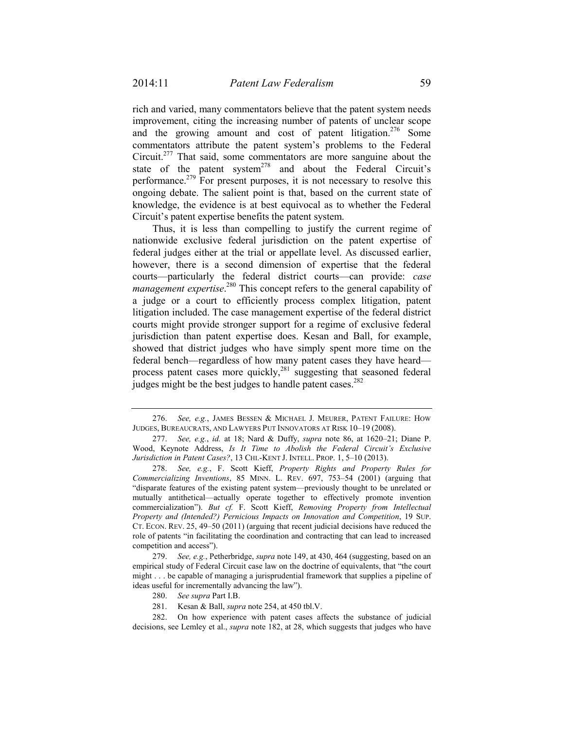rich and varied, many commentators believe that the patent system needs improvement, citing the increasing number of patents of unclear scope and the growing amount and cost of patent litigation.[276] Some commentators attribute the patent system's problems to the Federal Circuit.[277] That said, some commentators are more sanguine about the state of the patent system[278] and about the Federal Circuit's performance.[279] For present purposes, it is not necessary to resolve this ongoing debate. The salient point is that, based on the current state of knowledge, the evidence is at best equivocal as to whether the Federal Circuit's patent expertise benefits the patent system.

Thus, it is less than compelling to justify the current regime of nationwide exclusive federal jurisdiction on the patent expertise of federal judges either at the trial or appellate level. As discussed earlier, however, there is a second dimension of expertise that the federal courts—particularly the federal district courts—can provide: *case management expertise*.[280] This concept refers to the general capability of a judge or a court to efficiently process complex litigation, patent litigation included. The case management expertise of the federal district courts might provide stronger support for a regime of exclusive federal jurisdiction than patent expertise does. Kesan and Ball, for example, showed that district judges who have simply spent more time on the federal bench—regardless of how many patent cases they have heard—process patent cases more quickly,[281] suggesting that seasoned federal judges might be the best judges to handle patent cases.[282]

---

276. *See, e.g.*, JAMES BESSEN & MICHAEL J. MEURER, PATENT FAILURE: HOW JUDGES, BUREAUCRATS, AND LAWYERS PUT INNOVATORS AT RISK 10–19 (2008).

277. *See, e.g.*, *id.* at 18; Nard & Duffy, *supra* note 86, at 1620–21; Diane P. Wood, Keynote Address, *Is It Time to Abolish the Federal Circuit's Exclusive Jurisdiction in Patent Cases?*, 13 CHI.-KENT J. INTELL. PROP. 1, 5–10 (2013).

278. *See, e.g.*, F. Scott Kieff, *Property Rights and Property Rules for Commercializing Inventions*, 85 MINN. L. REV. 697, 753–54 (2001) (arguing that "disparate features of the existing patent system—previously thought to be unrelated or mutually antithetical—actually operate together to effectively promote invention commercialization"). *But cf.* F. Scott Kieff, *Removing Property from Intellectual Property and (Intended?) Pernicious Impacts on Innovation and Competition*, 19 SUP. CT. ECON. REV. 25, 49–50 (2011) (arguing that recent judicial decisions have reduced the role of patents "in facilitating the coordination and contracting that can lead to increased competition and access").

279. *See, e.g.*, Petherbridge, *supra* note 149, at 430, 464 (suggesting, based on an empirical study of Federal Circuit case law on the doctrine of equivalents, that "the court might . . . be capable of managing a jurisprudential framework that supplies a pipeline of ideas useful for incrementally advancing the law").

280. *See supra* Part I.B.

281. Kesan & Ball, *supra* note 254, at 450 tbl.V.

282. On how experience with patent cases affects the substance of judicial decisions, see Lemley et al., *supra* note 182, at 28, which suggests that judges who have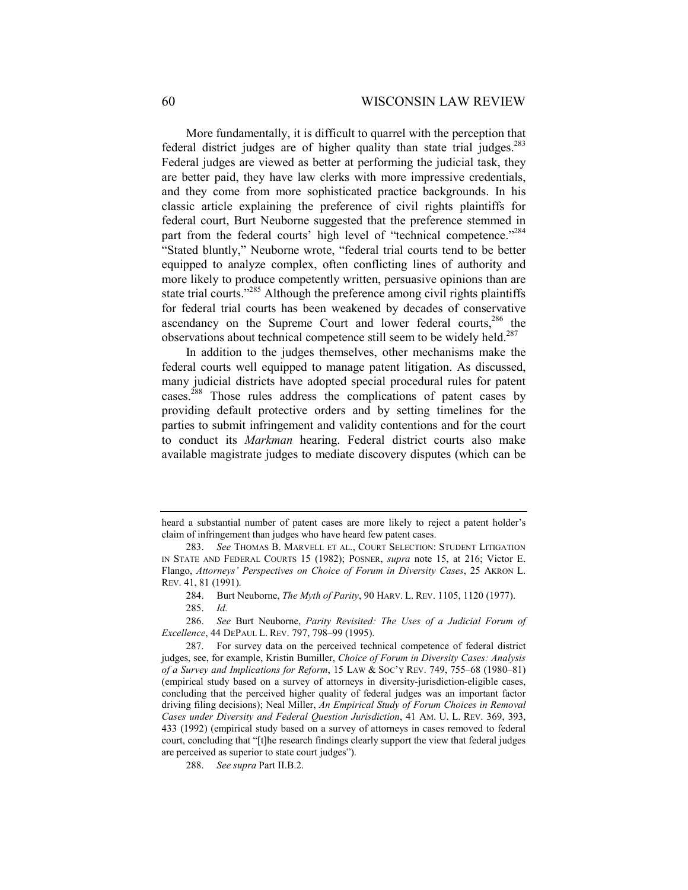More fundamentally, it is difficult to quarrel with the perception that federal district judges are of higher quality than state trial judges.[283] Federal judges are viewed as better at performing the judicial task, they are better paid, they have law clerks with more impressive credentials, and they come from more sophisticated practice backgrounds. In his classic article explaining the preference of civil rights plaintiffs for federal court, Burt Neuborne suggested that the preference stemmed in part from the federal courts' high level of "technical competence."[284] "Stated bluntly," Neuborne wrote, "federal trial courts tend to be better equipped to analyze complex, often conflicting lines of authority and more likely to produce competently written, persuasive opinions than are state trial courts."[285] Although the preference among civil rights plaintiffs for federal trial courts has been weakened by decades of conservative ascendancy on the Supreme Court and lower federal courts,[286] the observations about technical competence still seem to be widely held.[287]

In addition to the judges themselves, other mechanisms make the federal courts well equipped to manage patent litigation. As discussed, many judicial districts have adopted special procedural rules for patent cases.[288] Those rules address the complications of patent cases by providing default protective orders and by setting timelines for the parties to submit infringement and validity contentions and for the court to conduct its *Markman* hearing. Federal district courts also make available magistrate judges to mediate discovery disputes (which can be

---

heard a substantial number of patent cases are more likely to reject a patent holder's claim of infringement than judges who have heard few patent cases.

283. *See* THOMAS B. MARVELL ET AL., COURT SELECTION: STUDENT LITIGATION IN STATE AND FEDERAL COURTS 15 (1982); POSNER, *supra* note 15, at 216; Victor E. Flango, *Attorneys' Perspectives on Choice of Forum in Diversity Cases*, 25 AKRON L. REV. 41, 81 (1991).

284. Burt Neuborne, *The Myth of Parity*, 90 HARV. L. REV. 1105, 1120 (1977).

285. *Id.*

286. *See* Burt Neuborne, *Parity Revisited: The Uses of a Judicial Forum of Excellence*, 44 DEPAUL L. REV. 797, 798–99 (1995).

287. For survey data on the perceived technical competence of federal district judges, see, for example, Kristin Bumiller, *Choice of Forum in Diversity Cases: Analysis of a Survey and Implications for Reform*, 15 LAW & SOC'Y REV. 749, 755–68 (1980–81) (empirical study based on a survey of attorneys in diversity-jurisdiction-eligible cases, concluding that the perceived higher quality of federal judges was an important factor driving filing decisions); Neal Miller, *An Empirical Study of Forum Choices in Removal Cases under Diversity and Federal Question Jurisdiction*, 41 AM. U. L. REV. 369, 393, 433 (1992) (empirical study based on a survey of attorneys in cases removed to federal court, concluding that "[t]he research findings clearly support the view that federal judges are perceived as superior to state court judges").

288. *See supra* Part II.B.2.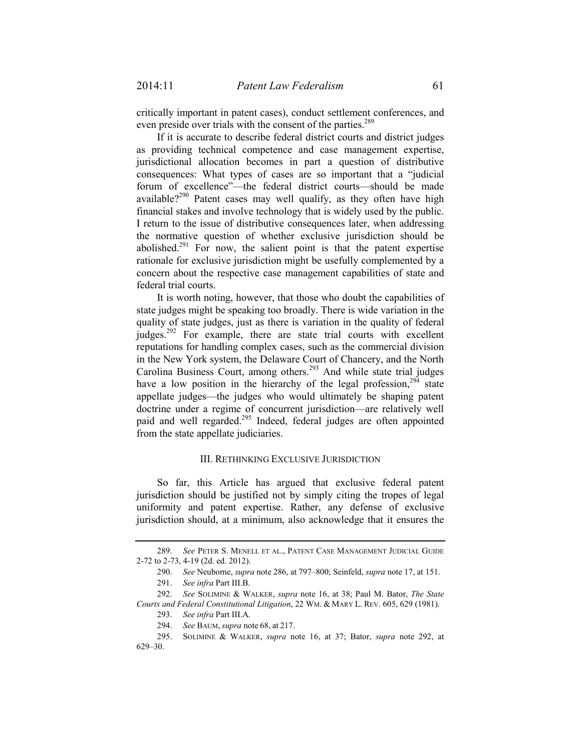critically important in patent cases), conduct settlement conferences, and even preside over trials with the consent of the parties.[289]

If it is accurate to describe federal district courts and district judges as providing technical competence and case management expertise, jurisdictional allocation becomes in part a question of distributive consequences: What types of cases are so important that a "judicial forum of excellence"—the federal district courts—should be made available?[290] Patent cases may well qualify, as they often have high financial stakes and involve technology that is widely used by the public. I return to the issue of distributive consequences later, when addressing the normative question of whether exclusive jurisdiction should be abolished.[291] For now, the salient point is that the patent expertise rationale for exclusive jurisdiction might be usefully complemented by a concern about the respective case management capabilities of state and federal trial courts.

It is worth noting, however, that those who doubt the capabilities of state judges might be speaking too broadly. There is wide variation in the quality of state judges, just as there is variation in the quality of federal judges.[292] For example, there are state trial courts with excellent reputations for handling complex cases, such as the commercial division in the New York system, the Delaware Court of Chancery, and the North Carolina Business Court, among others.[293] And while state trial judges have a low position in the hierarchy of the legal profession,[294] state appellate judges—the judges who would ultimately be shaping patent doctrine under a regime of concurrent jurisdiction—are relatively well paid and well regarded.[295] Indeed, federal judges are often appointed from the state appellate judiciaries.

## III. RETHINKING EXCLUSIVE JURISDICTION

So far, this Article has argued that exclusive federal patent jurisdiction should be justified not by simply citing the tropes of legal uniformity and patent expertise. Rather, any defense of exclusive jurisdiction should, at a minimum, also acknowledge that it ensures the

---

289. *See* PETER S. MENELL ET AL., PATENT CASE MANAGEMENT JUDICIAL GUIDE 2-72 to 2-73, 4-19 (2d. ed. 2012).

290. *See* Neuborne, *supra* note 286, at 797–800; Seinfeld, *supra* note 17, at 151.

291. *See infra* Part III.B.

292. *See* SOLIMINE & WALKER, *supra* note 16, at 38; Paul M. Bator, *The State Courts and Federal Constitutional Litigation*, 22 WM. & MARY L. REV. 605, 629 (1981).

293. *See infra* Part III.A.

294. *See* BAUM, *supra* note 68, at 217.

295. SOLIMINE & WALKER, *supra* note 16, at 37; Bator, *supra* note 292, at 629–30.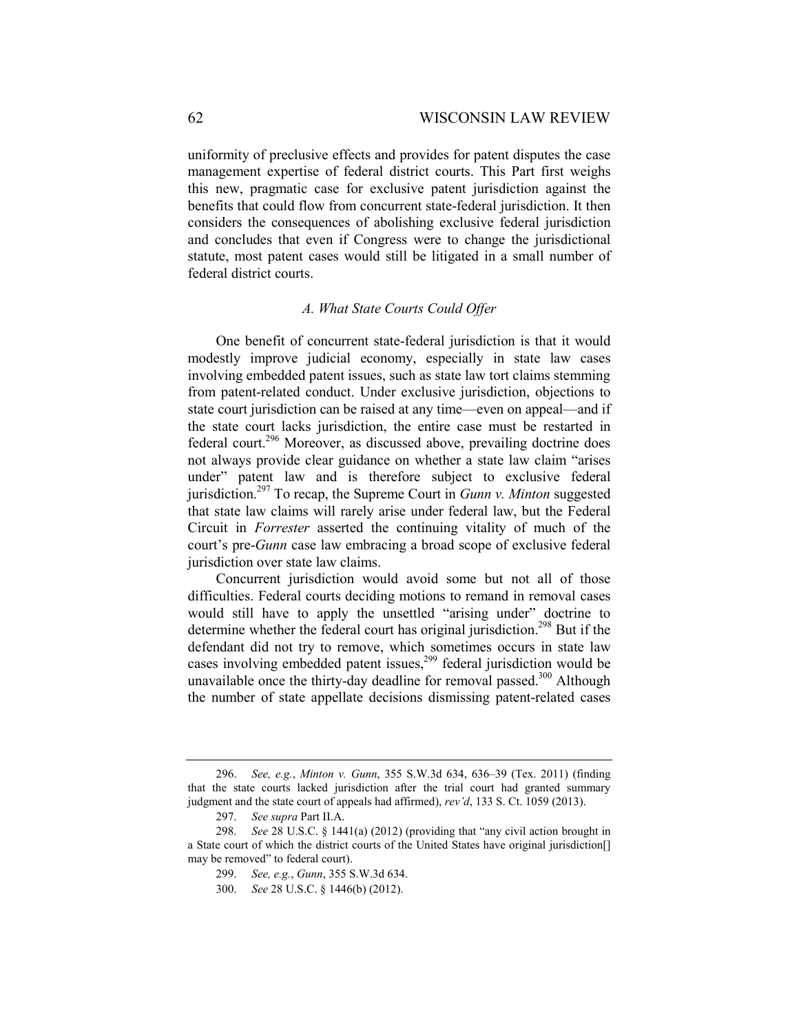uniformity of preclusive effects and provides for patent disputes the case management expertise of federal district courts. This Part first weighs this new, pragmatic case for exclusive patent jurisdiction against the benefits that could flow from concurrent state-federal jurisdiction. It then considers the consequences of abolishing exclusive federal jurisdiction and concludes that even if Congress were to change the jurisdictional statute, most patent cases would still be litigated in a small number of federal district courts.

### *A. What State Courts Could Offer*

One benefit of concurrent state-federal jurisdiction is that it would modestly improve judicial economy, especially in state law cases involving embedded patent issues, such as state law tort claims stemming from patent-related conduct. Under exclusive jurisdiction, objections to state court jurisdiction can be raised at any time—even on appeal—and if the state court lacks jurisdiction, the entire case must be restarted in federal court.[296] Moreover, as discussed above, prevailing doctrine does not always provide clear guidance on whether a state law claim "arises under" patent law and is therefore subject to exclusive federal jurisdiction.[297] To recap, the Supreme Court in *Gunn v. Minton* suggested that state law claims will rarely arise under federal law, but the Federal Circuit in *Forrester* asserted the continuing vitality of much of the court's pre-*Gunn* case law embracing a broad scope of exclusive federal jurisdiction over state law claims.

Concurrent jurisdiction would avoid some but not all of those difficulties. Federal courts deciding motions to remand in removal cases would still have to apply the unsettled "arising under" doctrine to determine whether the federal court has original jurisdiction.[298] But if the defendant did not try to remove, which sometimes occurs in state law cases involving embedded patent issues,[299] federal jurisdiction would be unavailable once the thirty-day deadline for removal passed.[300] Although the number of state appellate decisions dismissing patent-related cases

---

296. *See, e.g.*, *Minton v. Gunn*, 355 S.W.3d 634, 636–39 (Tex. 2011) (finding that the state courts lacked jurisdiction after the trial court had granted summary judgment and the state court of appeals had affirmed), *rev'd*, 133 S. Ct. 1059 (2013).

297. *See supra* Part II.A.

298. *See* 28 U.S.C. § 1441(a) (2012) (providing that "any civil action brought in a State court of which the district courts of the United States have original jurisdiction[] may be removed" to federal court).

299. *See, e.g.*, *Gunn*, 355 S.W.3d 634.

300. *See* 28 U.S.C. § 1446(b) (2012).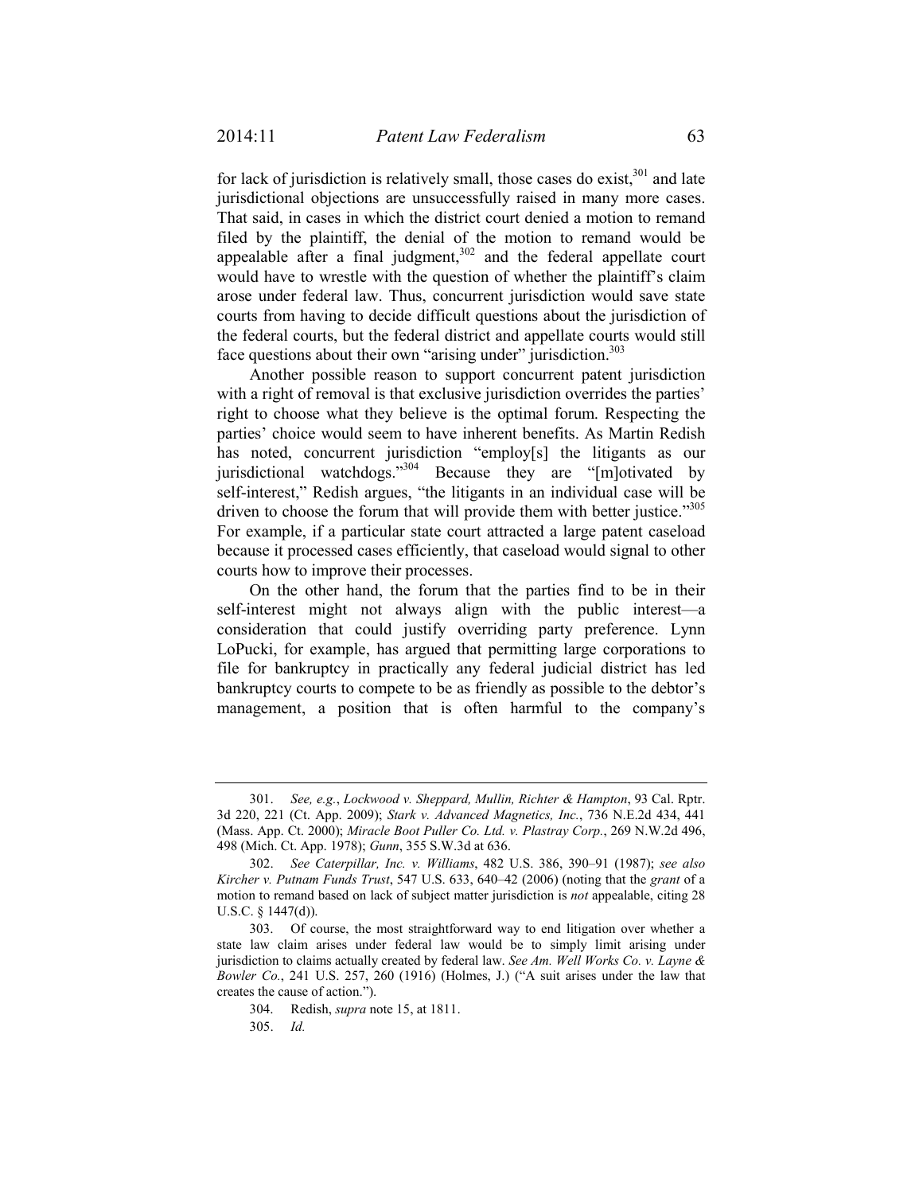for lack of jurisdiction is relatively small, those cases do exist,[301] and late jurisdictional objections are unsuccessfully raised in many more cases. That said, in cases in which the district court denied a motion to remand filed by the plaintiff, the denial of the motion to remand would be appealable after a final judgment,[302] and the federal appellate court would have to wrestle with the question of whether the plaintiff's claim arose under federal law. Thus, concurrent jurisdiction would save state courts from having to decide difficult questions about the jurisdiction of the federal courts, but the federal district and appellate courts would still face questions about their own "arising under" jurisdiction.[303]

Another possible reason to support concurrent patent jurisdiction with a right of removal is that exclusive jurisdiction overrides the parties' right to choose what they believe is the optimal forum. Respecting the parties' choice would seem to have inherent benefits. As Martin Redish has noted, concurrent jurisdiction "employ[s] the litigants as our jurisdictional watchdogs."[304] Because they are "[m]otivated by self-interest," Redish argues, "the litigants in an individual case will be driven to choose the forum that will provide them with better justice."[305] For example, if a particular state court attracted a large patent caseload because it processed cases efficiently, that caseload would signal to other courts how to improve their processes.

On the other hand, the forum that the parties find to be in their self-interest might not always align with the public interest—a consideration that could justify overriding party preference. Lynn LoPucki, for example, has argued that permitting large corporations to file for bankruptcy in practically any federal judicial district has led bankruptcy courts to compete to be as friendly as possible to the debtor's management, a position that is often harmful to the company's

---

301. *See, e.g.*, *Lockwood v. Sheppard, Mullin, Richter & Hampton*, 93 Cal. Rptr. 3d 220, 221 (Ct. App. 2009); *Stark v. Advanced Magnetics, Inc.*, 736 N.E.2d 434, 441 (Mass. App. Ct. 2000); *Miracle Boot Puller Co. Ltd. v. Plastray Corp.*, 269 N.W.2d 496, 498 (Mich. Ct. App. 1978); *Gunn*, 355 S.W.3d at 636.

302. *See Caterpillar, Inc. v. Williams*, 482 U.S. 386, 390–91 (1987); *see also Kircher v. Putnam Funds Trust*, 547 U.S. 633, 640–42 (2006) (noting that the *grant* of a motion to remand based on lack of subject matter jurisdiction is *not* appealable, citing 28 U.S.C. § 1447(d)).

303. Of course, the most straightforward way to end litigation over whether a state law claim arises under federal law would be to simply limit arising under jurisdiction to claims actually created by federal law. *See Am. Well Works Co. v. Layne & Bowler Co.*, 241 U.S. 257, 260 (1916) (Holmes, J.) ("A suit arises under the law that creates the cause of action.").

304. Redish, *supra* note 15, at 1811.

305. *Id.*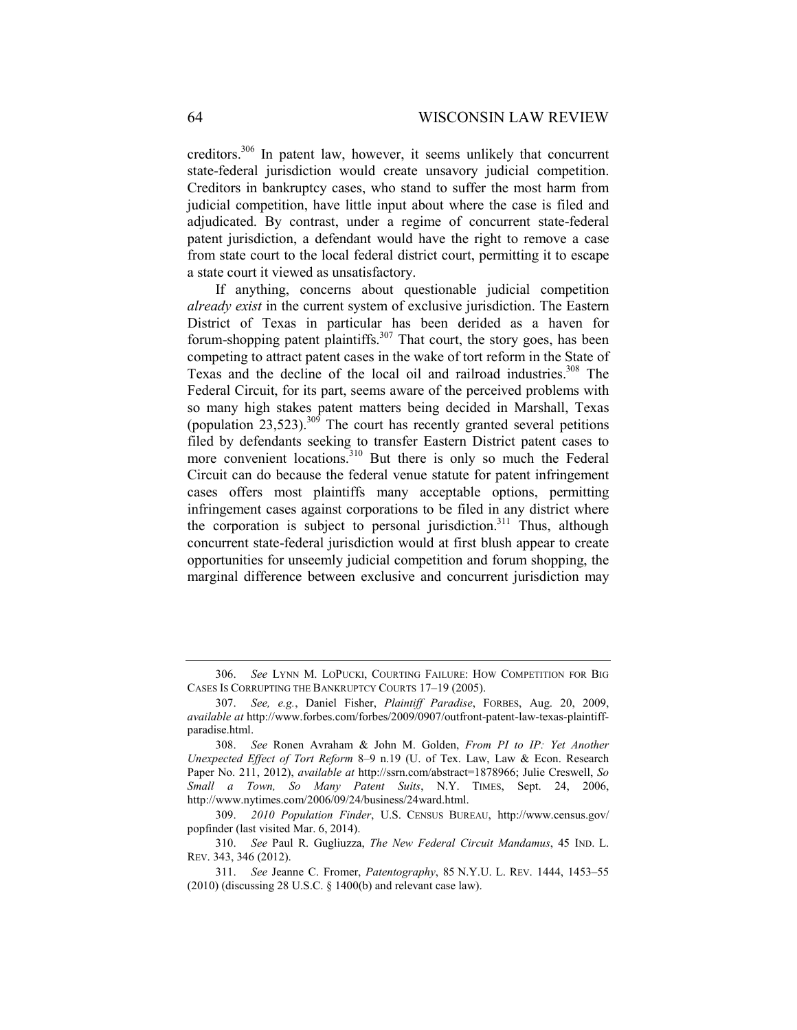creditors.[306] In patent law, however, it seems unlikely that concurrent state-federal jurisdiction would create unsavory judicial competition. Creditors in bankruptcy cases, who stand to suffer the most harm from judicial competition, have little input about where the case is filed and adjudicated. By contrast, under a regime of concurrent state-federal patent jurisdiction, a defendant would have the right to remove a case from state court to the local federal district court, permitting it to escape a state court it viewed as unsatisfactory.

If anything, concerns about questionable judicial competition *already exist* in the current system of exclusive jurisdiction. The Eastern District of Texas in particular has been derided as a haven for forum-shopping patent plaintiffs.[307] That court, the story goes, has been competing to attract patent cases in the wake of tort reform in the State of Texas and the decline of the local oil and railroad industries.[308] The Federal Circuit, for its part, seems aware of the perceived problems with so many high stakes patent matters being decided in Marshall, Texas (population 23,523).[309] The court has recently granted several petitions filed by defendants seeking to transfer Eastern District patent cases to more convenient locations.[310] But there is only so much the Federal Circuit can do because the federal venue statute for patent infringement cases offers most plaintiffs many acceptable options, permitting infringement cases against corporations to be filed in any district where the corporation is subject to personal jurisdiction.[311] Thus, although concurrent state-federal jurisdiction would at first blush appear to create opportunities for unseemly judicial competition and forum shopping, the marginal difference between exclusive and concurrent jurisdiction may

---

306. *See* LYNN M. LOPUCKI, COURTING FAILURE: HOW COMPETITION FOR BIG CASES IS CORRUPTING THE BANKRUPTCY COURTS 17–19 (2005).

307. *See, e.g.*, Daniel Fisher, *Plaintiff Paradise*, FORBES, Aug. 20, 2009, *available at* http://www.forbes.com/forbes/2009/0907/outfront-patent-law-texas-plaintiff-paradise.html.

308. *See* Ronen Avraham & John M. Golden, *From PI to IP: Yet Another Unexpected Effect of Tort Reform* 8–9 n.19 (U. of Tex. Law, Law & Econ. Research Paper No. 211, 2012), *available at* http://ssrn.com/abstract=1878966; Julie Creswell, *So Small a Town, So Many Patent Suits*, N.Y. TIMES, Sept. 24, 2006, http://www.nytimes.com/2006/09/24/business/24ward.html.

309. *2010 Population Finder*, U.S. CENSUS BUREAU, http://www.census.gov/popfinder (last visited Mar. 6, 2014).

310. *See* Paul R. Gugliuzza, *The New Federal Circuit Mandamus*, 45 IND. L. REV. 343, 346 (2012).

311. *See* Jeanne C. Fromer, *Patentography*, 85 N.Y.U. L. REV. 1444, 1453–55 (2010) (discussing 28 U.S.C. § 1400(b) and relevant case law).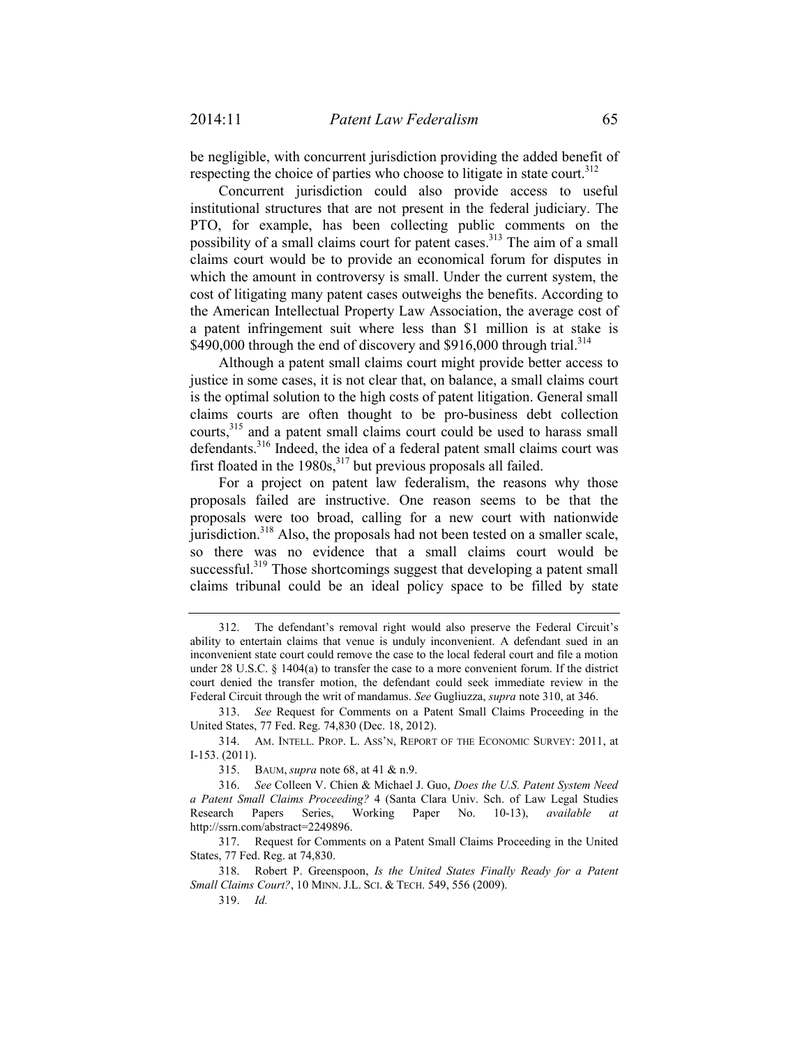be negligible, with concurrent jurisdiction providing the added benefit of respecting the choice of parties who choose to litigate in state court.[312]

Concurrent jurisdiction could also provide access to useful institutional structures that are not present in the federal judiciary. The PTO, for example, has been collecting public comments on the possibility of a small claims court for patent cases.[313] The aim of a small claims court would be to provide an economical forum for disputes in which the amount in controversy is small. Under the current system, the cost of litigating many patent cases outweighs the benefits. According to the American Intellectual Property Law Association, the average cost of a patent infringement suit where less than $1 million is at stake is $490,000 through the end of discovery and $916,000 through trial.[314]

Although a patent small claims court might provide better access to justice in some cases, it is not clear that, on balance, a small claims court is the optimal solution to the high costs of patent litigation. General small claims courts are often thought to be pro-business debt collection courts,[315] and a patent small claims court could be used to harass small defendants.[316] Indeed, the idea of a federal patent small claims court was first floated in the 1980s,[317] but previous proposals all failed.

For a project on patent law federalism, the reasons why those proposals failed are instructive. One reason seems to be that the proposals were too broad, calling for a new court with nationwide jurisdiction.[318] Also, the proposals had not been tested on a smaller scale, so there was no evidence that a small claims court would be successful.[319] Those shortcomings suggest that developing a patent small claims tribunal could be an ideal policy space to be filled by state

---

312. The defendant's removal right would also preserve the Federal Circuit's ability to entertain claims that venue is unduly inconvenient. A defendant sued in an inconvenient state court could remove the case to the local federal court and file a motion under 28 U.S.C. § 1404(a) to transfer the case to a more convenient forum. If the district court denied the transfer motion, the defendant could seek immediate review in the Federal Circuit through the writ of mandamus. *See* Gugliuzza, *supra* note 310, at 346.

313. *See* Request for Comments on a Patent Small Claims Proceeding in the United States, 77 Fed. Reg. 74,830 (Dec. 18, 2012).

314. AM. INTELL. PROP. L. ASS'N, REPORT OF THE ECONOMIC SURVEY: 2011, at I-153. (2011).

315. BAUM, *supra* note 68, at 41 & n.9.

316. *See* Colleen V. Chien & Michael J. Guo, *Does the U.S. Patent System Need a Patent Small Claims Proceeding?* 4 (Santa Clara Univ. Sch. of Law Legal Studies Research Papers Series, Working Paper No. 10-13), *available at* http://ssrn.com/abstract=2249896.

317. Request for Comments on a Patent Small Claims Proceeding in the United States, 77 Fed. Reg. at 74,830.

318. Robert P. Greenspoon, *Is the United States Finally Ready for a Patent Small Claims Court?*, 10 MINN. J.L. SCI. & TECH. 549, 556 (2009).

319. *Id.*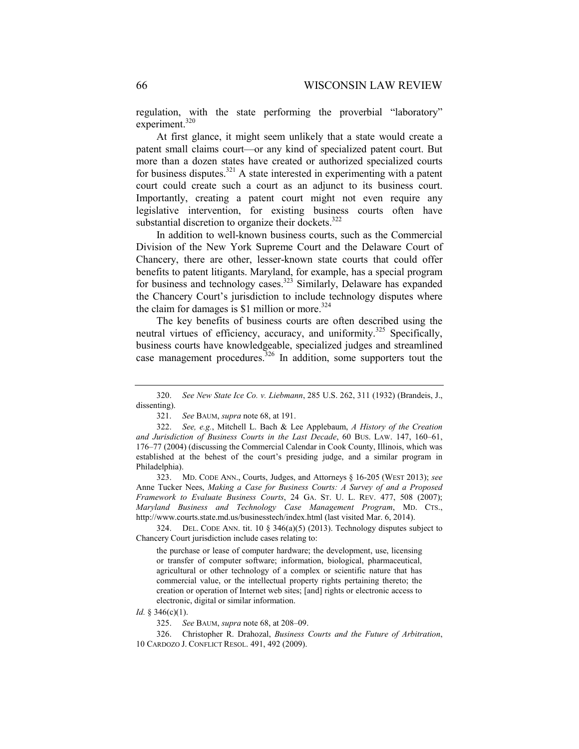regulation, with the state performing the proverbial "laboratory" experiment.[320]

At first glance, it might seem unlikely that a state would create a patent small claims court—or any kind of specialized patent court. But more than a dozen states have created or authorized specialized courts for business disputes.[321] A state interested in experimenting with a patent court could create such a court as an adjunct to its business court. Importantly, creating a patent court might not even require any legislative intervention, for existing business courts often have substantial discretion to organize their dockets.[322]

In addition to well-known business courts, such as the Commercial Division of the New York Supreme Court and the Delaware Court of Chancery, there are other, lesser-known state courts that could offer benefits to patent litigants. Maryland, for example, has a special program for business and technology cases.[323] Similarly, Delaware has expanded the Chancery Court's jurisdiction to include technology disputes where the claim for damages is $1 million or more.[324]

The key benefits of business courts are often described using the neutral virtues of efficiency, accuracy, and uniformity.[325] Specifically, business courts have knowledgeable, specialized judges and streamlined case management procedures.[326] In addition, some supporters tout the

---

320. *See New State Ice Co. v. Liebmann*, 285 U.S. 262, 311 (1932) (Brandeis, J., dissenting).

321. *See* BAUM, *supra* note 68, at 191.

322. *See, e.g.*, Mitchell L. Bach & Lee Applebaum, *A History of the Creation and Jurisdiction of Business Courts in the Last Decade*, 60 BUS. LAW. 147, 160–61, 176–77 (2004) (discussing the Commercial Calendar in Cook County, Illinois, which was established at the behest of the court's presiding judge, and a similar program in Philadelphia).

323. MD. CODE ANN., Courts, Judges, and Attorneys § 16-205 (WEST 2013); *see* Anne Tucker Nees, *Making a Case for Business Courts: A Survey of and a Proposed Framework to Evaluate Business Courts*, 24 GA. ST. U. L. REV. 477, 508 (2007); *Maryland Business and Technology Case Management Program*, MD. CTS., http://www.courts.state.md.us/businesstech/index.html (last visited Mar. 6, 2014).

324. DEL. CODE ANN. tit. 10 § 346(a)(5) (2013). Technology disputes subject to Chancery Court jurisdiction include cases relating to:

> the purchase or lease of computer hardware; the development, use, licensing or transfer of computer software; information, biological, pharmaceutical, agricultural or other technology of a complex or scientific nature that has commercial value, or the intellectual property rights pertaining thereto; the creation or operation of Internet web sites; [and] rights or electronic access to electronic, digital or similar information.

*Id.* § 346(c)(1).

325. *See* BAUM, *supra* note 68, at 208–09.

326. Christopher R. Drahozal, *Business Courts and the Future of Arbitration*, 10 CARDOZO J. CONFLICT RESOL. 491, 492 (2009).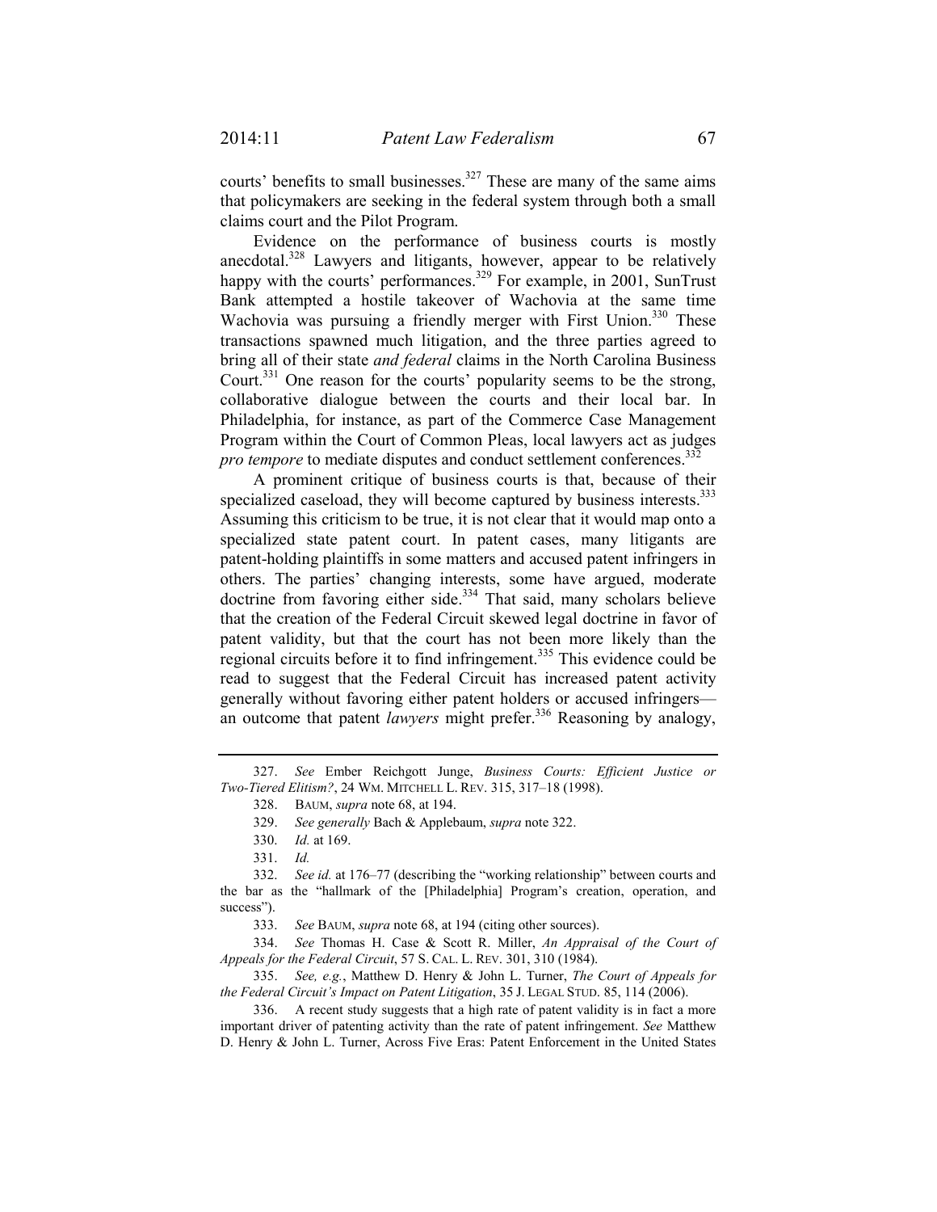courts' benefits to small businesses.[327] These are many of the same aims that policymakers are seeking in the federal system through both a small claims court and the Pilot Program.

Evidence on the performance of business courts is mostly anecdotal.[328] Lawyers and litigants, however, appear to be relatively happy with the courts' performances.[329] For example, in 2001, SunTrust Bank attempted a hostile takeover of Wachovia at the same time Wachovia was pursuing a friendly merger with First Union.[330] These transactions spawned much litigation, and the three parties agreed to bring all of their state *and federal* claims in the North Carolina Business Court.[331] One reason for the courts' popularity seems to be the strong, collaborative dialogue between the courts and their local bar. In Philadelphia, for instance, as part of the Commerce Case Management Program within the Court of Common Pleas, local lawyers act as judges *pro tempore* to mediate disputes and conduct settlement conferences.[332]

A prominent critique of business courts is that, because of their specialized caseload, they will become captured by business interests.[333] Assuming this criticism to be true, it is not clear that it would map onto a specialized state patent court. In patent cases, many litigants are patent-holding plaintiffs in some matters and accused patent infringers in others. The parties' changing interests, some have argued, moderate doctrine from favoring either side.[334] That said, many scholars believe that the creation of the Federal Circuit skewed legal doctrine in favor of patent validity, but that the court has not been more likely than the regional circuits before it to find infringement.[335] This evidence could be read to suggest that the Federal Circuit has increased patent activity generally without favoring either patent holders or accused infringers—an outcome that patent *lawyers* might prefer.[336] Reasoning by analogy,

---

327. *See* Ember Reichgott Junge, *Business Courts: Efficient Justice or Two-Tiered Elitism?*, 24 WM. MITCHELL L. REV. 315, 317–18 (1998).

328. BAUM, *supra* note 68, at 194.

329. *See generally* Bach & Applebaum, *supra* note 322.

330. *Id.* at 169.

331. *Id.*

332. *See id.* at 176–77 (describing the "working relationship" between courts and the bar as the "hallmark of the [Philadelphia] Program's creation, operation, and success").

333. *See* BAUM, *supra* note 68, at 194 (citing other sources).

334. *See* Thomas H. Case & Scott R. Miller, *An Appraisal of the Court of Appeals for the Federal Circuit*, 57 S. CAL. L. REV. 301, 310 (1984).

335. *See, e.g.*, Matthew D. Henry & John L. Turner, *The Court of Appeals for the Federal Circuit's Impact on Patent Litigation*, 35 J. LEGAL STUD. 85, 114 (2006).

336. A recent study suggests that a high rate of patent validity is in fact a more important driver of patenting activity than the rate of patent infringement. *See* Matthew D. Henry & John L. Turner, Across Five Eras: Patent Enforcement in the United States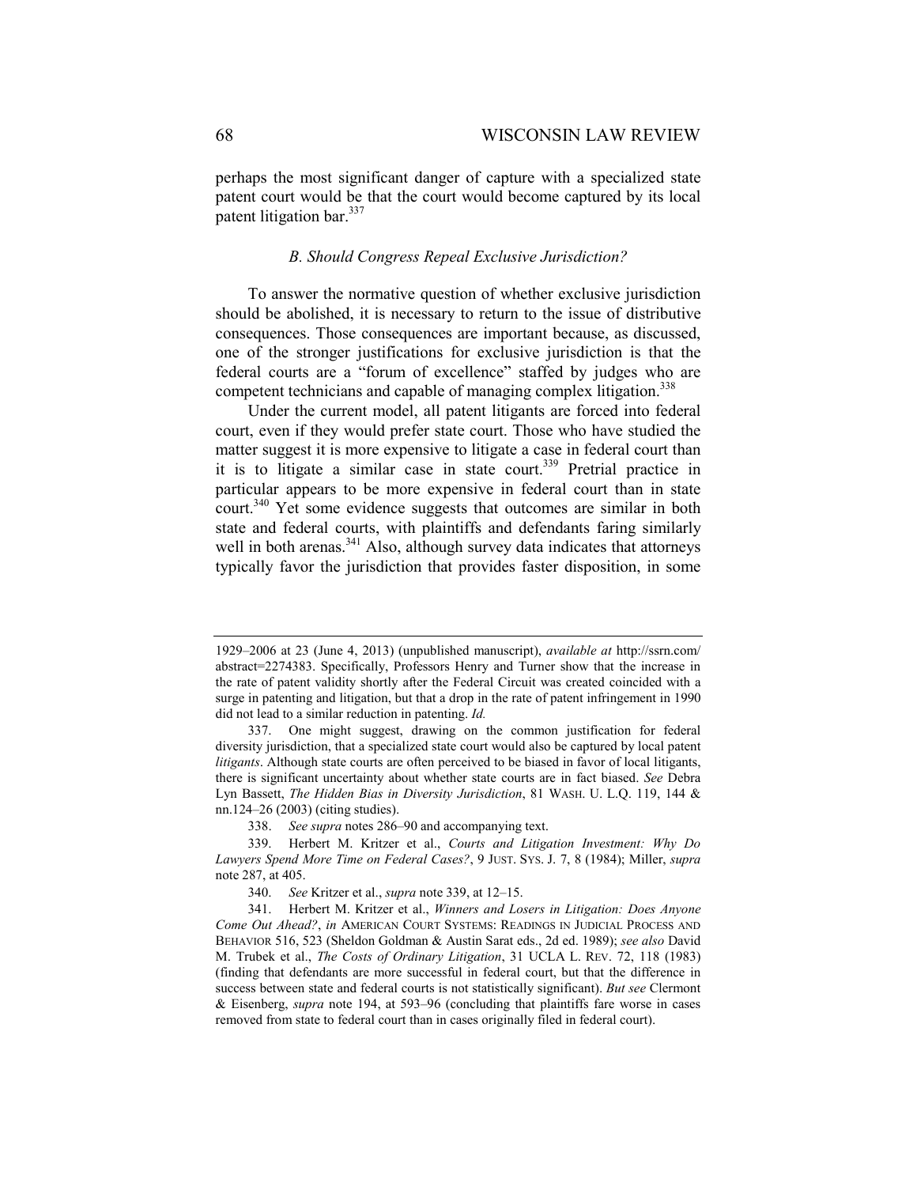perhaps the most significant danger of capture with a specialized state patent court would be that the court would become captured by its local patent litigation bar.[337]

### *B. Should Congress Repeal Exclusive Jurisdiction?*

To answer the normative question of whether exclusive jurisdiction should be abolished, it is necessary to return to the issue of distributive consequences. Those consequences are important because, as discussed, one of the stronger justifications for exclusive jurisdiction is that the federal courts are a "forum of excellence" staffed by judges who are competent technicians and capable of managing complex litigation.[338]

Under the current model, all patent litigants are forced into federal court, even if they would prefer state court. Those who have studied the matter suggest it is more expensive to litigate a case in federal court than it is to litigate a similar case in state court.[339] Pretrial practice in particular appears to be more expensive in federal court than in state court.[340] Yet some evidence suggests that outcomes are similar in both state and federal courts, with plaintiffs and defendants faring similarly well in both arenas.[341] Also, although survey data indicates that attorneys typically favor the jurisdiction that provides faster disposition, in some

---

1929–2006 at 23 (June 4, 2013) (unpublished manuscript), *available at* http://ssrn.com/abstract=2274383. Specifically, Professors Henry and Turner show that the increase in the rate of patent validity shortly after the Federal Circuit was created coincided with a surge in patenting and litigation, but that a drop in the rate of patent infringement in 1990 did not lead to a similar reduction in patenting. *Id.*

337. One might suggest, drawing on the common justification for federal diversity jurisdiction, that a specialized state court would also be captured by local patent *litigants*. Although state courts are often perceived to be biased in favor of local litigants, there is significant uncertainty about whether state courts are in fact biased. *See* Debra Lyn Bassett, *The Hidden Bias in Diversity Jurisdiction*, 81 WASH. U. L.Q. 119, 144 & nn.124–26 (2003) (citing studies).

338. *See supra* notes 286–90 and accompanying text.

339. Herbert M. Kritzer et al., *Courts and Litigation Investment: Why Do Lawyers Spend More Time on Federal Cases?*, 9 JUST. SYS. J. 7, 8 (1984); Miller, *supra* note 287, at 405.

340. *See* Kritzer et al., *supra* note 339, at 12–15.

341. Herbert M. Kritzer et al., *Winners and Losers in Litigation: Does Anyone Come Out Ahead?*, *in* AMERICAN COURT SYSTEMS: READINGS IN JUDICIAL PROCESS AND BEHAVIOR 516, 523 (Sheldon Goldman & Austin Sarat eds., 2d ed. 1989); *see also* David M. Trubek et al., *The Costs of Ordinary Litigation*, 31 UCLA L. REV. 72, 118 (1983) (finding that defendants are more successful in federal court, but that the difference in success between state and federal courts is not statistically significant). *But see* Clermont & Eisenberg, *supra* note 194, at 593–96 (concluding that plaintiffs fare worse in cases removed from state to federal court than in cases originally filed in federal court).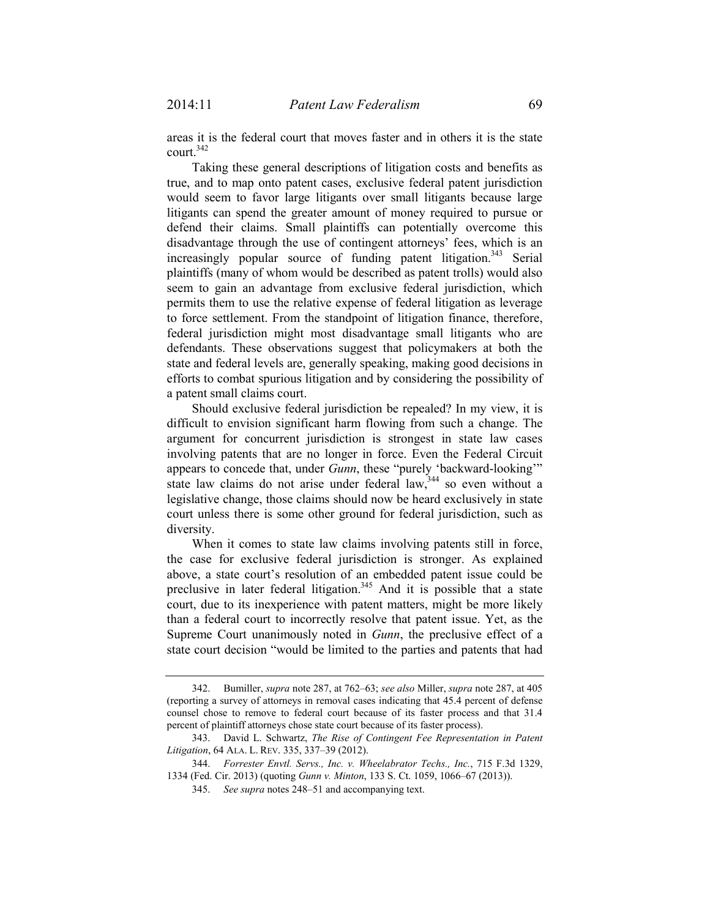areas it is the federal court that moves faster and in others it is the state court.[342]

Taking these general descriptions of litigation costs and benefits as true, and to map onto patent cases, exclusive federal patent jurisdiction would seem to favor large litigants over small litigants because large litigants can spend the greater amount of money required to pursue or defend their claims. Small plaintiffs can potentially overcome this disadvantage through the use of contingent attorneys' fees, which is an increasingly popular source of funding patent litigation.[343] Serial plaintiffs (many of whom would be described as patent trolls) would also seem to gain an advantage from exclusive federal jurisdiction, which permits them to use the relative expense of federal litigation as leverage to force settlement. From the standpoint of litigation finance, therefore, federal jurisdiction might most disadvantage small litigants who are defendants. These observations suggest that policymakers at both the state and federal levels are, generally speaking, making good decisions in efforts to combat spurious litigation and by considering the possibility of a patent small claims court.

Should exclusive federal jurisdiction be repealed? In my view, it is difficult to envision significant harm flowing from such a change. The argument for concurrent jurisdiction is strongest in state law cases involving patents that are no longer in force. Even the Federal Circuit appears to concede that, under *Gunn*, these "purely 'backward-looking'" state law claims do not arise under federal law,[344] so even without a legislative change, those claims should now be heard exclusively in state court unless there is some other ground for federal jurisdiction, such as diversity.

When it comes to state law claims involving patents still in force, the case for exclusive federal jurisdiction is stronger. As explained above, a state court's resolution of an embedded patent issue could be preclusive in later federal litigation.[345] And it is possible that a state court, due to its inexperience with patent matters, might be more likely than a federal court to incorrectly resolve that patent issue. Yet, as the Supreme Court unanimously noted in *Gunn*, the preclusive effect of a state court decision "would be limited to the parties and patents that had

---

342. Bumiller, *supra* note 287, at 762–63; *see also* Miller, *supra* note 287, at 405 (reporting a survey of attorneys in removal cases indicating that 45.4 percent of defense counsel chose to remove to federal court because of its faster process and that 31.4 percent of plaintiff attorneys chose state court because of its faster process).

343. David L. Schwartz, *The Rise of Contingent Fee Representation in Patent Litigation*, 64 ALA. L. REV. 335, 337–39 (2012).

344. *Forrester Envtl. Servs., Inc. v. Wheelabrator Techs., Inc.*, 715 F.3d 1329, 1334 (Fed. Cir. 2013) (quoting *Gunn v. Minton*, 133 S. Ct. 1059, 1066–67 (2013)).

345. *See supra* notes 248–51 and accompanying text.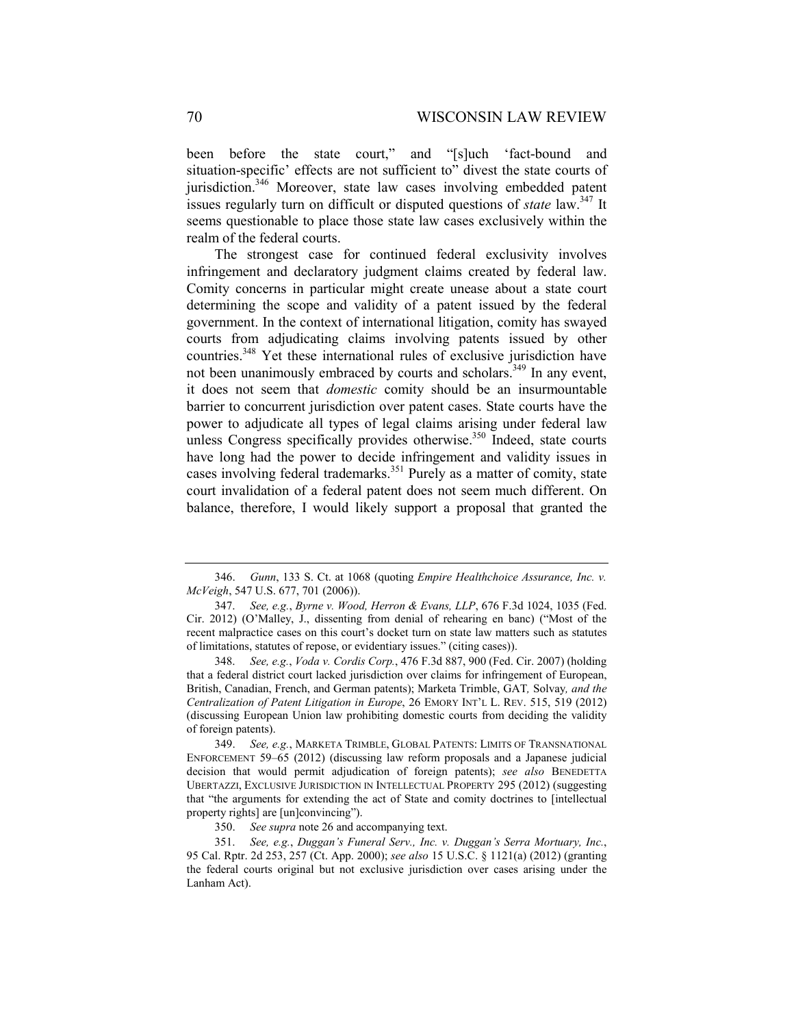been before the state court," and "[s]uch 'fact-bound and situation-specific' effects are not sufficient to" divest the state courts of jurisdiction.[346] Moreover, state law cases involving embedded patent issues regularly turn on difficult or disputed questions of *state* law.[347] It seems questionable to place those state law cases exclusively within the realm of the federal courts.

The strongest case for continued federal exclusivity involves infringement and declaratory judgment claims created by federal law. Comity concerns in particular might create unease about a state court determining the scope and validity of a patent issued by the federal government. In the context of international litigation, comity has swayed courts from adjudicating claims involving patents issued by other countries.[348] Yet these international rules of exclusive jurisdiction have not been unanimously embraced by courts and scholars.[349] In any event, it does not seem that *domestic* comity should be an insurmountable barrier to concurrent jurisdiction over patent cases. State courts have the power to adjudicate all types of legal claims arising under federal law unless Congress specifically provides otherwise.[350] Indeed, state courts have long had the power to decide infringement and validity issues in cases involving federal trademarks.[351] Purely as a matter of comity, state court invalidation of a federal patent does not seem much different. On balance, therefore, I would likely support a proposal that granted the

---

346. *Gunn*, 133 S. Ct. at 1068 (quoting *Empire Healthchoice Assurance, Inc. v. McVeigh*, 547 U.S. 677, 701 (2006)).

347. *See, e.g.*, *Byrne v. Wood, Herron & Evans, LLP*, 676 F.3d 1024, 1035 (Fed. Cir. 2012) (O'Malley, J., dissenting from denial of rehearing en banc) ("Most of the recent malpractice cases on this court's docket turn on state law matters such as statutes of limitations, statutes of repose, or evidentiary issues." (citing cases)).

348. *See, e.g.*, *Voda v. Cordis Corp.*, 476 F.3d 887, 900 (Fed. Cir. 2007) (holding that a federal district court lacked jurisdiction over claims for infringement of European, British, Canadian, French, and German patents); Marketa Trimble, GAT*,* Solvay*, and the Centralization of Patent Litigation in Europe*, 26 EMORY INT'L L. REV. 515, 519 (2012) (discussing European Union law prohibiting domestic courts from deciding the validity of foreign patents).

349. *See, e.g.*, MARKETA TRIMBLE, GLOBAL PATENTS: LIMITS OF TRANSNATIONAL ENFORCEMENT 59–65 (2012) (discussing law reform proposals and a Japanese judicial decision that would permit adjudication of foreign patents); *see also* BENEDETTA UBERTAZZI, EXCLUSIVE JURISDICTION IN INTELLECTUAL PROPERTY 295 (2012) (suggesting that "the arguments for extending the act of State and comity doctrines to [intellectual property rights] are [un]convincing").

350. *See supra* note 26 and accompanying text.

351. *See, e.g.*, *Duggan's Funeral Serv., Inc. v. Duggan's Serra Mortuary, Inc.*, 95 Cal. Rptr. 2d 253, 257 (Ct. App. 2000); *see also* 15 U.S.C. § 1121(a) (2012) (granting the federal courts original but not exclusive jurisdiction over cases arising under the Lanham Act).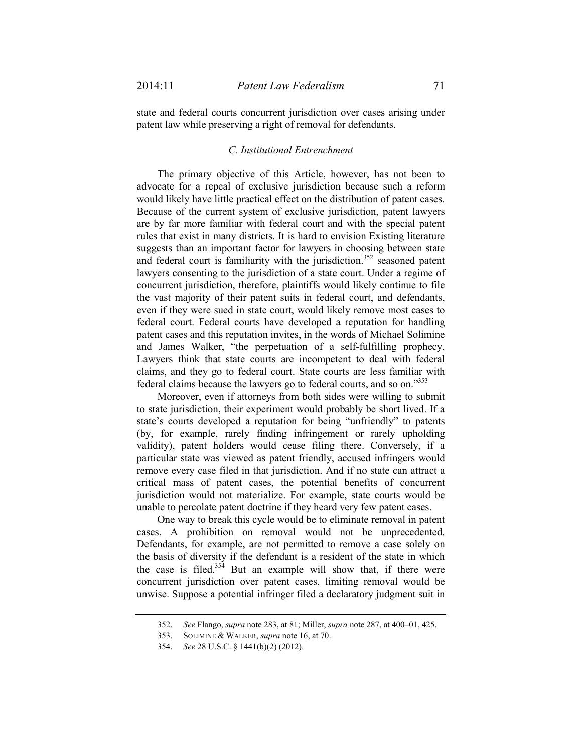state and federal courts concurrent jurisdiction over cases arising under patent law while preserving a right of removal for defendants.

### *C. Institutional Entrenchment*

The primary objective of this Article, however, has not been to advocate for a repeal of exclusive jurisdiction because such a reform would likely have little practical effect on the distribution of patent cases. Because of the current system of exclusive jurisdiction, patent lawyers are by far more familiar with federal court and with the special patent rules that exist in many districts. It is hard to envision Existing literature suggests than an important factor for lawyers in choosing between state and federal court is familiarity with the jurisdiction.[352] seasoned patent lawyers consenting to the jurisdiction of a state court. Under a regime of concurrent jurisdiction, therefore, plaintiffs would likely continue to file the vast majority of their patent suits in federal court, and defendants, even if they were sued in state court, would likely remove most cases to federal court. Federal courts have developed a reputation for handling patent cases and this reputation invites, in the words of Michael Solimine and James Walker, "the perpetuation of a self-fulfilling prophecy. Lawyers think that state courts are incompetent to deal with federal claims, and they go to federal court. State courts are less familiar with federal claims because the lawyers go to federal courts, and so on."[353]

Moreover, even if attorneys from both sides were willing to submit to state jurisdiction, their experiment would probably be short lived. If a state's courts developed a reputation for being "unfriendly" to patents (by, for example, rarely finding infringement or rarely upholding validity), patent holders would cease filing there. Conversely, if a particular state was viewed as patent friendly, accused infringers would remove every case filed in that jurisdiction. And if no state can attract a critical mass of patent cases, the potential benefits of concurrent jurisdiction would not materialize. For example, state courts would be unable to percolate patent doctrine if they heard very few patent cases.

One way to break this cycle would be to eliminate removal in patent cases. A prohibition on removal would not be unprecedented. Defendants, for example, are not permitted to remove a case solely on the basis of diversity if the defendant is a resident of the state in which the case is filed.[354] But an example will show that, if there were concurrent jurisdiction over patent cases, limiting removal would be unwise. Suppose a potential infringer filed a declaratory judgment suit in

---

352. *See* Flango, *supra* note 283, at 81; Miller, *supra* note 287, at 400–01, 425.

353. SOLIMINE & WALKER, *supra* note 16, at 70.

354. *See* 28 U.S.C. § 1441(b)(2) (2012).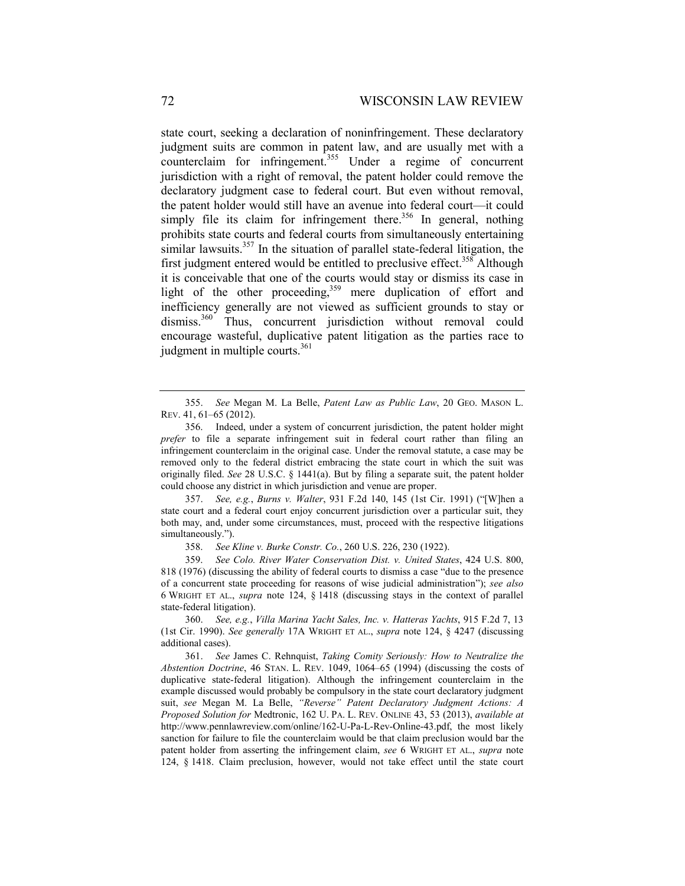state court, seeking a declaration of noninfringement. These declaratory judgment suits are common in patent law, and are usually met with a counterclaim for infringement.[355] Under a regime of concurrent jurisdiction with a right of removal, the patent holder could remove the declaratory judgment case to federal court. But even without removal, the patent holder would still have an avenue into federal court—it could simply file its claim for infringement there.[356] In general, nothing prohibits state courts and federal courts from simultaneously entertaining similar lawsuits.[357] In the situation of parallel state-federal litigation, the first judgment entered would be entitled to preclusive effect.[358] Although it is conceivable that one of the courts would stay or dismiss its case in light of the other proceeding,[359] mere duplication of effort and inefficiency generally are not viewed as sufficient grounds to stay or dismiss.[360] Thus, concurrent jurisdiction without removal could encourage wasteful, duplicative patent litigation as the parties race to judgment in multiple courts.[361]

---

355. *See* Megan M. La Belle, *Patent Law as Public Law*, 20 GEO. MASON L. REV. 41, 61–65 (2012).

356. Indeed, under a system of concurrent jurisdiction, the patent holder might *prefer* to file a separate infringement suit in federal court rather than filing an infringement counterclaim in the original case. Under the removal statute, a case may be removed only to the federal district embracing the state court in which the suit was originally filed. *See* 28 U.S.C. § 1441(a). But by filing a separate suit, the patent holder could choose any district in which jurisdiction and venue are proper.

357. *See, e.g.*, *Burns v. Walter*, 931 F.2d 140, 145 (1st Cir. 1991) ("[W]hen a state court and a federal court enjoy concurrent jurisdiction over a particular suit, they both may, and, under some circumstances, must, proceed with the respective litigations simultaneously.").

358. *See Kline v. Burke Constr. Co.*, 260 U.S. 226, 230 (1922).

359. *See Colo. River Water Conservation Dist. v. United States*, 424 U.S. 800, 818 (1976) (discussing the ability of federal courts to dismiss a case "due to the presence of a concurrent state proceeding for reasons of wise judicial administration"); *see also* 6 WRIGHT ET AL., *supra* note 124, § 1418 (discussing stays in the context of parallel state-federal litigation).

360. *See, e.g.*, *Villa Marina Yacht Sales, Inc. v. Hatteras Yachts*, 915 F.2d 7, 13 (1st Cir. 1990). *See generally* 17A WRIGHT ET AL., *supra* note 124, § 4247 (discussing additional cases).

361. *See* James C. Rehnquist, *Taking Comity Seriously: How to Neutralize the Abstention Doctrine*, 46 STAN. L. REV. 1049, 1064–65 (1994) (discussing the costs of duplicative state-federal litigation). Although the infringement counterclaim in the example discussed would probably be compulsory in the state court declaratory judgment suit, *see* Megan M. La Belle, *"Reverse" Patent Declaratory Judgment Actions: A Proposed Solution for* Medtronic, 162 U. PA. L. REV. ONLINE 43, 53 (2013), *available at* http://www.pennlawreview.com/online/162-U-Pa-L-Rev-Online-43.pdf, the most likely sanction for failure to file the counterclaim would be that claim preclusion would bar the patent holder from asserting the infringement claim, *see* 6 WRIGHT ET AL., *supra* note 124, § 1418. Claim preclusion, however, would not take effect until the state court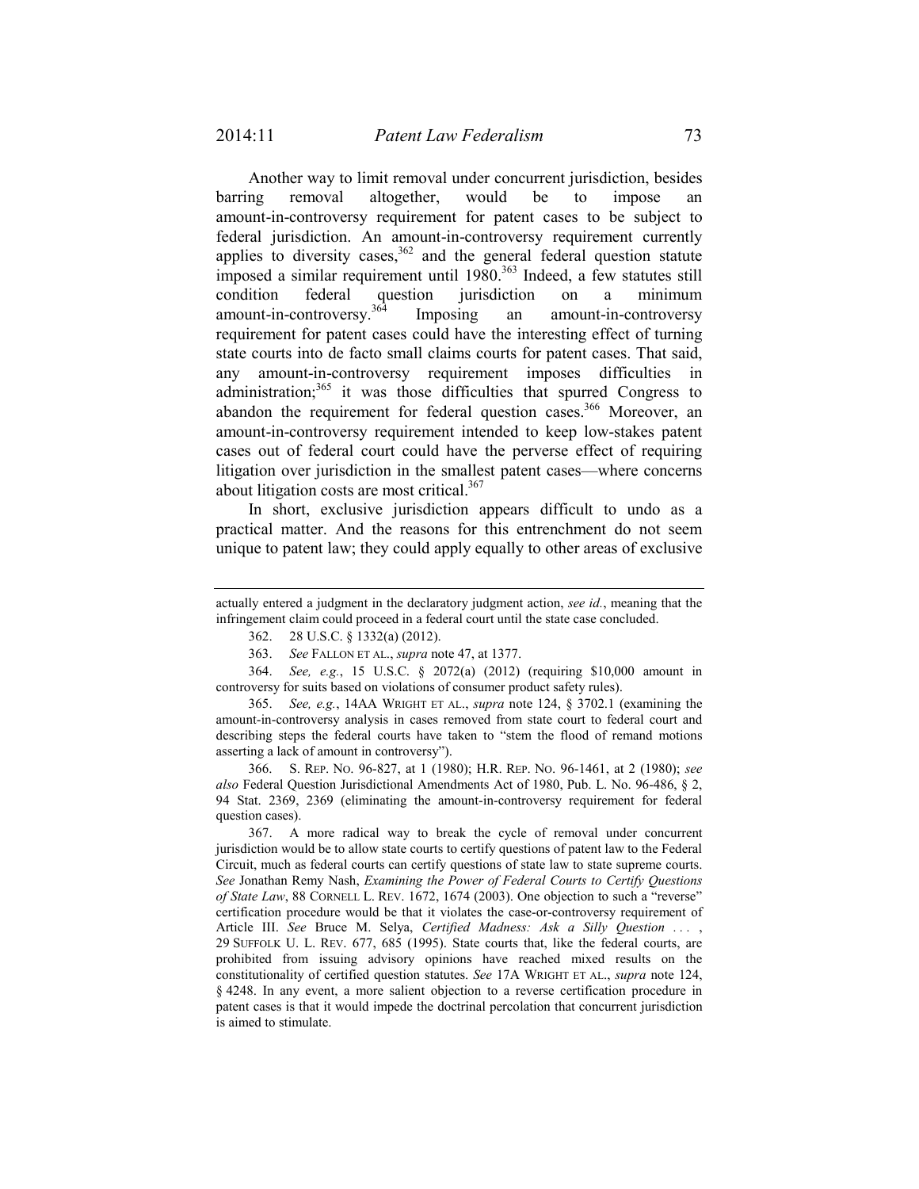Another way to limit removal under concurrent jurisdiction, besides barring removal altogether, would be to impose an amount-in-controversy requirement for patent cases to be subject to federal jurisdiction. An amount-in-controversy requirement currently applies to diversity cases,[362] and the general federal question statute imposed a similar requirement until 1980.[363] Indeed, a few statutes still condition federal question jurisdiction on a minimum amount-in-controversy.[364] Imposing an amount-in-controversy requirement for patent cases could have the interesting effect of turning state courts into de facto small claims courts for patent cases. That said, any amount-in-controversy requirement imposes difficulties in administration;[365] it was those difficulties that spurred Congress to abandon the requirement for federal question cases.[366] Moreover, an amount-in-controversy requirement intended to keep low-stakes patent cases out of federal court could have the perverse effect of requiring litigation over jurisdiction in the smallest patent cases—where concerns about litigation costs are most critical.[367]

In short, exclusive jurisdiction appears difficult to undo as a practical matter. And the reasons for this entrenchment do not seem unique to patent law; they could apply equally to other areas of exclusive

---

actually entered a judgment in the declaratory judgment action, *see id.*, meaning that the infringement claim could proceed in a federal court until the state case concluded.

362. 28 U.S.C. § 1332(a) (2012).

363. *See* FALLON ET AL., *supra* note 47, at 1377.

364. *See, e.g.*, 15 U.S.C. § 2072(a) (2012) (requiring $10,000 amount in controversy for suits based on violations of consumer product safety rules).

365. *See, e.g.*, 14AA WRIGHT ET AL., *supra* note 124, § 3702.1 (examining the amount-in-controversy analysis in cases removed from state court to federal court and describing steps the federal courts have taken to "stem the flood of remand motions asserting a lack of amount in controversy").

366. S. REP. NO. 96-827, at 1 (1980); H.R. REP. NO. 96-1461, at 2 (1980); *see also* Federal Question Jurisdictional Amendments Act of 1980, Pub. L. No. 96-486, § 2, 94 Stat. 2369, 2369 (eliminating the amount-in-controversy requirement for federal question cases).

367. A more radical way to break the cycle of removal under concurrent jurisdiction would be to allow state courts to certify questions of patent law to the Federal Circuit, much as federal courts can certify questions of state law to state supreme courts. *See* Jonathan Remy Nash, *Examining the Power of Federal Courts to Certify Questions of State Law*, 88 CORNELL L. REV. 1672, 1674 (2003). One objection to such a "reverse" certification procedure would be that it violates the case-or-controversy requirement of Article III. *See* Bruce M. Selya, *Certified Madness: Ask a Silly Question . . .* , 29 SUFFOLK U. L. REV. 677, 685 (1995). State courts that, like the federal courts, are prohibited from issuing advisory opinions have reached mixed results on the constitutionality of certified question statutes. *See* 17A WRIGHT ET AL., *supra* note 124, § 4248. In any event, a more salient objection to a reverse certification procedure in patent cases is that it would impede the doctrinal percolation that concurrent jurisdiction is aimed to stimulate.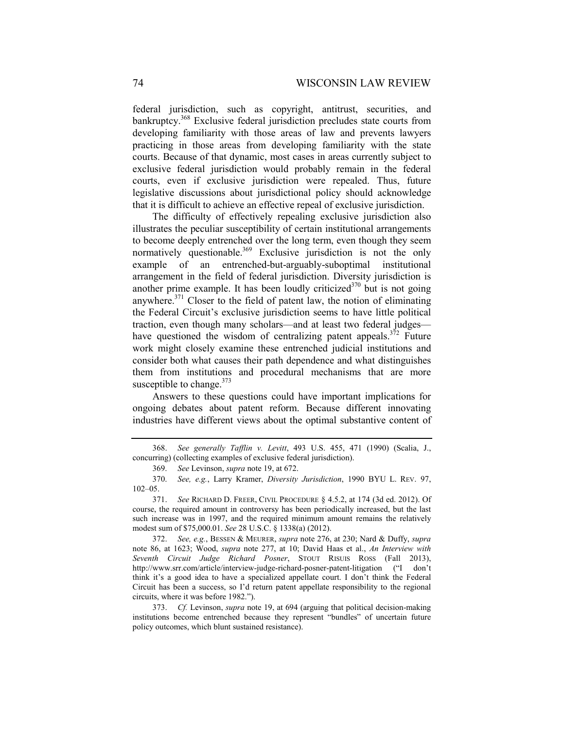federal jurisdiction, such as copyright, antitrust, securities, and bankruptcy.[368] Exclusive federal jurisdiction precludes state courts from developing familiarity with those areas of law and prevents lawyers practicing in those areas from developing familiarity with the state courts. Because of that dynamic, most cases in areas currently subject to exclusive federal jurisdiction would probably remain in the federal courts, even if exclusive jurisdiction were repealed. Thus, future legislative discussions about jurisdictional policy should acknowledge that it is difficult to achieve an effective repeal of exclusive jurisdiction.

The difficulty of effectively repealing exclusive jurisdiction also illustrates the peculiar susceptibility of certain institutional arrangements to become deeply entrenched over the long term, even though they seem normatively questionable.[369] Exclusive jurisdiction is not the only example of an entrenched-but-arguably-suboptimal institutional arrangement in the field of federal jurisdiction. Diversity jurisdiction is another prime example. It has been loudly criticized[370] but is not going anywhere.[371] Closer to the field of patent law, the notion of eliminating the Federal Circuit's exclusive jurisdiction seems to have little political traction, even though many scholars—and at least two federal judges—have questioned the wisdom of centralizing patent appeals.[372] Future work might closely examine these entrenched judicial institutions and consider both what causes their path dependence and what distinguishes them from institutions and procedural mechanisms that are more susceptible to change.[373]

Answers to these questions could have important implications for ongoing debates about patent reform. Because different innovating industries have different views about the optimal substantive content of

---

368. *See generally Tafflin v. Levitt*, 493 U.S. 455, 471 (1990) (Scalia, J., concurring) (collecting examples of exclusive federal jurisdiction).

369. *See* Levinson, *supra* note 19, at 672.

370. *See, e.g.*, Larry Kramer, *Diversity Jurisdiction*, 1990 BYU L. REV. 97, 102–05.

371. *See* RICHARD D. FREER, CIVIL PROCEDURE § 4.5.2, at 174 (3d ed. 2012). Of course, the required amount in controversy has been periodically increased, but the last such increase was in 1997, and the required minimum amount remains the relatively modest sum of $75,000.01. *See* 28 U.S.C. § 1338(a) (2012).

372. *See, e.g.*, BESSEN & MEURER, *supra* note 276, at 230; Nard & Duffy, *supra* note 86, at 1623; Wood, *supra* note 277, at 10; David Haas et al., *An Interview with Seventh Circuit Judge Richard Posner*, STOUT RISUIS ROSS (Fall 2013), http://www.srr.com/article/interview-judge-richard-posner-patent-litigation ("I don't think it's a good idea to have a specialized appellate court. I don't think the Federal Circuit has been a success, so I'd return patent appellate responsibility to the regional circuits, where it was before 1982.").

373. *Cf.* Levinson, *supra* note 19, at 694 (arguing that political decision-making institutions become entrenched because they represent "bundles" of uncertain future policy outcomes, which blunt sustained resistance).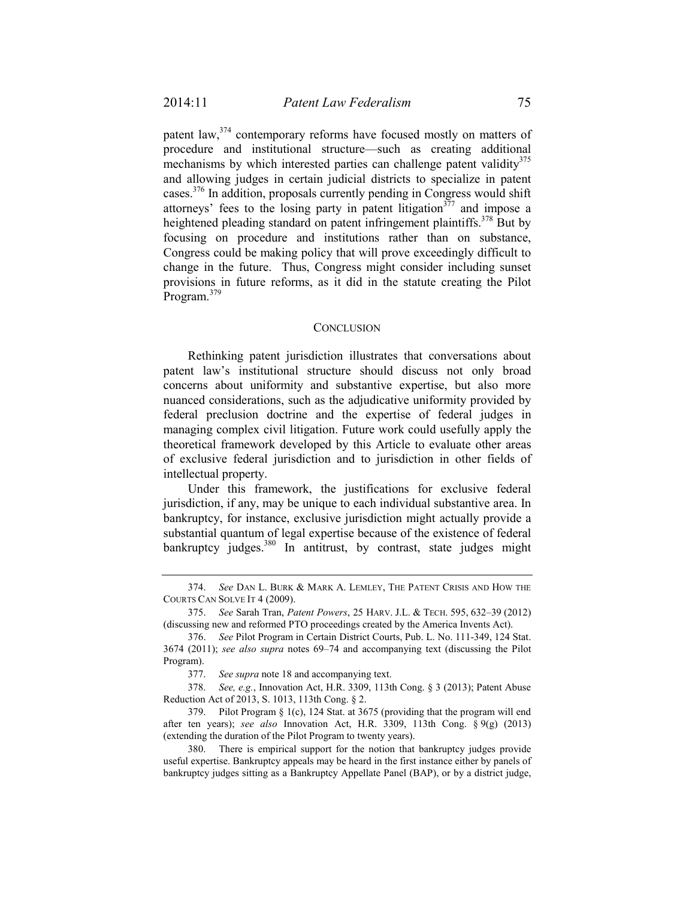patent law,[374] contemporary reforms have focused mostly on matters of procedure and institutional structure—such as creating additional mechanisms by which interested parties can challenge patent validity[375] and allowing judges in certain judicial districts to specialize in patent cases.[376] In addition, proposals currently pending in Congress would shift attorneys' fees to the losing party in patent litigation[377] and impose a heightened pleading standard on patent infringement plaintiffs.[378] But by focusing on procedure and institutions rather than on substance, Congress could be making policy that will prove exceedingly difficult to change in the future. Thus, Congress might consider including sunset provisions in future reforms, as it did in the statute creating the Pilot Program.[379]

## CONCLUSION

Rethinking patent jurisdiction illustrates that conversations about patent law's institutional structure should discuss not only broad concerns about uniformity and substantive expertise, but also more nuanced considerations, such as the adjudicative uniformity provided by federal preclusion doctrine and the expertise of federal judges in managing complex civil litigation. Future work could usefully apply the theoretical framework developed by this Article to evaluate other areas of exclusive federal jurisdiction and to jurisdiction in other fields of intellectual property.

Under this framework, the justifications for exclusive federal jurisdiction, if any, may be unique to each individual substantive area. In bankruptcy, for instance, exclusive jurisdiction might actually provide a substantial quantum of legal expertise because of the existence of federal bankruptcy judges.[380] In antitrust, by contrast, state judges might

---

374. *See* DAN L. BURK & MARK A. LEMLEY, THE PATENT CRISIS AND HOW THE COURTS CAN SOLVE IT 4 (2009).

375. *See* Sarah Tran, *Patent Powers*, 25 HARV. J.L. & TECH. 595, 632–39 (2012) (discussing new and reformed PTO proceedings created by the America Invents Act).

376. *See* Pilot Program in Certain District Courts, Pub. L. No. 111-349, 124 Stat. 3674 (2011); *see also supra* notes 69–74 and accompanying text (discussing the Pilot Program).

377. *See supra* note 18 and accompanying text.

378. *See, e.g.*, Innovation Act, H.R. 3309, 113th Cong. § 3 (2013); Patent Abuse Reduction Act of 2013, S. 1013, 113th Cong. § 2.

379. Pilot Program § 1(c), 124 Stat. at 3675 (providing that the program will end after ten years); *see also* Innovation Act, H.R. 3309, 113th Cong. § 9(g) (2013) (extending the duration of the Pilot Program to twenty years).

380. There is empirical support for the notion that bankruptcy judges provide useful expertise. Bankruptcy appeals may be heard in the first instance either by panels of bankruptcy judges sitting as a Bankruptcy Appellate Panel (BAP), or by a district judge,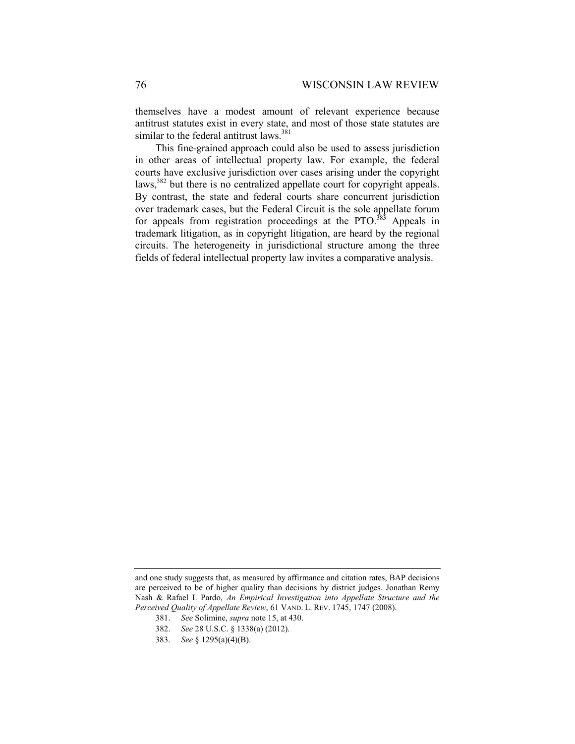themselves have a modest amount of relevant experience because antitrust statutes exist in every state, and most of those state statutes are similar to the federal antitrust laws.[381]

This fine-grained approach could also be used to assess jurisdiction in other areas of intellectual property law. For example, the federal courts have exclusive jurisdiction over cases arising under the copyright laws,[382] but there is no centralized appellate court for copyright appeals. By contrast, the state and federal courts share concurrent jurisdiction over trademark cases, but the Federal Circuit is the sole appellate forum for appeals from registration proceedings at the PTO.[383] Appeals in trademark litigation, as in copyright litigation, are heard by the regional circuits. The heterogeneity in jurisdictional structure among the three fields of federal intellectual property law invites a comparative analysis.

---

and one study suggests that, as measured by affirmance and citation rates, BAP decisions are perceived to be of higher quality than decisions by district judges. Jonathan Remy Nash & Rafael I. Pardo, *An Empirical Investigation into Appellate Structure and the Perceived Quality of Appellate Review*, 61 VAND. L. REV. 1745, 1747 (2008).

381. *See* Solimine, *supra* note 15, at 430.

382. *See* 28 U.S.C. § 1338(a) (2012).

383. *See* § 1295(a)(4)(B).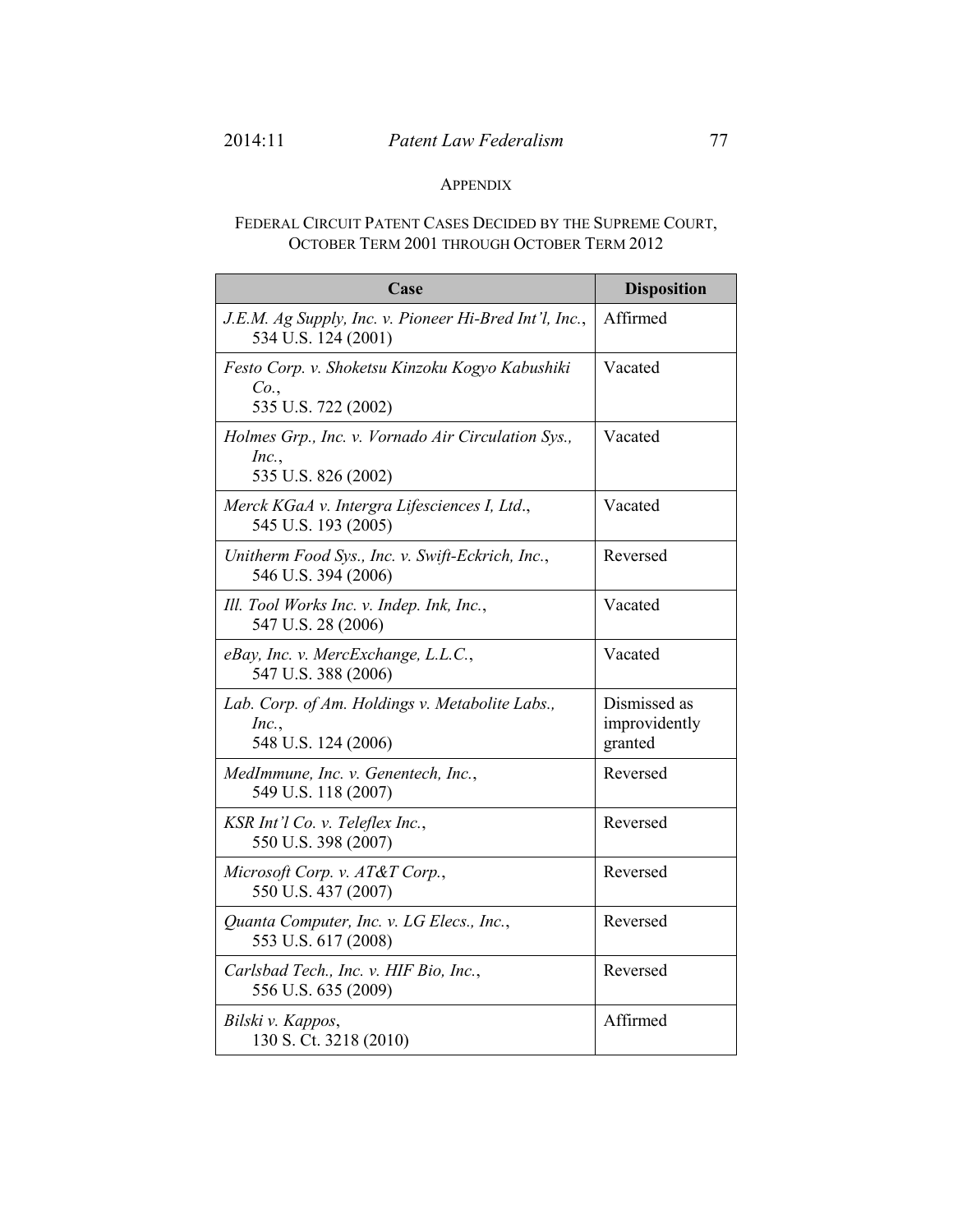## APPENDIX

### FEDERAL CIRCUIT PATENT CASES DECIDED BY THE SUPREME COURT, OCTOBER TERM 2001 THROUGH OCTOBER TERM 2012

| Case | Disposition |
|---|---|
| *J.E.M. Ag Supply, Inc. v. Pioneer Hi-Bred Int'l, Inc.*, 534 U.S. 124 (2001) | Affirmed |
| *Festo Corp. v. Shoketsu Kinzoku Kogyo Kabushiki Co.*, 535 U.S. 722 (2002) | Vacated |
| *Holmes Grp., Inc. v. Vornado Air Circulation Sys., Inc.*, 535 U.S. 826 (2002) | Vacated |
| *Merck KGaA v. Intergra Lifesciences I, Ltd.*, 545 U.S. 193 (2005) | Vacated |
| *Unitherm Food Sys., Inc. v. Swift-Eckrich, Inc.*, 546 U.S. 394 (2006) | Reversed |
| *Ill. Tool Works Inc. v. Indep. Ink, Inc.*, 547 U.S. 28 (2006) | Vacated |
| *eBay, Inc. v. MercExchange, L.L.C.*, 547 U.S. 388 (2006) | Vacated |
| *Lab. Corp. of Am. Holdings v. Metabolite Labs., Inc.*, 548 U.S. 124 (2006) | Dismissed as improvidently granted |
| *MedImmune, Inc. v. Genentech, Inc.*, 549 U.S. 118 (2007) | Reversed |
| *KSR Int'l Co. v. Teleflex Inc.*, 550 U.S. 398 (2007) | Reversed |
| *Microsoft Corp. v. AT&T Corp.*, 550 U.S. 437 (2007) | Reversed |
| *Quanta Computer, Inc. v. LG Elecs., Inc.*, 553 U.S. 617 (2008) | Reversed |
| *Carlsbad Tech., Inc. v. HIF Bio, Inc.*, 556 U.S. 635 (2009) | Reversed |
| *Bilski v. Kappos*, 130 S. Ct. 3218 (2010) | Affirmed |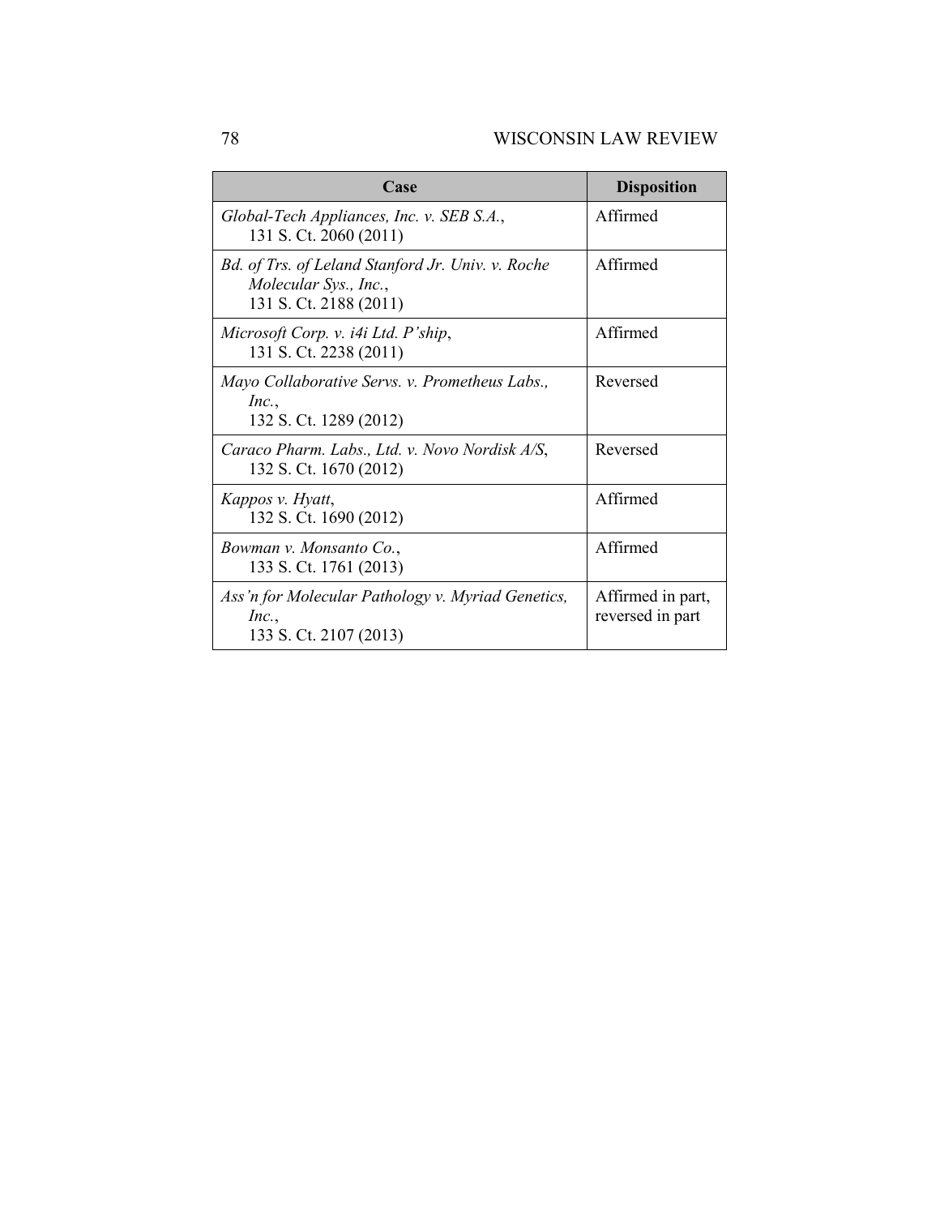| Case | Disposition |
| --- | --- |
| *Global-Tech Appliances, Inc. v. SEB S.A.*, 131 S. Ct. 2060 (2011) | Affirmed |
| *Bd. of Trs. of Leland Stanford Jr. Univ. v. Roche Molecular Sys., Inc.*, 131 S. Ct. 2188 (2011) | Affirmed |
| *Microsoft Corp. v. i4i Ltd. P'ship*, 131 S. Ct. 2238 (2011) | Affirmed |
| *Mayo Collaborative Servs. v. Prometheus Labs., Inc.*, 132 S. Ct. 1289 (2012) | Reversed |
| *Caraco Pharm. Labs., Ltd. v. Novo Nordisk A/S*, 132 S. Ct. 1670 (2012) | Reversed |
| *Kappos v. Hyatt*, 132 S. Ct. 1690 (2012) | Affirmed |
| *Bowman v. Monsanto Co.*, 133 S. Ct. 1761 (2013) | Affirmed |
| *Ass'n for Molecular Pathology v. Myriad Genetics, Inc.*, 133 S. Ct. 2107 (2013) | Affirmed in part, reversed in part |